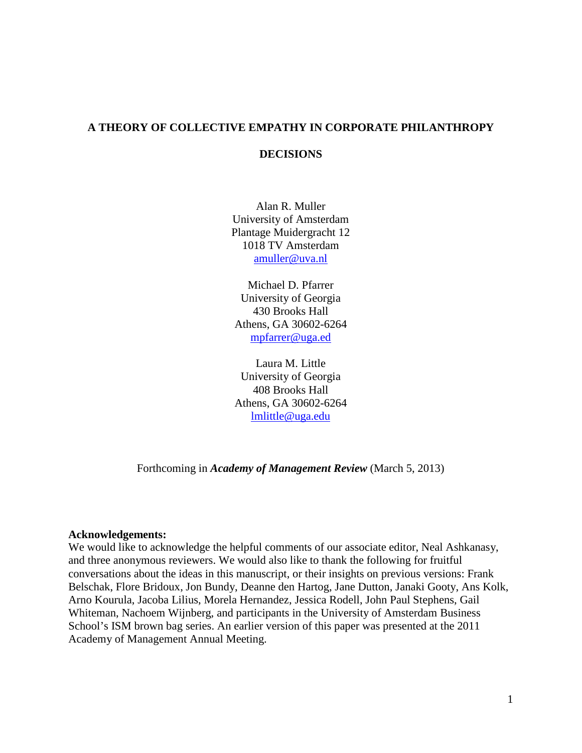# A THEORY OF COLLECTIVE EMPATHY IN CORPORATE PHILANTHROPY DECISIONS

Alan R. Muller
University of Amsterdam
Plantage Muidergracht 12
1018 TV Amsterdam
amuller@uva.nl

Michael D. Pfarrer
University of Georgia
430 Brooks Hall
Athens, GA 30602-6264
mpfarrer@uga.ed

Laura M. Little
University of Georgia
408 Brooks Hall
Athens, GA 30602-6264
lmlittle@uga.edu

Forthcoming in ***Academy of Management Review*** (March 5, 2013)

**Acknowledgements:**
We would like to acknowledge the helpful comments of our associate editor, Neal Ashkanasy, and three anonymous reviewers. We would also like to thank the following for fruitful conversations about the ideas in this manuscript, or their insights on previous versions: Frank Belschak, Flore Bridoux, Jon Bundy, Deanne den Hartog, Jane Dutton, Janaki Gooty, Ans Kolk, Arno Kourula, Jacoba Lilius, Morela Hernandez, Jessica Rodell, John Paul Stephens, Gail Whiteman, Nachoem Wijnberg, and participants in the University of Amsterdam Business School's ISM brown bag series. An earlier version of this paper was presented at the 2011 Academy of Management Annual Meeting.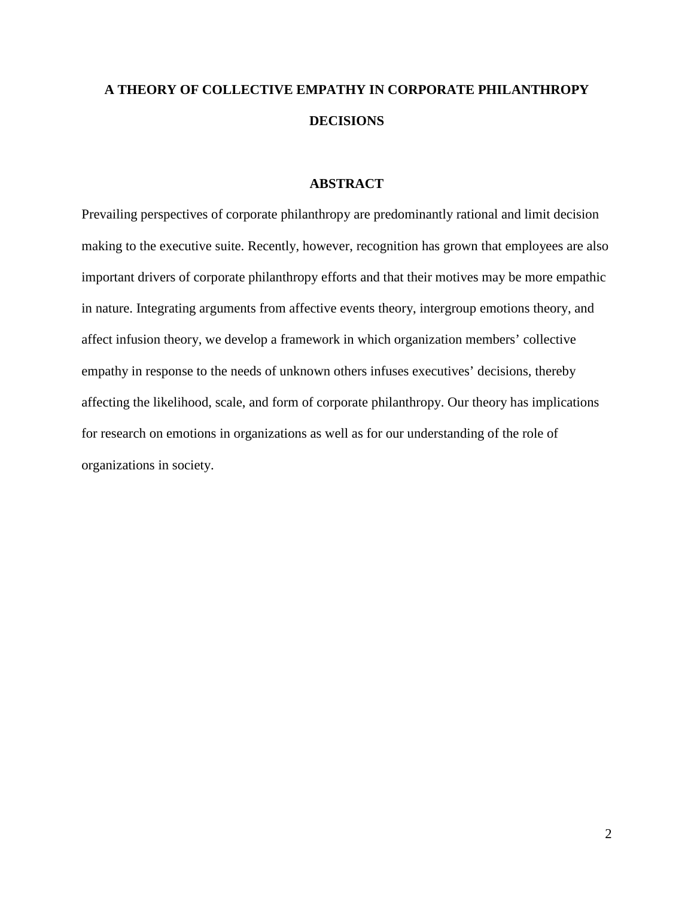# A THEORY OF COLLECTIVE EMPATHY IN CORPORATE PHILANTHROPY DECISIONS

## ABSTRACT

Prevailing perspectives of corporate philanthropy are predominantly rational and limit decision making to the executive suite. Recently, however, recognition has grown that employees are also important drivers of corporate philanthropy efforts and that their motives may be more empathic in nature. Integrating arguments from affective events theory, intergroup emotions theory, and affect infusion theory, we develop a framework in which organization members' collective empathy in response to the needs of unknown others infuses executives' decisions, thereby affecting the likelihood, scale, and form of corporate philanthropy. Our theory has implications for research on emotions in organizations as well as for our understanding of the role of organizations in society.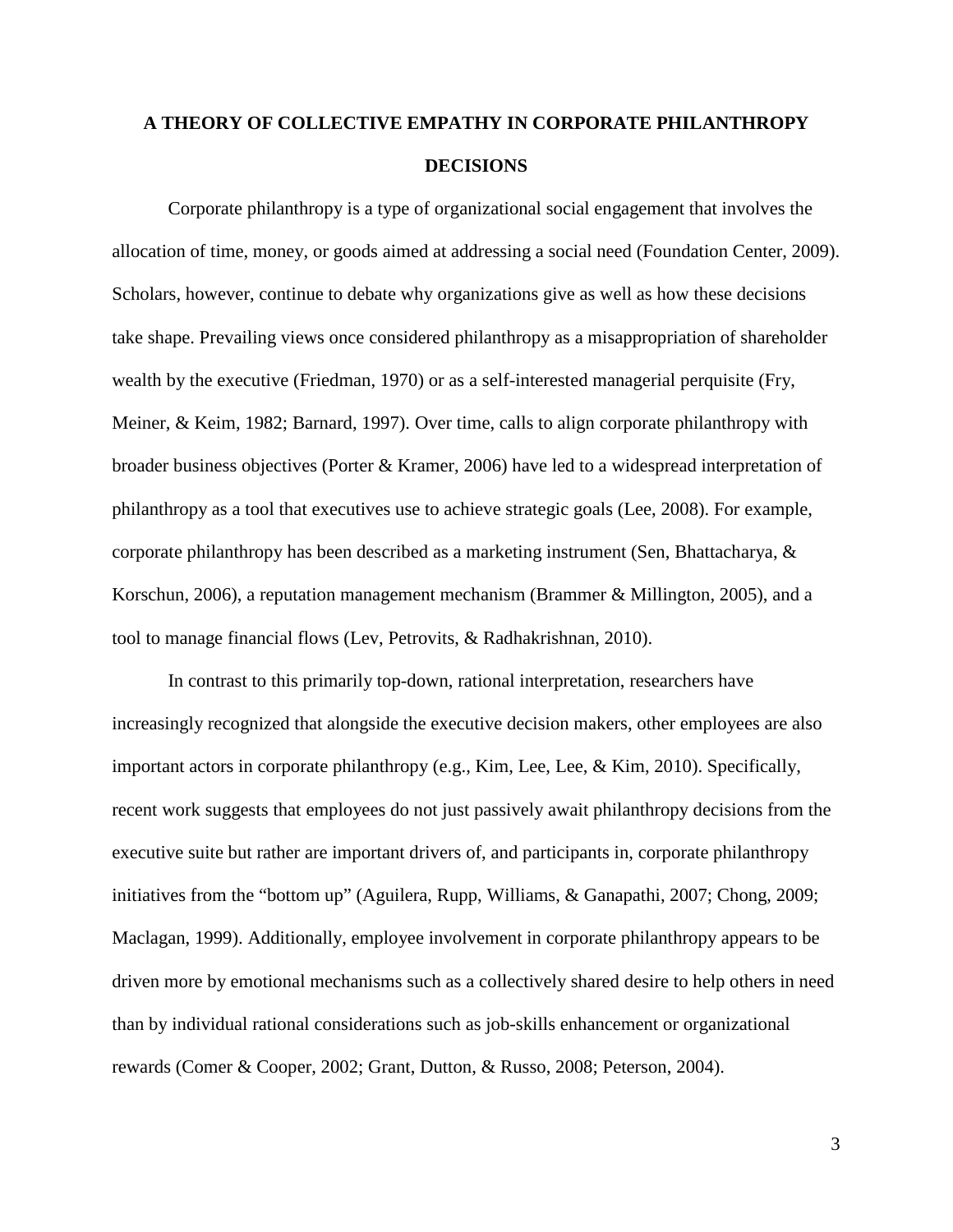# A THEORY OF COLLECTIVE EMPATHY IN CORPORATE PHILANTHROPY DECISIONS

Corporate philanthropy is a type of organizational social engagement that involves the allocation of time, money, or goods aimed at addressing a social need (Foundation Center, 2009). Scholars, however, continue to debate why organizations give as well as how these decisions take shape. Prevailing views once considered philanthropy as a misappropriation of shareholder wealth by the executive (Friedman, 1970) or as a self-interested managerial perquisite (Fry, Meiner, & Keim, 1982; Barnard, 1997). Over time, calls to align corporate philanthropy with broader business objectives (Porter & Kramer, 2006) have led to a widespread interpretation of philanthropy as a tool that executives use to achieve strategic goals (Lee, 2008). For example, corporate philanthropy has been described as a marketing instrument (Sen, Bhattacharya, & Korschun, 2006), a reputation management mechanism (Brammer & Millington, 2005), and a tool to manage financial flows (Lev, Petrovits, & Radhakrishnan, 2010).

In contrast to this primarily top-down, rational interpretation, researchers have increasingly recognized that alongside the executive decision makers, other employees are also important actors in corporate philanthropy (e.g., Kim, Lee, Lee, & Kim, 2010). Specifically, recent work suggests that employees do not just passively await philanthropy decisions from the executive suite but rather are important drivers of, and participants in, corporate philanthropy initiatives from the "bottom up" (Aguilera, Rupp, Williams, & Ganapathi, 2007; Chong, 2009; Maclagan, 1999). Additionally, employee involvement in corporate philanthropy appears to be driven more by emotional mechanisms such as a collectively shared desire to help others in need than by individual rational considerations such as job-skills enhancement or organizational rewards (Comer & Cooper, 2002; Grant, Dutton, & Russo, 2008; Peterson, 2004).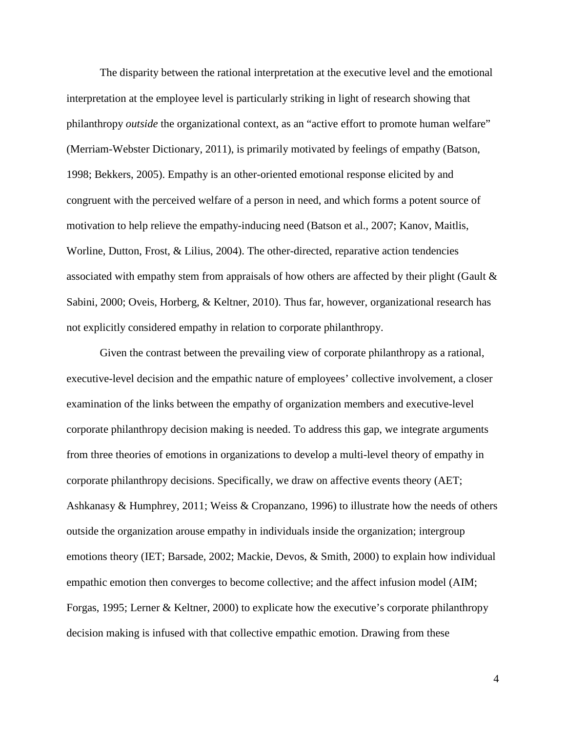The disparity between the rational interpretation at the executive level and the emotional interpretation at the employee level is particularly striking in light of research showing that philanthropy *outside* the organizational context, as an "active effort to promote human welfare" (Merriam-Webster Dictionary, 2011), is primarily motivated by feelings of empathy (Batson, 1998; Bekkers, 2005). Empathy is an other-oriented emotional response elicited by and congruent with the perceived welfare of a person in need, and which forms a potent source of motivation to help relieve the empathy-inducing need (Batson et al., 2007; Kanov, Maitlis, Worline, Dutton, Frost, & Lilius, 2004). The other-directed, reparative action tendencies associated with empathy stem from appraisals of how others are affected by their plight (Gault & Sabini, 2000; Oveis, Horberg, & Keltner, 2010). Thus far, however, organizational research has not explicitly considered empathy in relation to corporate philanthropy.

Given the contrast between the prevailing view of corporate philanthropy as a rational, executive-level decision and the empathic nature of employees' collective involvement, a closer examination of the links between the empathy of organization members and executive-level corporate philanthropy decision making is needed. To address this gap, we integrate arguments from three theories of emotions in organizations to develop a multi-level theory of empathy in corporate philanthropy decisions. Specifically, we draw on affective events theory (AET; Ashkanasy & Humphrey, 2011; Weiss & Cropanzano, 1996) to illustrate how the needs of others outside the organization arouse empathy in individuals inside the organization; intergroup emotions theory (IET; Barsade, 2002; Mackie, Devos, & Smith, 2000) to explain how individual empathic emotion then converges to become collective; and the affect infusion model (AIM; Forgas, 1995; Lerner & Keltner, 2000) to explicate how the executive's corporate philanthropy decision making is infused with that collective empathic emotion. Drawing from these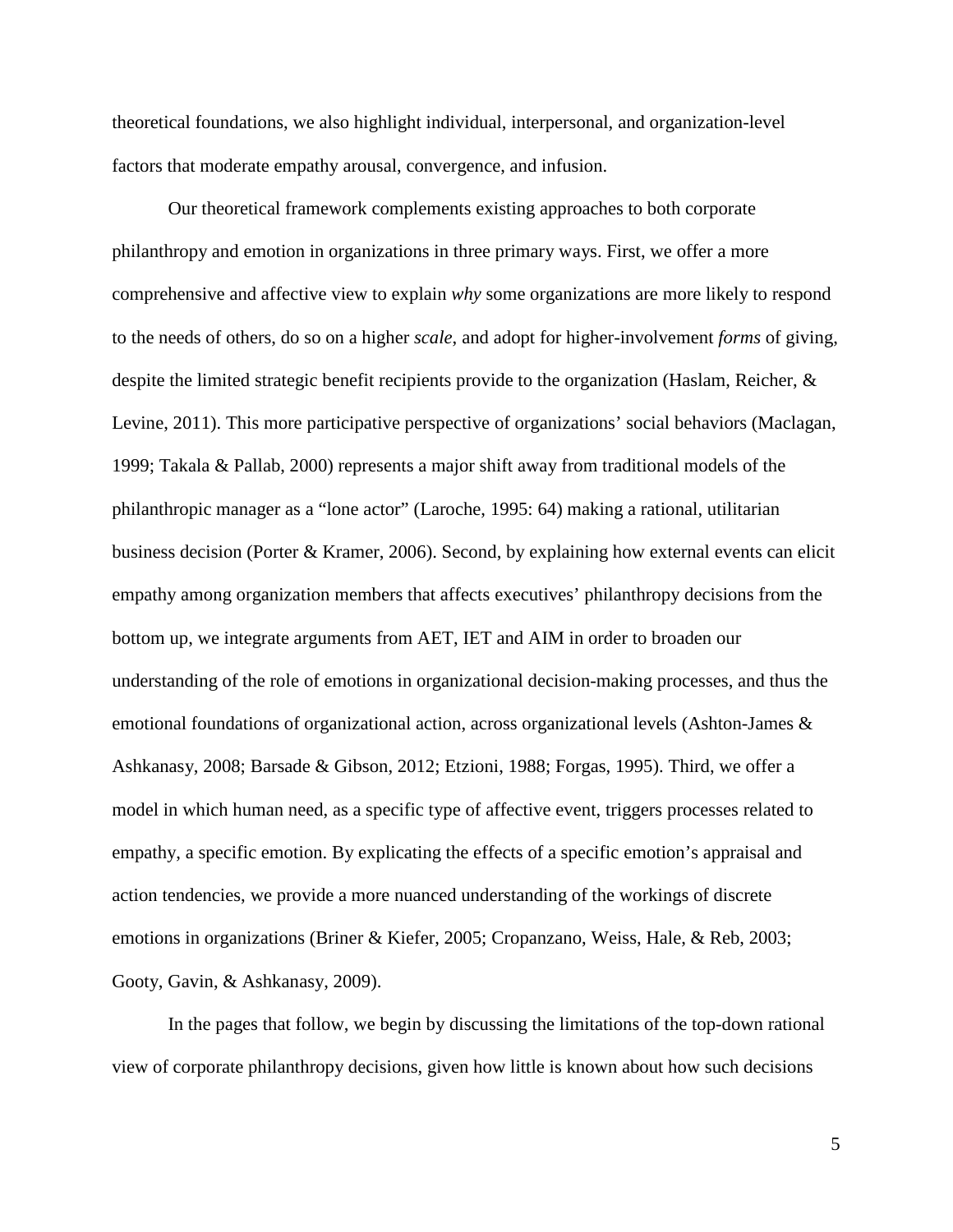theoretical foundations, we also highlight individual, interpersonal, and organization-level factors that moderate empathy arousal, convergence, and infusion.

Our theoretical framework complements existing approaches to both corporate philanthropy and emotion in organizations in three primary ways. First, we offer a more comprehensive and affective view to explain *why* some organizations are more likely to respond to the needs of others, do so on a higher *scale*, and adopt for higher-involvement *forms* of giving, despite the limited strategic benefit recipients provide to the organization (Haslam, Reicher, & Levine, 2011). This more participative perspective of organizations' social behaviors (Maclagan, 1999; Takala & Pallab, 2000) represents a major shift away from traditional models of the philanthropic manager as a "lone actor" (Laroche, 1995: 64) making a rational, utilitarian business decision (Porter & Kramer, 2006). Second, by explaining how external events can elicit empathy among organization members that affects executives' philanthropy decisions from the bottom up, we integrate arguments from AET, IET and AIM in order to broaden our understanding of the role of emotions in organizational decision-making processes, and thus the emotional foundations of organizational action, across organizational levels (Ashton-James & Ashkanasy, 2008; Barsade & Gibson, 2012; Etzioni, 1988; Forgas, 1995). Third, we offer a model in which human need, as a specific type of affective event, triggers processes related to empathy, a specific emotion. By explicating the effects of a specific emotion's appraisal and action tendencies, we provide a more nuanced understanding of the workings of discrete emotions in organizations (Briner & Kiefer, 2005; Cropanzano, Weiss, Hale, & Reb, 2003; Gooty, Gavin, & Ashkanasy, 2009).

In the pages that follow, we begin by discussing the limitations of the top-down rational view of corporate philanthropy decisions, given how little is known about how such decisions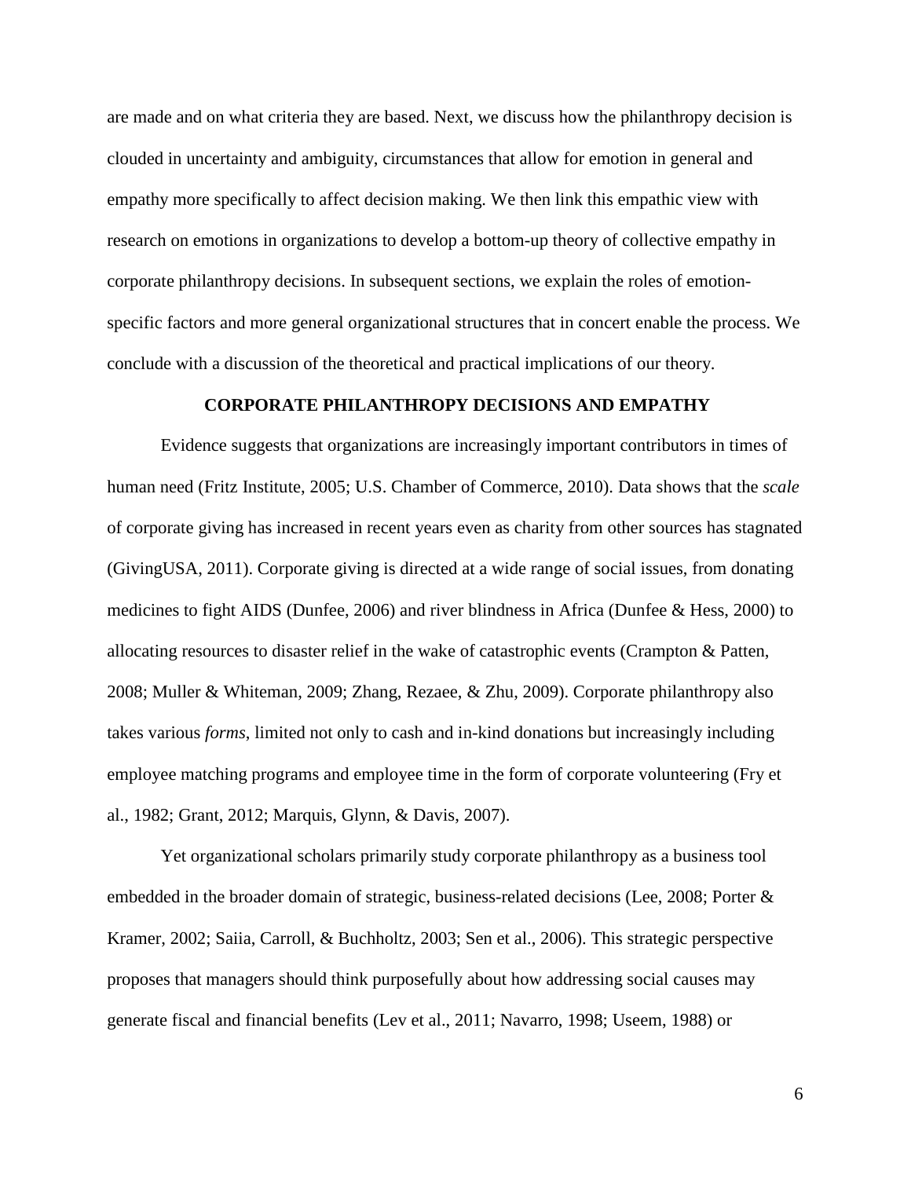are made and on what criteria they are based. Next, we discuss how the philanthropy decision is clouded in uncertainty and ambiguity, circumstances that allow for emotion in general and empathy more specifically to affect decision making. We then link this empathic view with research on emotions in organizations to develop a bottom-up theory of collective empathy in corporate philanthropy decisions. In subsequent sections, we explain the roles of emotion-specific factors and more general organizational structures that in concert enable the process. We conclude with a discussion of the theoretical and practical implications of our theory.

## CORPORATE PHILANTHROPY DECISIONS AND EMPATHY

Evidence suggests that organizations are increasingly important contributors in times of human need (Fritz Institute, 2005; U.S. Chamber of Commerce, 2010). Data shows that the *scale* of corporate giving has increased in recent years even as charity from other sources has stagnated (GivingUSA, 2011). Corporate giving is directed at a wide range of social issues, from donating medicines to fight AIDS (Dunfee, 2006) and river blindness in Africa (Dunfee & Hess, 2000) to allocating resources to disaster relief in the wake of catastrophic events (Crampton & Patten, 2008; Muller & Whiteman, 2009; Zhang, Rezaee, & Zhu, 2009). Corporate philanthropy also takes various *forms*, limited not only to cash and in-kind donations but increasingly including employee matching programs and employee time in the form of corporate volunteering (Fry et al., 1982; Grant, 2012; Marquis, Glynn, & Davis, 2007).

Yet organizational scholars primarily study corporate philanthropy as a business tool embedded in the broader domain of strategic, business-related decisions (Lee, 2008; Porter & Kramer, 2002; Saiia, Carroll, & Buchholtz, 2003; Sen et al., 2006). This strategic perspective proposes that managers should think purposefully about how addressing social causes may generate fiscal and financial benefits (Lev et al., 2011; Navarro, 1998; Useem, 1988) or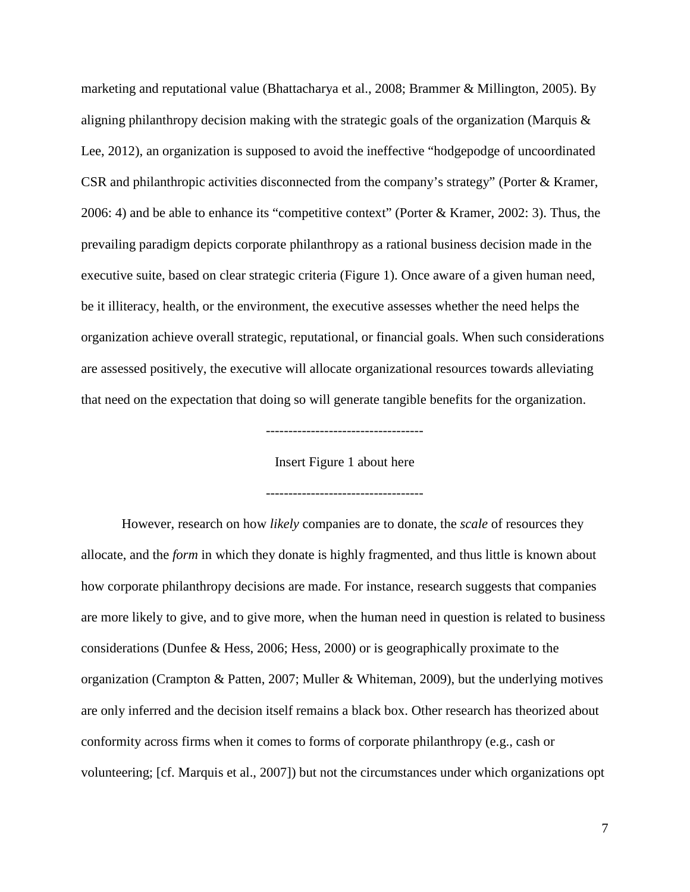marketing and reputational value (Bhattacharya et al., 2008; Brammer & Millington, 2005). By aligning philanthropy decision making with the strategic goals of the organization (Marquis & Lee, 2012), an organization is supposed to avoid the ineffective "hodgepodge of uncoordinated CSR and philanthropic activities disconnected from the company's strategy" (Porter & Kramer, 2006: 4) and be able to enhance its "competitive context" (Porter & Kramer, 2002: 3). Thus, the prevailing paradigm depicts corporate philanthropy as a rational business decision made in the executive suite, based on clear strategic criteria (Figure 1). Once aware of a given human need, be it illiteracy, health, or the environment, the executive assesses whether the need helps the organization achieve overall strategic, reputational, or financial goals. When such considerations are assessed positively, the executive will allocate organizational resources towards alleviating that need on the expectation that doing so will generate tangible benefits for the organization.

-----------------------------------

Insert Figure 1 about here

-----------------------------------

However, research on how *likely* companies are to donate, the *scale* of resources they allocate, and the *form* in which they donate is highly fragmented, and thus little is known about how corporate philanthropy decisions are made. For instance, research suggests that companies are more likely to give, and to give more, when the human need in question is related to business considerations (Dunfee & Hess, 2006; Hess, 2000) or is geographically proximate to the organization (Crampton & Patten, 2007; Muller & Whiteman, 2009), but the underlying motives are only inferred and the decision itself remains a black box. Other research has theorized about conformity across firms when it comes to forms of corporate philanthropy (e.g., cash or volunteering; [cf. Marquis et al., 2007]) but not the circumstances under which organizations opt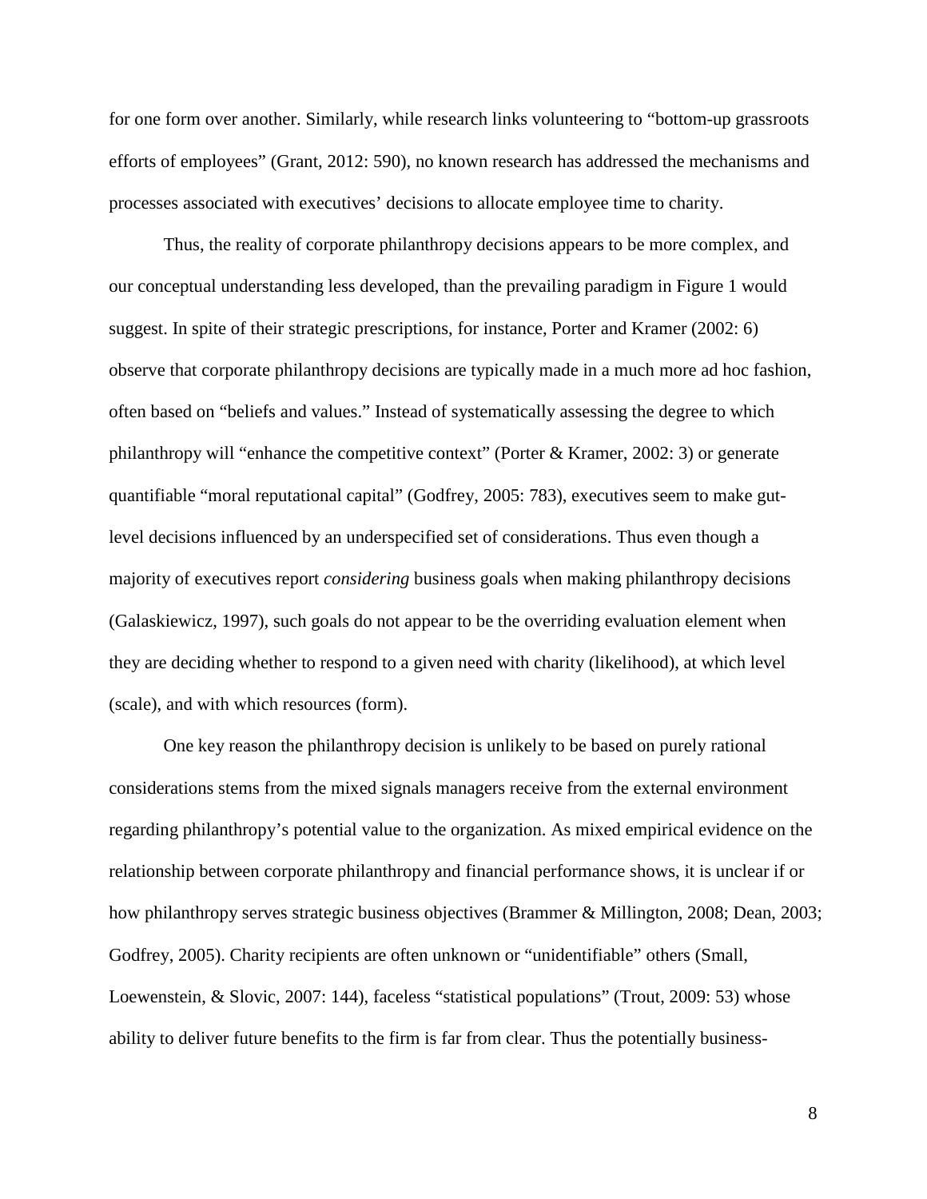for one form over another. Similarly, while research links volunteering to "bottom-up grassroots efforts of employees" (Grant, 2012: 590), no known research has addressed the mechanisms and processes associated with executives' decisions to allocate employee time to charity.

Thus, the reality of corporate philanthropy decisions appears to be more complex, and our conceptual understanding less developed, than the prevailing paradigm in Figure 1 would suggest. In spite of their strategic prescriptions, for instance, Porter and Kramer (2002: 6) observe that corporate philanthropy decisions are typically made in a much more ad hoc fashion, often based on "beliefs and values." Instead of systematically assessing the degree to which philanthropy will "enhance the competitive context" (Porter & Kramer, 2002: 3) or generate quantifiable "moral reputational capital" (Godfrey, 2005: 783), executives seem to make gut-level decisions influenced by an underspecified set of considerations. Thus even though a majority of executives report *considering* business goals when making philanthropy decisions (Galaskiewicz, 1997), such goals do not appear to be the overriding evaluation element when they are deciding whether to respond to a given need with charity (likelihood), at which level (scale), and with which resources (form).

One key reason the philanthropy decision is unlikely to be based on purely rational considerations stems from the mixed signals managers receive from the external environment regarding philanthropy's potential value to the organization. As mixed empirical evidence on the relationship between corporate philanthropy and financial performance shows, it is unclear if or how philanthropy serves strategic business objectives (Brammer & Millington, 2008; Dean, 2003; Godfrey, 2005). Charity recipients are often unknown or "unidentifiable" others (Small, Loewenstein, & Slovic, 2007: 144), faceless "statistical populations" (Trout, 2009: 53) whose ability to deliver future benefits to the firm is far from clear. Thus the potentially business-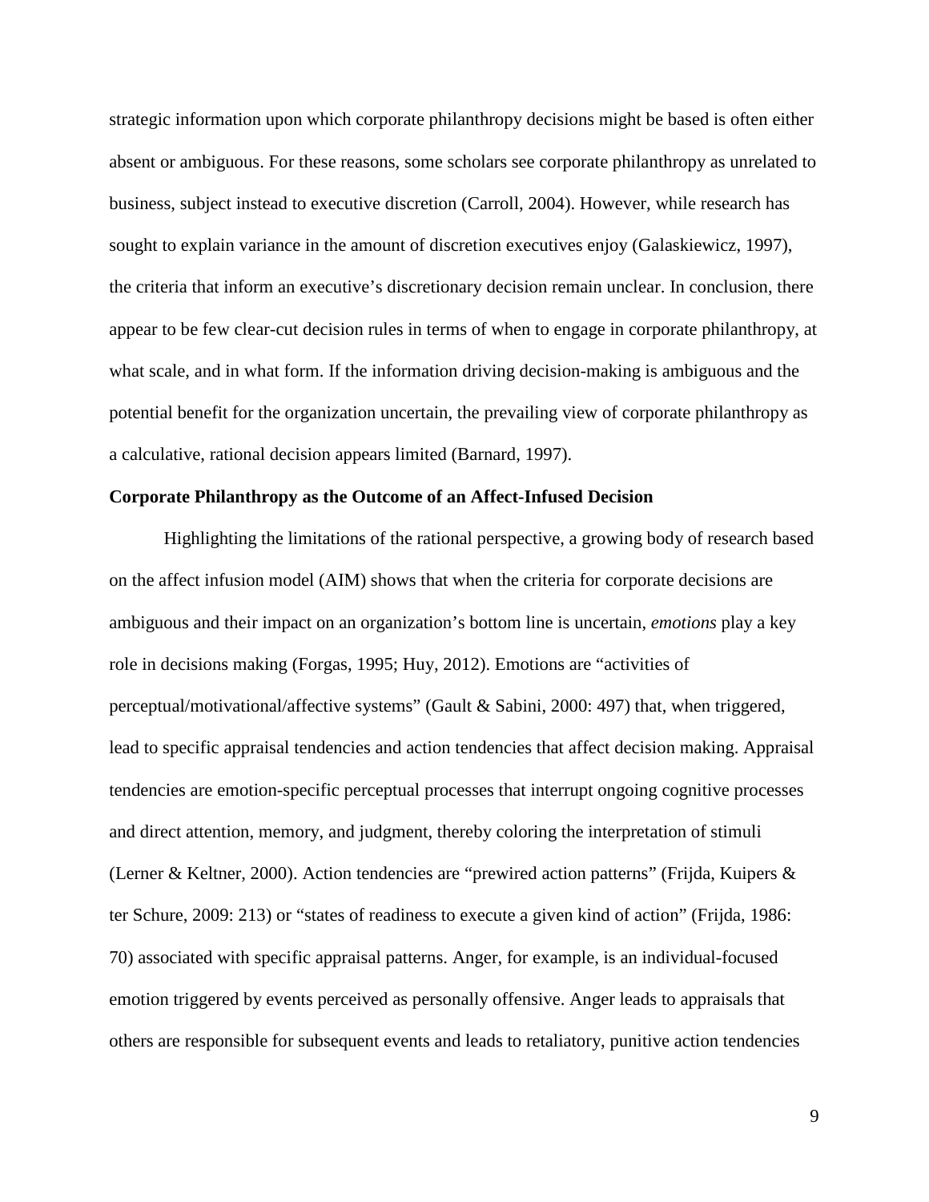strategic information upon which corporate philanthropy decisions might be based is often either absent or ambiguous. For these reasons, some scholars see corporate philanthropy as unrelated to business, subject instead to executive discretion (Carroll, 2004). However, while research has sought to explain variance in the amount of discretion executives enjoy (Galaskiewicz, 1997), the criteria that inform an executive's discretionary decision remain unclear. In conclusion, there appear to be few clear-cut decision rules in terms of when to engage in corporate philanthropy, at what scale, and in what form. If the information driving decision-making is ambiguous and the potential benefit for the organization uncertain, the prevailing view of corporate philanthropy as a calculative, rational decision appears limited (Barnard, 1997).

**Corporate Philanthropy as the Outcome of an Affect-Infused Decision**

Highlighting the limitations of the rational perspective, a growing body of research based on the affect infusion model (AIM) shows that when the criteria for corporate decisions are ambiguous and their impact on an organization's bottom line is uncertain, *emotions* play a key role in decisions making (Forgas, 1995; Huy, 2012). Emotions are "activities of perceptual/motivational/affective systems" (Gault & Sabini, 2000: 497) that, when triggered, lead to specific appraisal tendencies and action tendencies that affect decision making. Appraisal tendencies are emotion-specific perceptual processes that interrupt ongoing cognitive processes and direct attention, memory, and judgment, thereby coloring the interpretation of stimuli (Lerner & Keltner, 2000). Action tendencies are "prewired action patterns" (Frijda, Kuipers & ter Schure, 2009: 213) or "states of readiness to execute a given kind of action" (Frijda, 1986: 70) associated with specific appraisal patterns. Anger, for example, is an individual-focused emotion triggered by events perceived as personally offensive. Anger leads to appraisals that others are responsible for subsequent events and leads to retaliatory, punitive action tendencies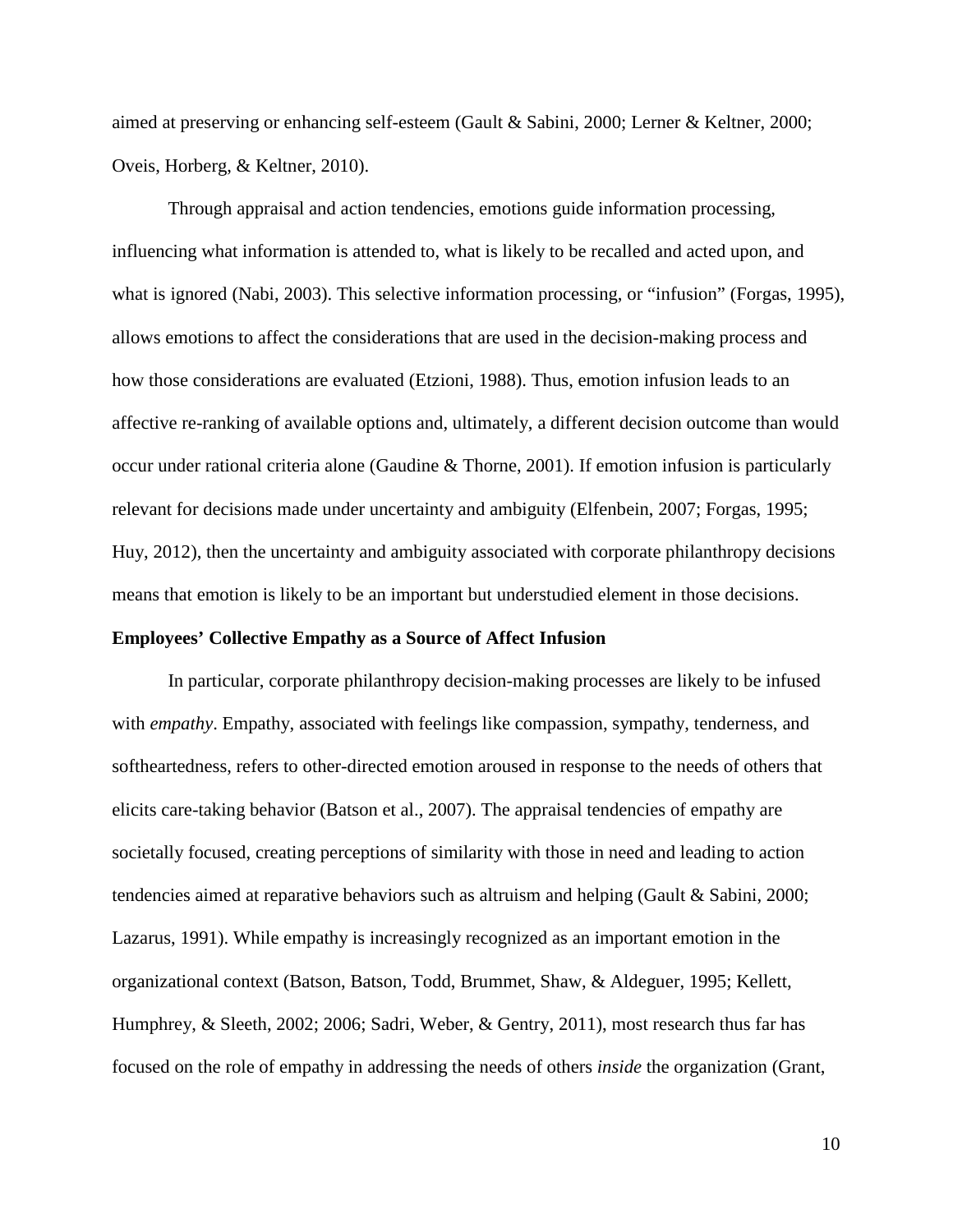aimed at preserving or enhancing self-esteem (Gault & Sabini, 2000; Lerner & Keltner, 2000; Oveis, Horberg, & Keltner, 2010).

Through appraisal and action tendencies, emotions guide information processing, influencing what information is attended to, what is likely to be recalled and acted upon, and what is ignored (Nabi, 2003). This selective information processing, or "infusion" (Forgas, 1995), allows emotions to affect the considerations that are used in the decision-making process and how those considerations are evaluated (Etzioni, 1988). Thus, emotion infusion leads to an affective re-ranking of available options and, ultimately, a different decision outcome than would occur under rational criteria alone (Gaudine & Thorne, 2001). If emotion infusion is particularly relevant for decisions made under uncertainty and ambiguity (Elfenbein, 2007; Forgas, 1995; Huy, 2012), then the uncertainty and ambiguity associated with corporate philanthropy decisions means that emotion is likely to be an important but understudied element in those decisions.

**Employees' Collective Empathy as a Source of Affect Infusion**

In particular, corporate philanthropy decision-making processes are likely to be infused with *empathy*. Empathy, associated with feelings like compassion, sympathy, tenderness, and softheartedness, refers to other-directed emotion aroused in response to the needs of others that elicits care-taking behavior (Batson et al., 2007). The appraisal tendencies of empathy are societally focused, creating perceptions of similarity with those in need and leading to action tendencies aimed at reparative behaviors such as altruism and helping (Gault & Sabini, 2000; Lazarus, 1991). While empathy is increasingly recognized as an important emotion in the organizational context (Batson, Batson, Todd, Brummet, Shaw, & Aldeguer, 1995; Kellett, Humphrey, & Sleeth, 2002; 2006; Sadri, Weber, & Gentry, 2011), most research thus far has focused on the role of empathy in addressing the needs of others *inside* the organization (Grant,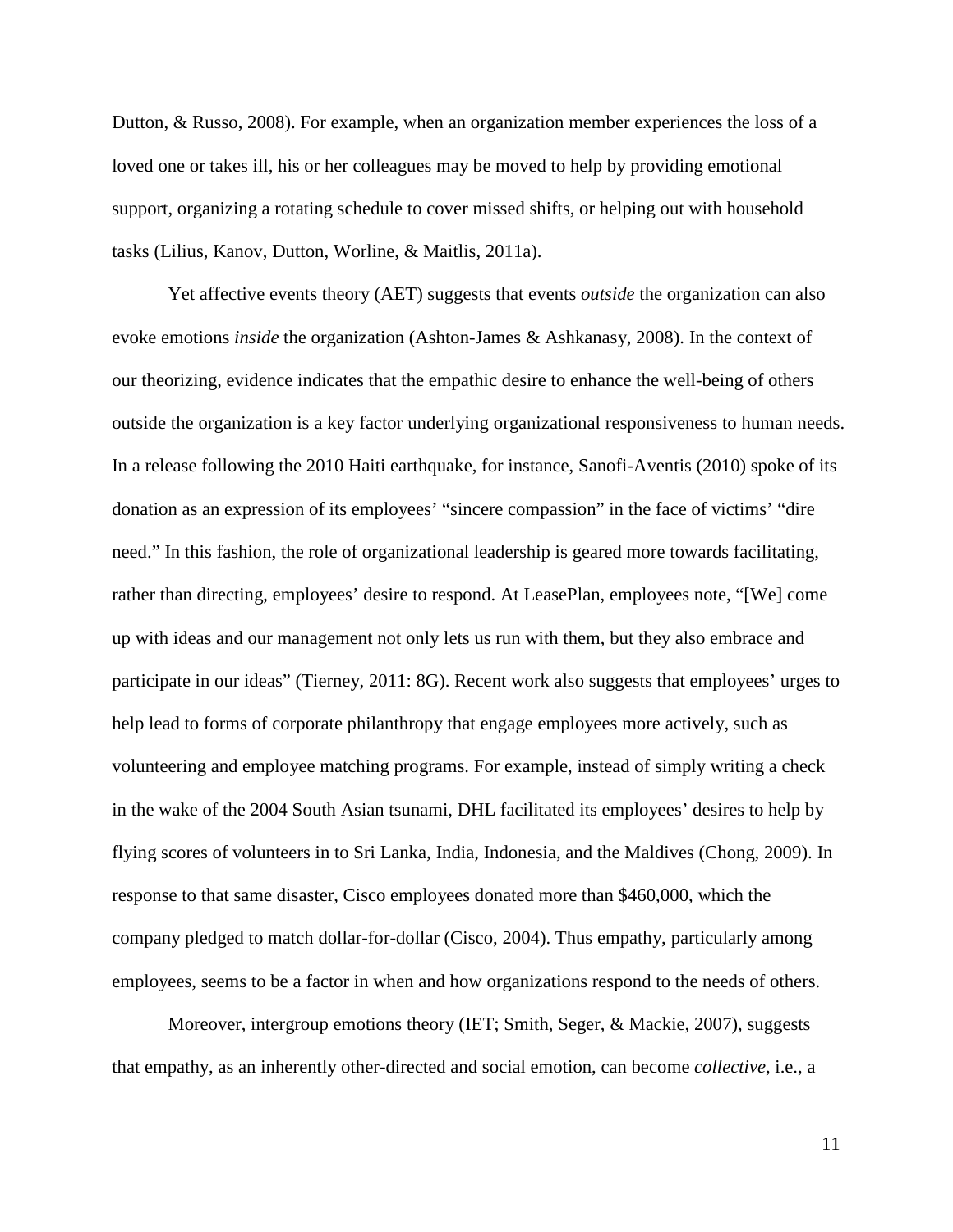Dutton, & Russo, 2008). For example, when an organization member experiences the loss of a loved one or takes ill, his or her colleagues may be moved to help by providing emotional support, organizing a rotating schedule to cover missed shifts, or helping out with household tasks (Lilius, Kanov, Dutton, Worline, & Maitlis, 2011a).

Yet affective events theory (AET) suggests that events *outside* the organization can also evoke emotions *inside* the organization (Ashton-James & Ashkanasy, 2008). In the context of our theorizing, evidence indicates that the empathic desire to enhance the well-being of others outside the organization is a key factor underlying organizational responsiveness to human needs. In a release following the 2010 Haiti earthquake, for instance, Sanofi-Aventis (2010) spoke of its donation as an expression of its employees' "sincere compassion" in the face of victims' "dire need." In this fashion, the role of organizational leadership is geared more towards facilitating, rather than directing, employees' desire to respond. At LeasePlan, employees note, "[We] come up with ideas and our management not only lets us run with them, but they also embrace and participate in our ideas" (Tierney, 2011: 8G). Recent work also suggests that employees' urges to help lead to forms of corporate philanthropy that engage employees more actively, such as volunteering and employee matching programs. For example, instead of simply writing a check in the wake of the 2004 South Asian tsunami, DHL facilitated its employees' desires to help by flying scores of volunteers in to Sri Lanka, India, Indonesia, and the Maldives (Chong, 2009). In response to that same disaster, Cisco employees donated more than $460,000, which the company pledged to match dollar-for-dollar (Cisco, 2004). Thus empathy, particularly among employees, seems to be a factor in when and how organizations respond to the needs of others.

Moreover, intergroup emotions theory (IET; Smith, Seger, & Mackie, 2007), suggests that empathy, as an inherently other-directed and social emotion, can become *collective*, i.e., a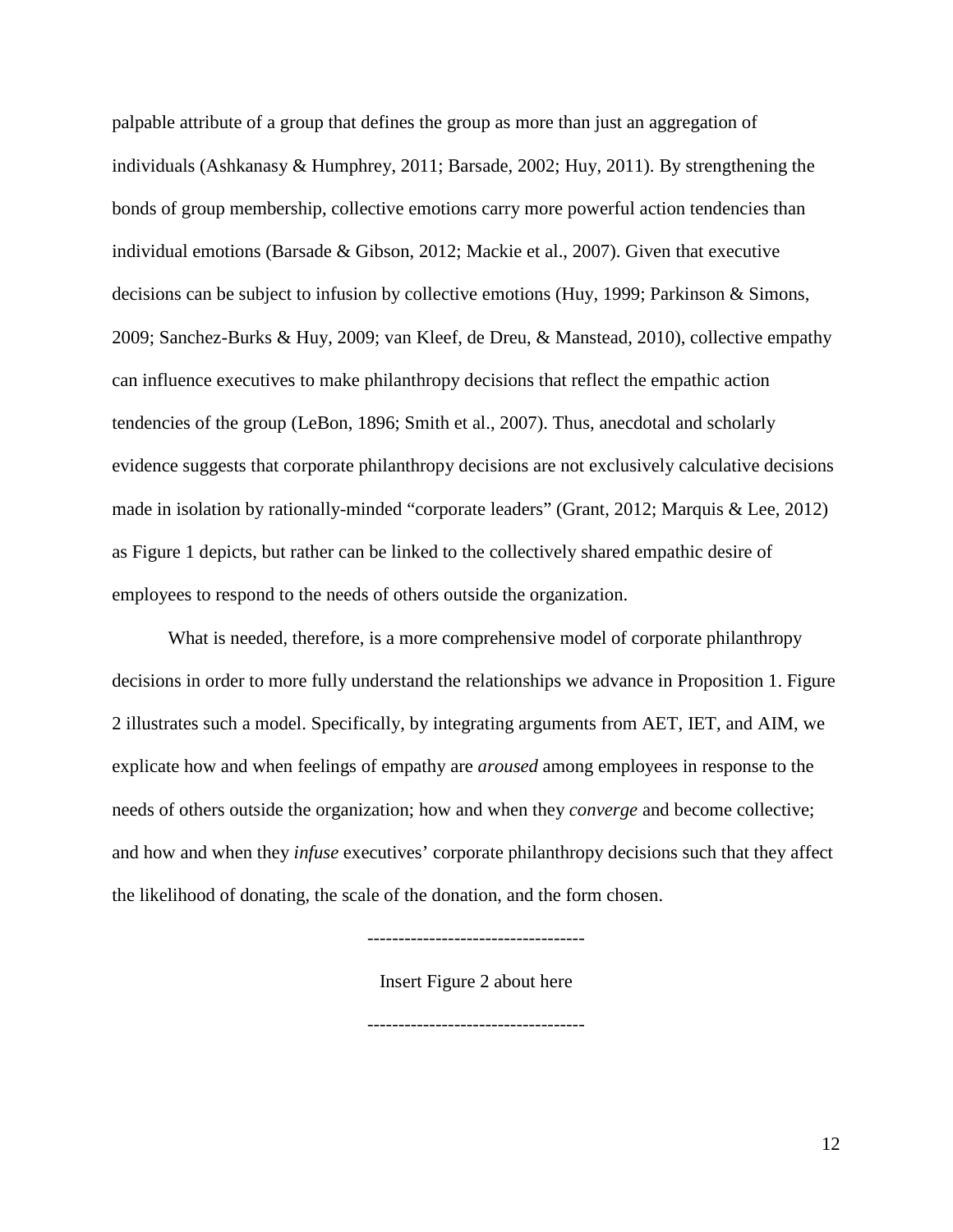palpable attribute of a group that defines the group as more than just an aggregation of individuals (Ashkanasy & Humphrey, 2011; Barsade, 2002; Huy, 2011). By strengthening the bonds of group membership, collective emotions carry more powerful action tendencies than individual emotions (Barsade & Gibson, 2012; Mackie et al., 2007). Given that executive decisions can be subject to infusion by collective emotions (Huy, 1999; Parkinson & Simons, 2009; Sanchez-Burks & Huy, 2009; van Kleef, de Dreu, & Manstead, 2010), collective empathy can influence executives to make philanthropy decisions that reflect the empathic action tendencies of the group (LeBon, 1896; Smith et al., 2007). Thus, anecdotal and scholarly evidence suggests that corporate philanthropy decisions are not exclusively calculative decisions made in isolation by rationally-minded "corporate leaders" (Grant, 2012; Marquis & Lee, 2012) as Figure 1 depicts, but rather can be linked to the collectively shared empathic desire of employees to respond to the needs of others outside the organization.

What is needed, therefore, is a more comprehensive model of corporate philanthropy decisions in order to more fully understand the relationships we advance in Proposition 1. Figure 2 illustrates such a model. Specifically, by integrating arguments from AET, IET, and AIM, we explicate how and when feelings of empathy are *aroused* among employees in response to the needs of others outside the organization; how and when they *converge* and become collective; and how and when they *infuse* executives' corporate philanthropy decisions such that they affect the likelihood of donating, the scale of the donation, and the form chosen.

-----------------------------------

Insert Figure 2 about here

-----------------------------------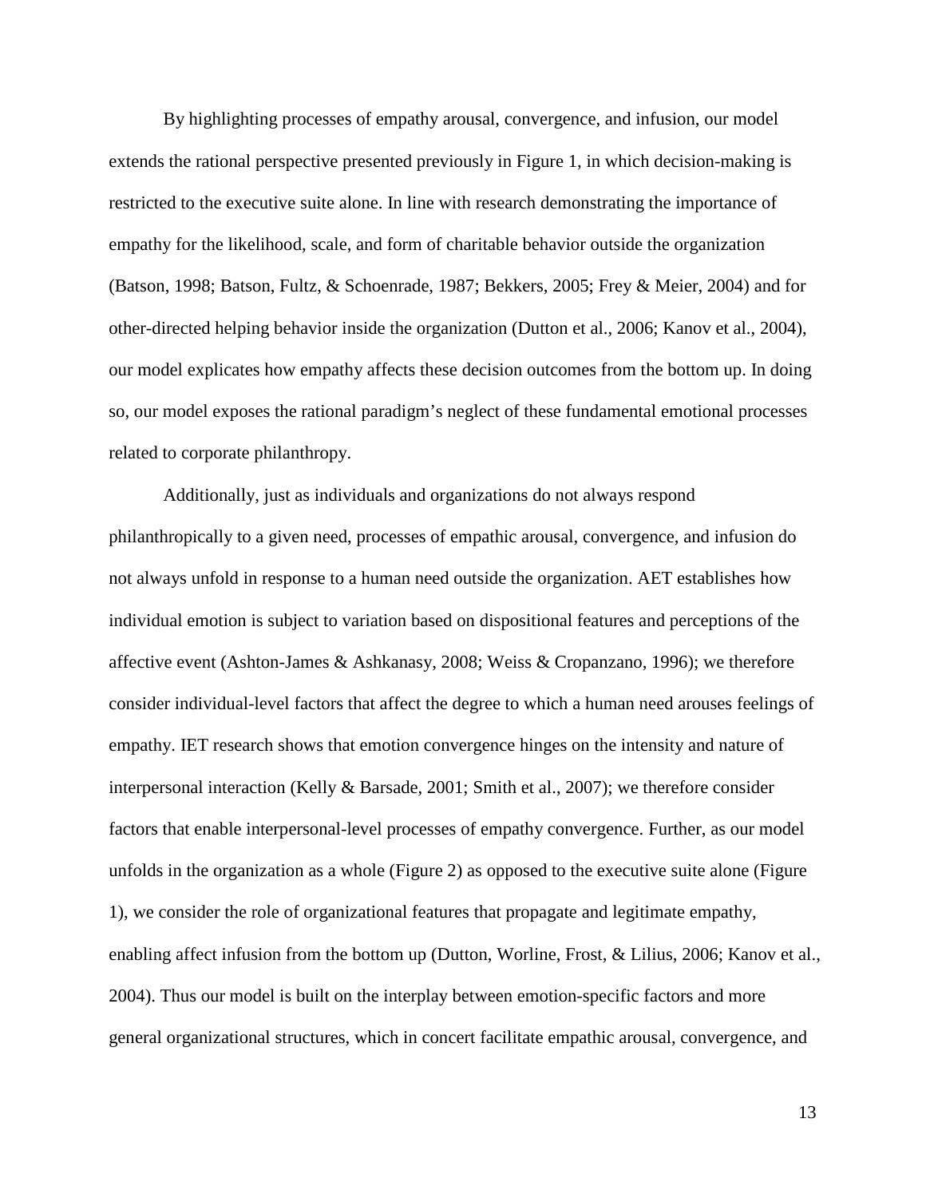By highlighting processes of empathy arousal, convergence, and infusion, our model extends the rational perspective presented previously in Figure 1, in which decision-making is restricted to the executive suite alone. In line with research demonstrating the importance of empathy for the likelihood, scale, and form of charitable behavior outside the organization (Batson, 1998; Batson, Fultz, & Schoenrade, 1987; Bekkers, 2005; Frey & Meier, 2004) and for other-directed helping behavior inside the organization (Dutton et al., 2006; Kanov et al., 2004), our model explicates how empathy affects these decision outcomes from the bottom up. In doing so, our model exposes the rational paradigm's neglect of these fundamental emotional processes related to corporate philanthropy.

Additionally, just as individuals and organizations do not always respond philanthropically to a given need, processes of empathic arousal, convergence, and infusion do not always unfold in response to a human need outside the organization. AET establishes how individual emotion is subject to variation based on dispositional features and perceptions of the affective event (Ashton-James & Ashkanasy, 2008; Weiss & Cropanzano, 1996); we therefore consider individual-level factors that affect the degree to which a human need arouses feelings of empathy. IET research shows that emotion convergence hinges on the intensity and nature of interpersonal interaction (Kelly & Barsade, 2001; Smith et al., 2007); we therefore consider factors that enable interpersonal-level processes of empathy convergence. Further, as our model unfolds in the organization as a whole (Figure 2) as opposed to the executive suite alone (Figure 1), we consider the role of organizational features that propagate and legitimate empathy, enabling affect infusion from the bottom up (Dutton, Worline, Frost, & Lilius, 2006; Kanov et al., 2004). Thus our model is built on the interplay between emotion-specific factors and more general organizational structures, which in concert facilitate empathic arousal, convergence, and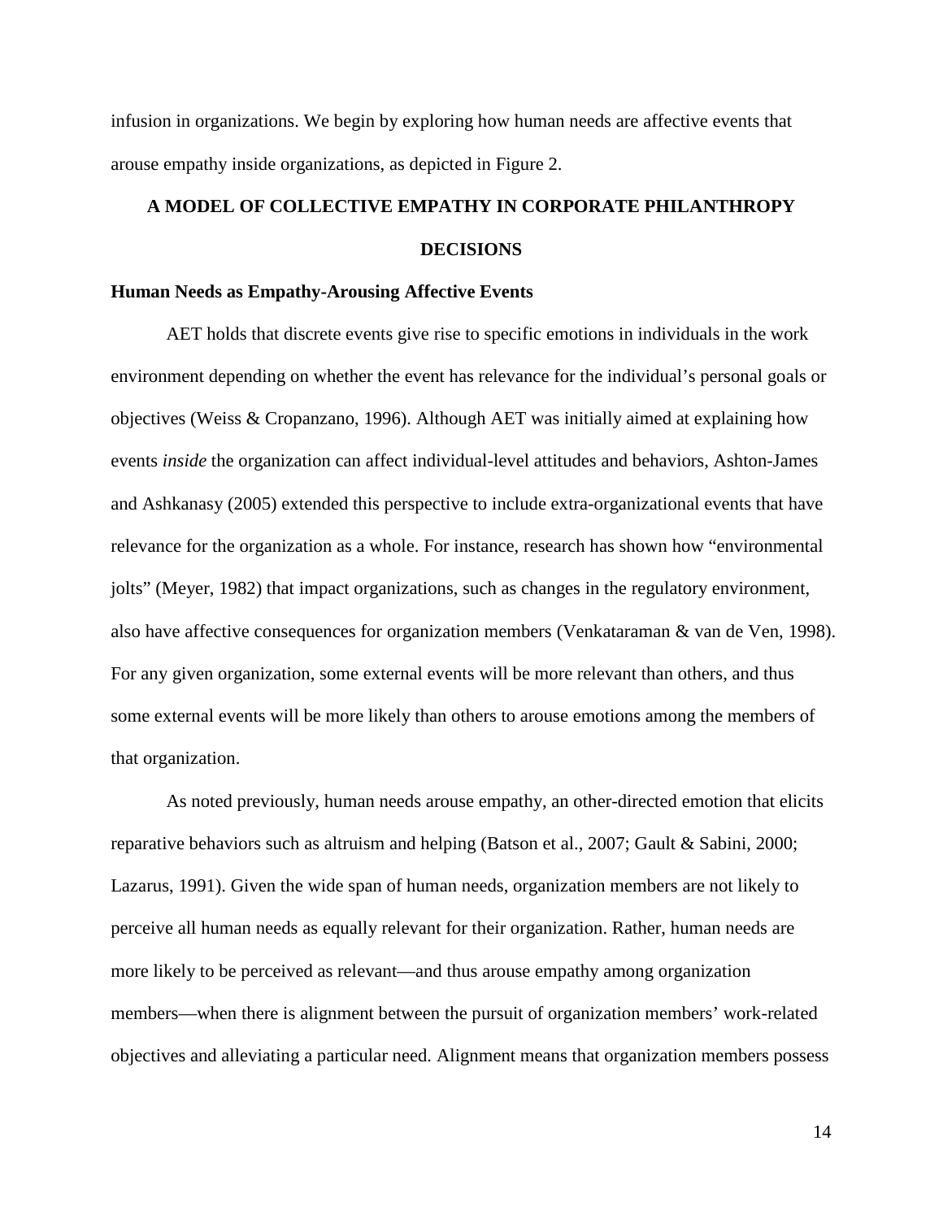infusion in organizations. We begin by exploring how human needs are affective events that arouse empathy inside organizations, as depicted in Figure 2.

## A MODEL OF COLLECTIVE EMPATHY IN CORPORATE PHILANTHROPY DECISIONS

### Human Needs as Empathy-Arousing Affective Events

AET holds that discrete events give rise to specific emotions in individuals in the work environment depending on whether the event has relevance for the individual's personal goals or objectives (Weiss & Cropanzano, 1996). Although AET was initially aimed at explaining how events *inside* the organization can affect individual-level attitudes and behaviors, Ashton-James and Ashkanasy (2005) extended this perspective to include extra-organizational events that have relevance for the organization as a whole. For instance, research has shown how "environmental jolts" (Meyer, 1982) that impact organizations, such as changes in the regulatory environment, also have affective consequences for organization members (Venkataraman & van de Ven, 1998). For any given organization, some external events will be more relevant than others, and thus some external events will be more likely than others to arouse emotions among the members of that organization.

As noted previously, human needs arouse empathy, an other-directed emotion that elicits reparative behaviors such as altruism and helping (Batson et al., 2007; Gault & Sabini, 2000; Lazarus, 1991). Given the wide span of human needs, organization members are not likely to perceive all human needs as equally relevant for their organization. Rather, human needs are more likely to be perceived as relevant—and thus arouse empathy among organization members—when there is alignment between the pursuit of organization members' work-related objectives and alleviating a particular need. Alignment means that organization members possess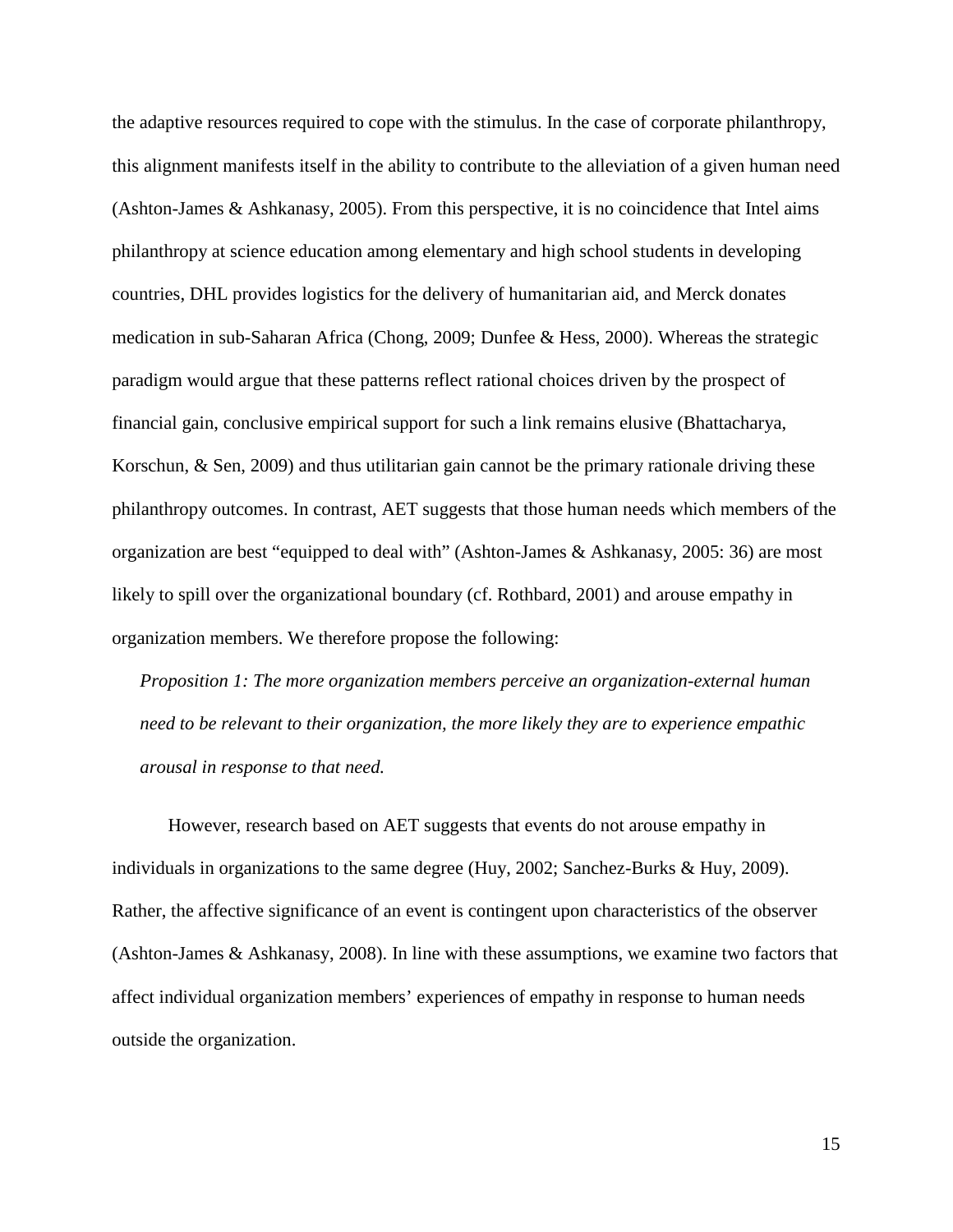the adaptive resources required to cope with the stimulus. In the case of corporate philanthropy, this alignment manifests itself in the ability to contribute to the alleviation of a given human need (Ashton-James & Ashkanasy, 2005). From this perspective, it is no coincidence that Intel aims philanthropy at science education among elementary and high school students in developing countries, DHL provides logistics for the delivery of humanitarian aid, and Merck donates medication in sub-Saharan Africa (Chong, 2009; Dunfee & Hess, 2000). Whereas the strategic paradigm would argue that these patterns reflect rational choices driven by the prospect of financial gain, conclusive empirical support for such a link remains elusive (Bhattacharya, Korschun, & Sen, 2009) and thus utilitarian gain cannot be the primary rationale driving these philanthropy outcomes. In contrast, AET suggests that those human needs which members of the organization are best "equipped to deal with" (Ashton-James & Ashkanasy, 2005: 36) are most likely to spill over the organizational boundary (cf. Rothbard, 2001) and arouse empathy in organization members. We therefore propose the following:

*Proposition 1: The more organization members perceive an organization-external human need to be relevant to their organization, the more likely they are to experience empathic arousal in response to that need.*

However, research based on AET suggests that events do not arouse empathy in individuals in organizations to the same degree (Huy, 2002; Sanchez-Burks & Huy, 2009). Rather, the affective significance of an event is contingent upon characteristics of the observer (Ashton-James & Ashkanasy, 2008). In line with these assumptions, we examine two factors that affect individual organization members' experiences of empathy in response to human needs outside the organization.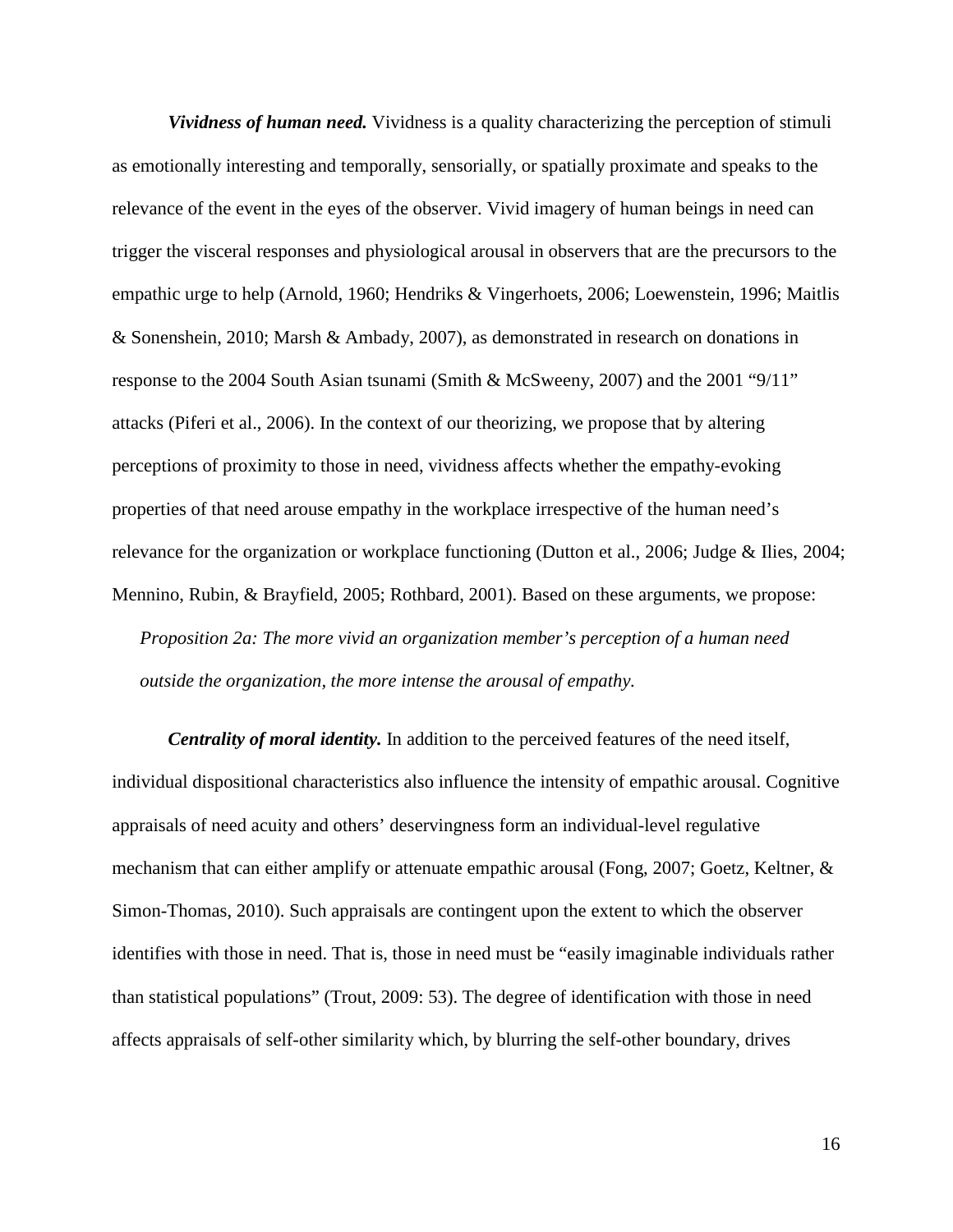***Vividness of human need.*** Vividness is a quality characterizing the perception of stimuli as emotionally interesting and temporally, sensorially, or spatially proximate and speaks to the relevance of the event in the eyes of the observer. Vivid imagery of human beings in need can trigger the visceral responses and physiological arousal in observers that are the precursors to the empathic urge to help (Arnold, 1960; Hendriks & Vingerhoets, 2006; Loewenstein, 1996; Maitlis & Sonenshein, 2010; Marsh & Ambady, 2007), as demonstrated in research on donations in response to the 2004 South Asian tsunami (Smith & McSweeny, 2007) and the 2001 "9/11" attacks (Piferi et al., 2006). In the context of our theorizing, we propose that by altering perceptions of proximity to those in need, vividness affects whether the empathy-evoking properties of that need arouse empathy in the workplace irrespective of the human need's relevance for the organization or workplace functioning (Dutton et al., 2006; Judge & Ilies, 2004; Mennino, Rubin, & Brayfield, 2005; Rothbard, 2001). Based on these arguments, we propose:

> *Proposition 2a: The more vivid an organization member's perception of a human need outside the organization, the more intense the arousal of empathy.*

***Centrality of moral identity.*** In addition to the perceived features of the need itself, individual dispositional characteristics also influence the intensity of empathic arousal. Cognitive appraisals of need acuity and others' deservingness form an individual-level regulative mechanism that can either amplify or attenuate empathic arousal (Fong, 2007; Goetz, Keltner, & Simon-Thomas, 2010). Such appraisals are contingent upon the extent to which the observer identifies with those in need. That is, those in need must be "easily imaginable individuals rather than statistical populations" (Trout, 2009: 53). The degree of identification with those in need affects appraisals of self-other similarity which, by blurring the self-other boundary, drives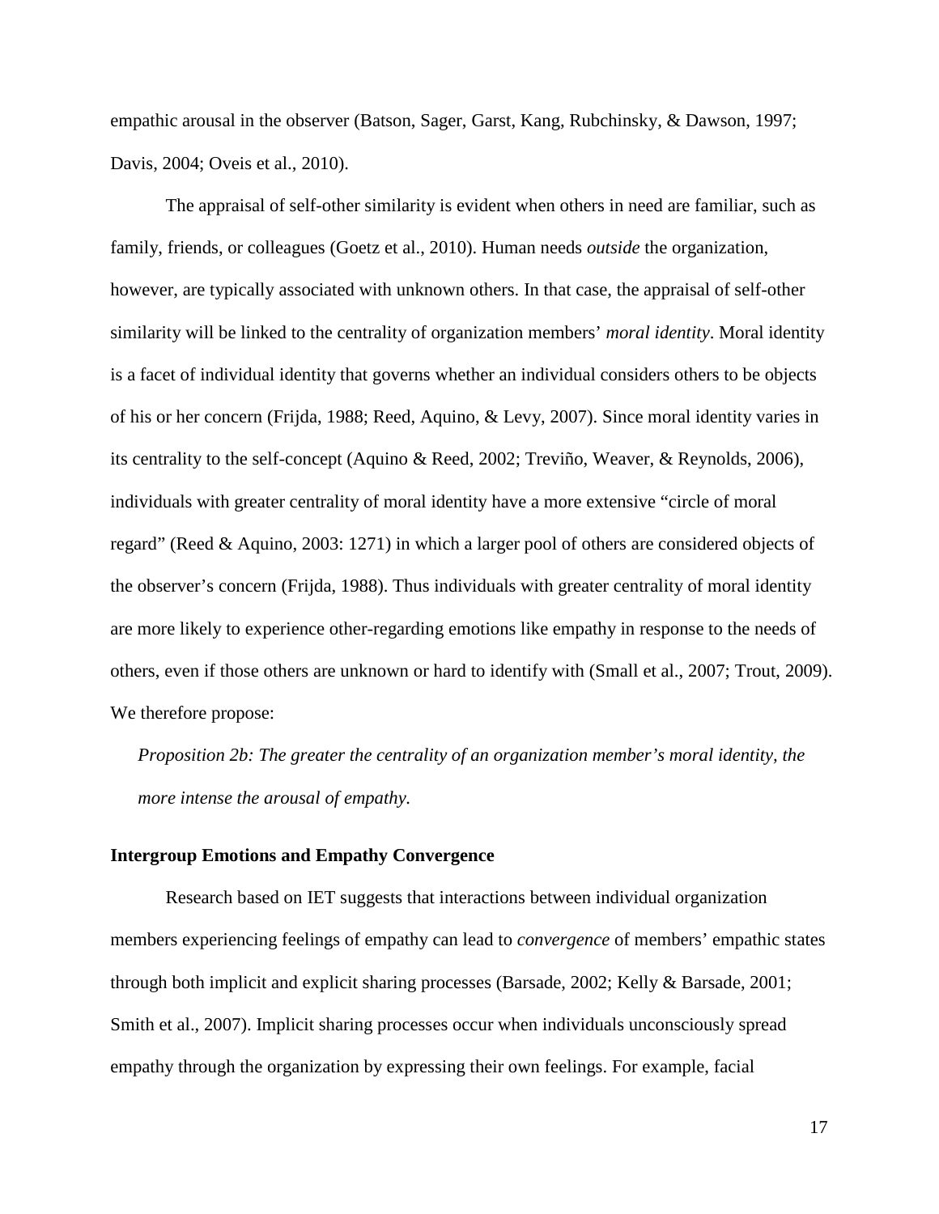empathic arousal in the observer (Batson, Sager, Garst, Kang, Rubchinsky, & Dawson, 1997; Davis, 2004; Oveis et al., 2010).

The appraisal of self-other similarity is evident when others in need are familiar, such as family, friends, or colleagues (Goetz et al., 2010). Human needs *outside* the organization, however, are typically associated with unknown others. In that case, the appraisal of self-other similarity will be linked to the centrality of organization members' *moral identity*. Moral identity is a facet of individual identity that governs whether an individual considers others to be objects of his or her concern (Frijda, 1988; Reed, Aquino, & Levy, 2007). Since moral identity varies in its centrality to the self-concept (Aquino & Reed, 2002; Treviño, Weaver, & Reynolds, 2006), individuals with greater centrality of moral identity have a more extensive "circle of moral regard" (Reed & Aquino, 2003: 1271) in which a larger pool of others are considered objects of the observer's concern (Frijda, 1988). Thus individuals with greater centrality of moral identity are more likely to experience other-regarding emotions like empathy in response to the needs of others, even if those others are unknown or hard to identify with (Small et al., 2007; Trout, 2009). We therefore propose:

*Proposition 2b: The greater the centrality of an organization member's moral identity, the more intense the arousal of empathy.*

**Intergroup Emotions and Empathy Convergence**

Research based on IET suggests that interactions between individual organization members experiencing feelings of empathy can lead to *convergence* of members' empathic states through both implicit and explicit sharing processes (Barsade, 2002; Kelly & Barsade, 2001; Smith et al., 2007). Implicit sharing processes occur when individuals unconsciously spread empathy through the organization by expressing their own feelings. For example, facial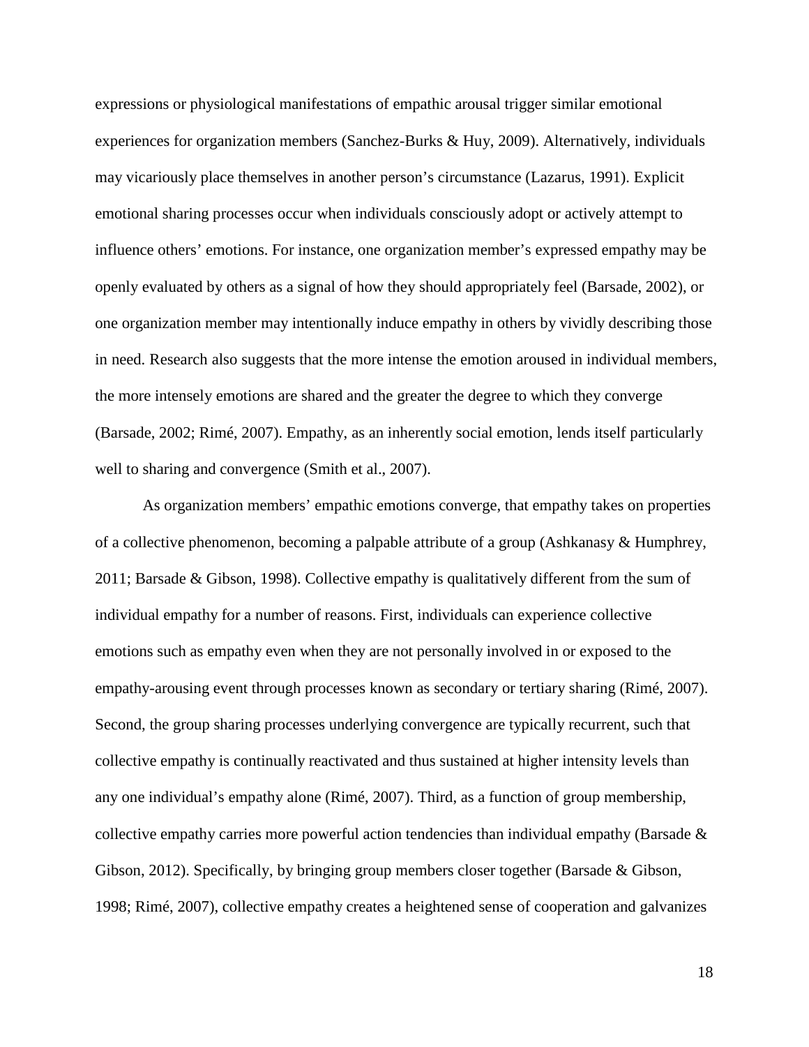expressions or physiological manifestations of empathic arousal trigger similar emotional experiences for organization members (Sanchez-Burks & Huy, 2009). Alternatively, individuals may vicariously place themselves in another person's circumstance (Lazarus, 1991). Explicit emotional sharing processes occur when individuals consciously adopt or actively attempt to influence others' emotions. For instance, one organization member's expressed empathy may be openly evaluated by others as a signal of how they should appropriately feel (Barsade, 2002), or one organization member may intentionally induce empathy in others by vividly describing those in need. Research also suggests that the more intense the emotion aroused in individual members, the more intensely emotions are shared and the greater the degree to which they converge (Barsade, 2002; Rimé, 2007). Empathy, as an inherently social emotion, lends itself particularly well to sharing and convergence (Smith et al., 2007).

As organization members' empathic emotions converge, that empathy takes on properties of a collective phenomenon, becoming a palpable attribute of a group (Ashkanasy & Humphrey, 2011; Barsade & Gibson, 1998). Collective empathy is qualitatively different from the sum of individual empathy for a number of reasons. First, individuals can experience collective emotions such as empathy even when they are not personally involved in or exposed to the empathy-arousing event through processes known as secondary or tertiary sharing (Rimé, 2007). Second, the group sharing processes underlying convergence are typically recurrent, such that collective empathy is continually reactivated and thus sustained at higher intensity levels than any one individual's empathy alone (Rimé, 2007). Third, as a function of group membership, collective empathy carries more powerful action tendencies than individual empathy (Barsade & Gibson, 2012). Specifically, by bringing group members closer together (Barsade & Gibson, 1998; Rimé, 2007), collective empathy creates a heightened sense of cooperation and galvanizes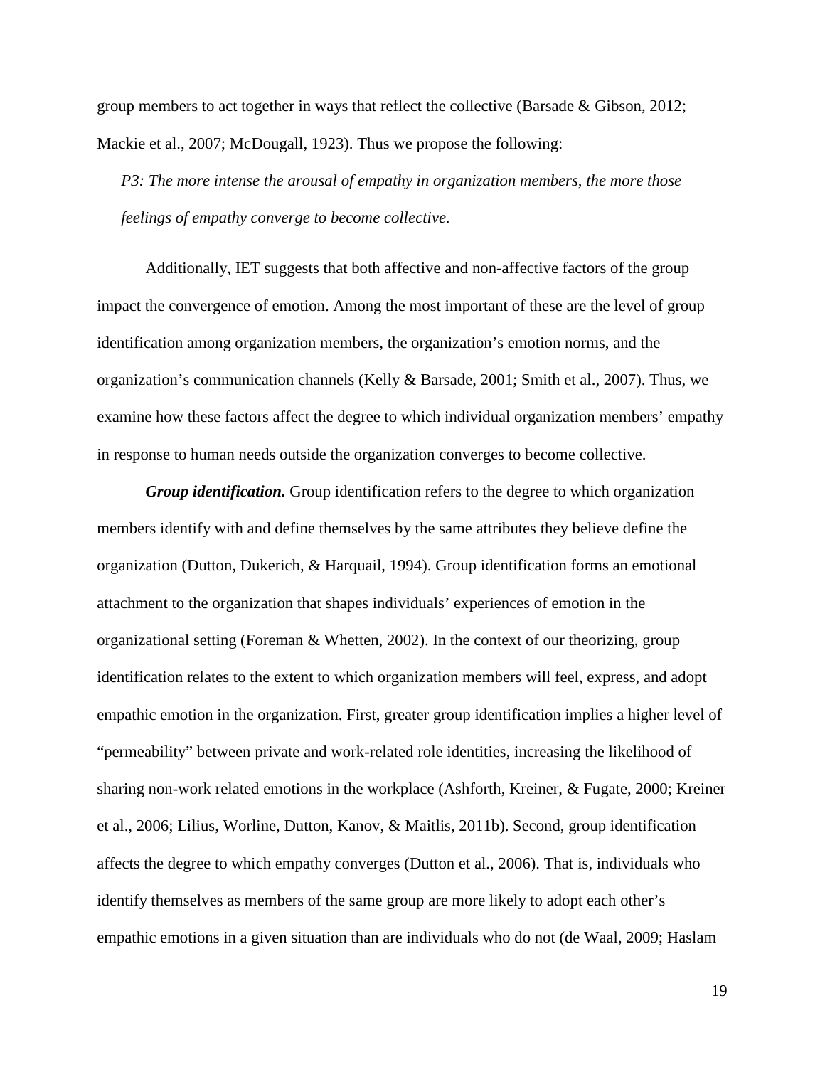group members to act together in ways that reflect the collective (Barsade & Gibson, 2012; Mackie et al., 2007; McDougall, 1923). Thus we propose the following:

*P3: The more intense the arousal of empathy in organization members, the more those feelings of empathy converge to become collective.*

Additionally, IET suggests that both affective and non-affective factors of the group impact the convergence of emotion. Among the most important of these are the level of group identification among organization members, the organization's emotion norms, and the organization's communication channels (Kelly & Barsade, 2001; Smith et al., 2007). Thus, we examine how these factors affect the degree to which individual organization members' empathy in response to human needs outside the organization converges to become collective.

***Group identification.*** Group identification refers to the degree to which organization members identify with and define themselves by the same attributes they believe define the organization (Dutton, Dukerich, & Harquail, 1994). Group identification forms an emotional attachment to the organization that shapes individuals' experiences of emotion in the organizational setting (Foreman & Whetten, 2002). In the context of our theorizing, group identification relates to the extent to which organization members will feel, express, and adopt empathic emotion in the organization. First, greater group identification implies a higher level of "permeability" between private and work-related role identities, increasing the likelihood of sharing non-work related emotions in the workplace (Ashforth, Kreiner, & Fugate, 2000; Kreiner et al., 2006; Lilius, Worline, Dutton, Kanov, & Maitlis, 2011b). Second, group identification affects the degree to which empathy converges (Dutton et al., 2006). That is, individuals who identify themselves as members of the same group are more likely to adopt each other's empathic emotions in a given situation than are individuals who do not (de Waal, 2009; Haslam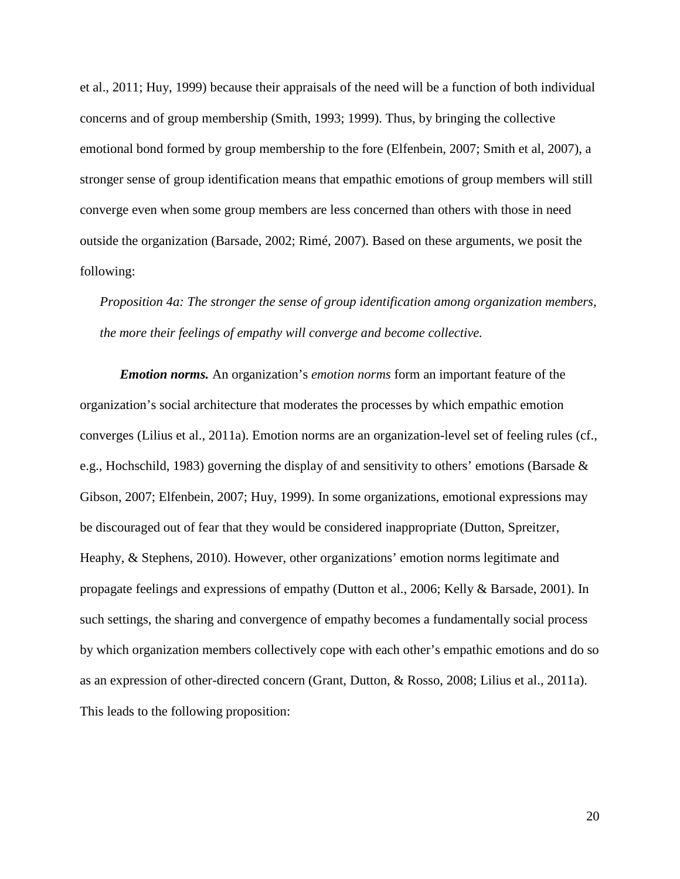et al., 2011; Huy, 1999) because their appraisals of the need will be a function of both individual concerns and of group membership (Smith, 1993; 1999). Thus, by bringing the collective emotional bond formed by group membership to the fore (Elfenbein, 2007; Smith et al, 2007), a stronger sense of group identification means that empathic emotions of group members will still converge even when some group members are less concerned than others with those in need outside the organization (Barsade, 2002; Rimé, 2007). Based on these arguments, we posit the following:

*Proposition 4a: The stronger the sense of group identification among organization members, the more their feelings of empathy will converge and become collective.*

***Emotion norms.*** An organization's *emotion norms* form an important feature of the organization's social architecture that moderates the processes by which empathic emotion converges (Lilius et al., 2011a). Emotion norms are an organization-level set of feeling rules (cf., e.g., Hochschild, 1983) governing the display of and sensitivity to others' emotions (Barsade & Gibson, 2007; Elfenbein, 2007; Huy, 1999). In some organizations, emotional expressions may be discouraged out of fear that they would be considered inappropriate (Dutton, Spreitzer, Heaphy, & Stephens, 2010). However, other organizations' emotion norms legitimate and propagate feelings and expressions of empathy (Dutton et al., 2006; Kelly & Barsade, 2001). In such settings, the sharing and convergence of empathy becomes a fundamentally social process by which organization members collectively cope with each other's empathic emotions and do so as an expression of other-directed concern (Grant, Dutton, & Rosso, 2008; Lilius et al., 2011a). This leads to the following proposition: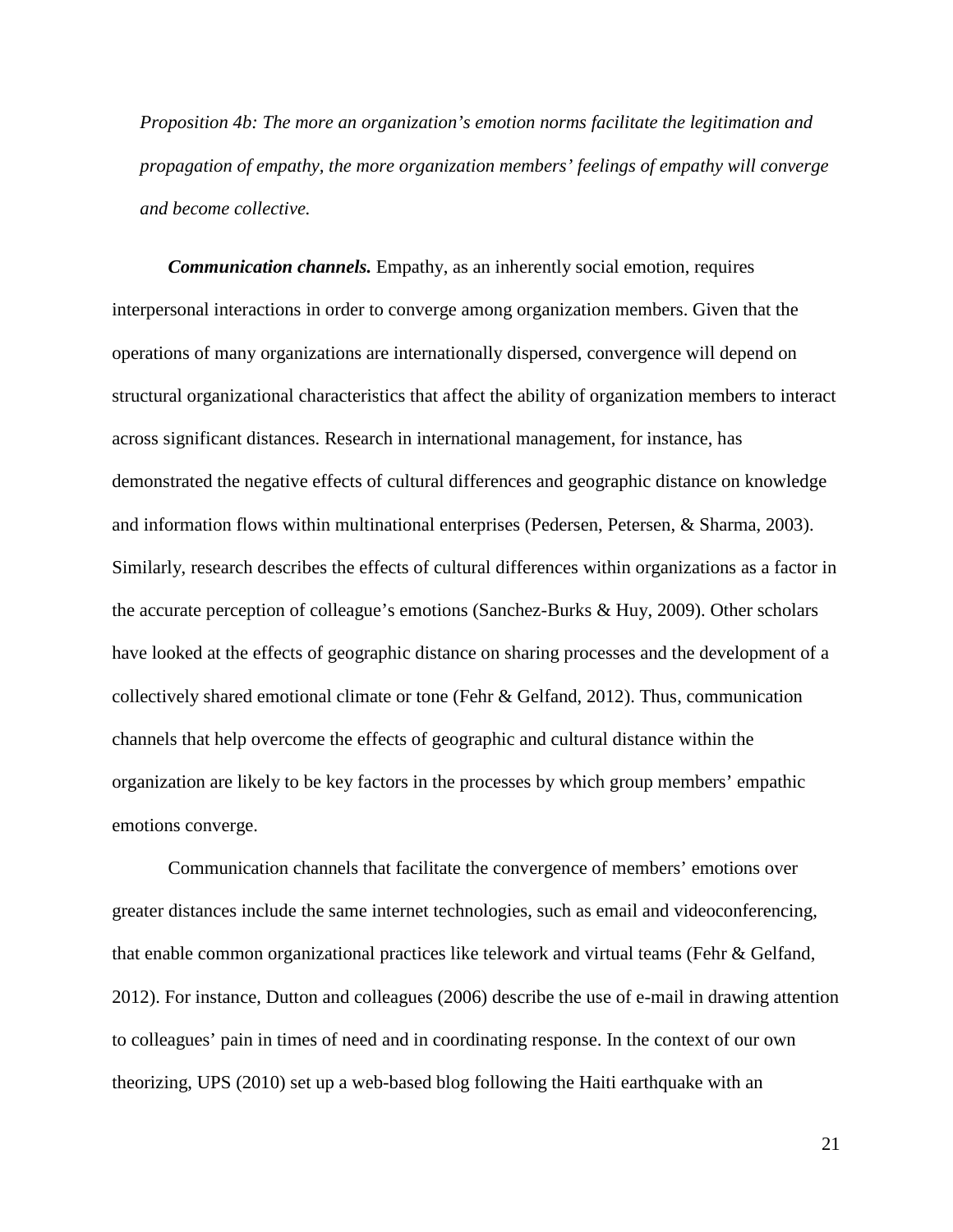*Proposition 4b: The more an organization's emotion norms facilitate the legitimation and propagation of empathy, the more organization members' feelings of empathy will converge and become collective.*

***Communication channels.*** Empathy, as an inherently social emotion, requires interpersonal interactions in order to converge among organization members. Given that the operations of many organizations are internationally dispersed, convergence will depend on structural organizational characteristics that affect the ability of organization members to interact across significant distances. Research in international management, for instance, has demonstrated the negative effects of cultural differences and geographic distance on knowledge and information flows within multinational enterprises (Pedersen, Petersen, & Sharma, 2003). Similarly, research describes the effects of cultural differences within organizations as a factor in the accurate perception of colleague's emotions (Sanchez-Burks & Huy, 2009). Other scholars have looked at the effects of geographic distance on sharing processes and the development of a collectively shared emotional climate or tone (Fehr & Gelfand, 2012). Thus, communication channels that help overcome the effects of geographic and cultural distance within the organization are likely to be key factors in the processes by which group members' empathic emotions converge.

Communication channels that facilitate the convergence of members' emotions over greater distances include the same internet technologies, such as email and videoconferencing, that enable common organizational practices like telework and virtual teams (Fehr & Gelfand, 2012). For instance, Dutton and colleagues (2006) describe the use of e-mail in drawing attention to colleagues' pain in times of need and in coordinating response. In the context of our own theorizing, UPS (2010) set up a web-based blog following the Haiti earthquake with an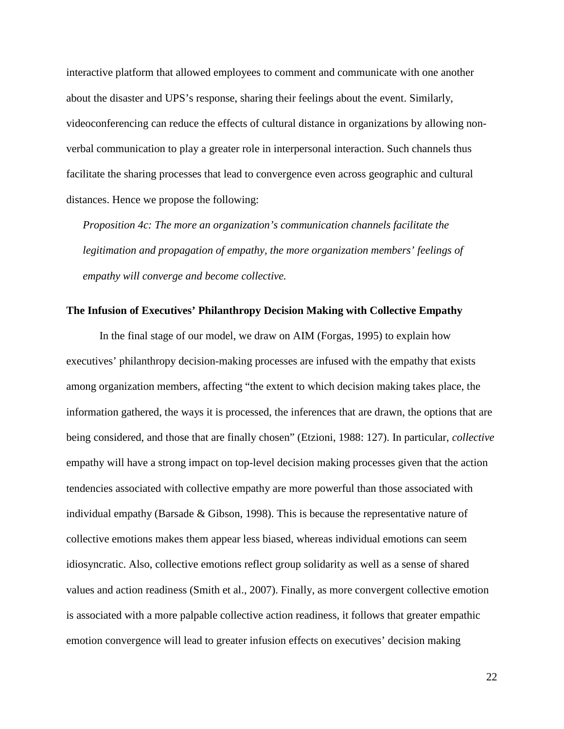interactive platform that allowed employees to comment and communicate with one another about the disaster and UPS's response, sharing their feelings about the event. Similarly, videoconferencing can reduce the effects of cultural distance in organizations by allowing non-verbal communication to play a greater role in interpersonal interaction. Such channels thus facilitate the sharing processes that lead to convergence even across geographic and cultural distances. Hence we propose the following:

*Proposition 4c: The more an organization's communication channels facilitate the legitimation and propagation of empathy, the more organization members' feelings of empathy will converge and become collective.*

**The Infusion of Executives' Philanthropy Decision Making with Collective Empathy**

In the final stage of our model, we draw on AIM (Forgas, 1995) to explain how executives' philanthropy decision-making processes are infused with the empathy that exists among organization members, affecting "the extent to which decision making takes place, the information gathered, the ways it is processed, the inferences that are drawn, the options that are being considered, and those that are finally chosen" (Etzioni, 1988: 127). In particular, *collective* empathy will have a strong impact on top-level decision making processes given that the action tendencies associated with collective empathy are more powerful than those associated with individual empathy (Barsade & Gibson, 1998). This is because the representative nature of collective emotions makes them appear less biased, whereas individual emotions can seem idiosyncratic. Also, collective emotions reflect group solidarity as well as a sense of shared values and action readiness (Smith et al., 2007). Finally, as more convergent collective emotion is associated with a more palpable collective action readiness, it follows that greater empathic emotion convergence will lead to greater infusion effects on executives' decision making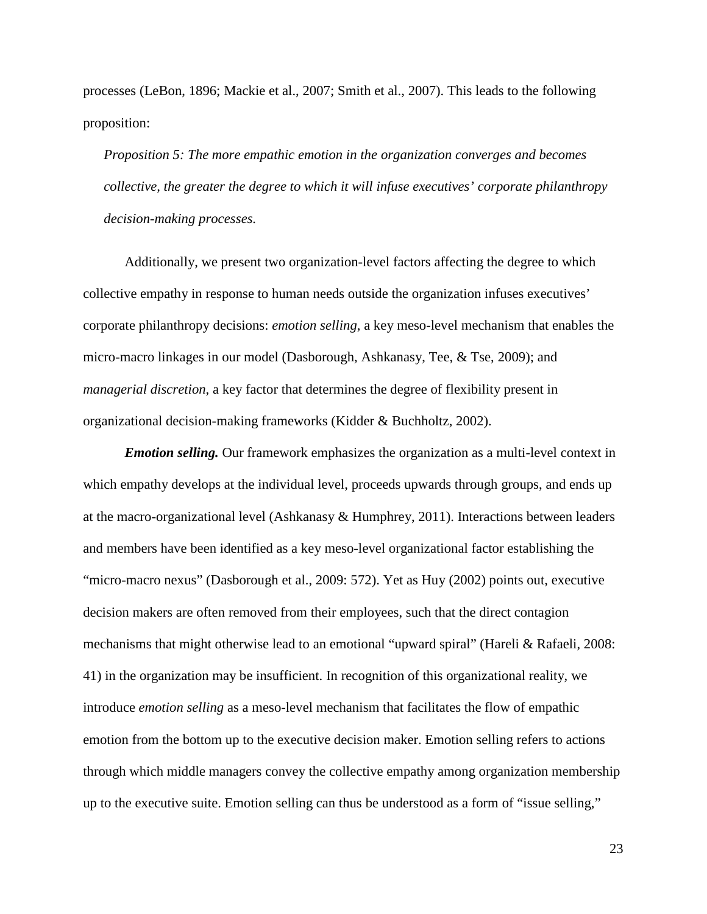processes (LeBon, 1896; Mackie et al., 2007; Smith et al., 2007). This leads to the following proposition:

> *Proposition 5: The more empathic emotion in the organization converges and becomes collective, the greater the degree to which it will infuse executives' corporate philanthropy decision-making processes.*

Additionally, we present two organization-level factors affecting the degree to which collective empathy in response to human needs outside the organization infuses executives' corporate philanthropy decisions: *emotion selling*, a key meso-level mechanism that enables the micro-macro linkages in our model (Dasborough, Ashkanasy, Tee, & Tse, 2009); and *managerial discretion*, a key factor that determines the degree of flexibility present in organizational decision-making frameworks (Kidder & Buchholtz, 2002).

***Emotion selling.*** Our framework emphasizes the organization as a multi-level context in which empathy develops at the individual level, proceeds upwards through groups, and ends up at the macro-organizational level (Ashkanasy & Humphrey, 2011). Interactions between leaders and members have been identified as a key meso-level organizational factor establishing the "micro-macro nexus" (Dasborough et al., 2009: 572). Yet as Huy (2002) points out, executive decision makers are often removed from their employees, such that the direct contagion mechanisms that might otherwise lead to an emotional "upward spiral" (Hareli & Rafaeli, 2008: 41) in the organization may be insufficient. In recognition of this organizational reality, we introduce *emotion selling* as a meso-level mechanism that facilitates the flow of empathic emotion from the bottom up to the executive decision maker. Emotion selling refers to actions through which middle managers convey the collective empathy among organization membership up to the executive suite. Emotion selling can thus be understood as a form of "issue selling,"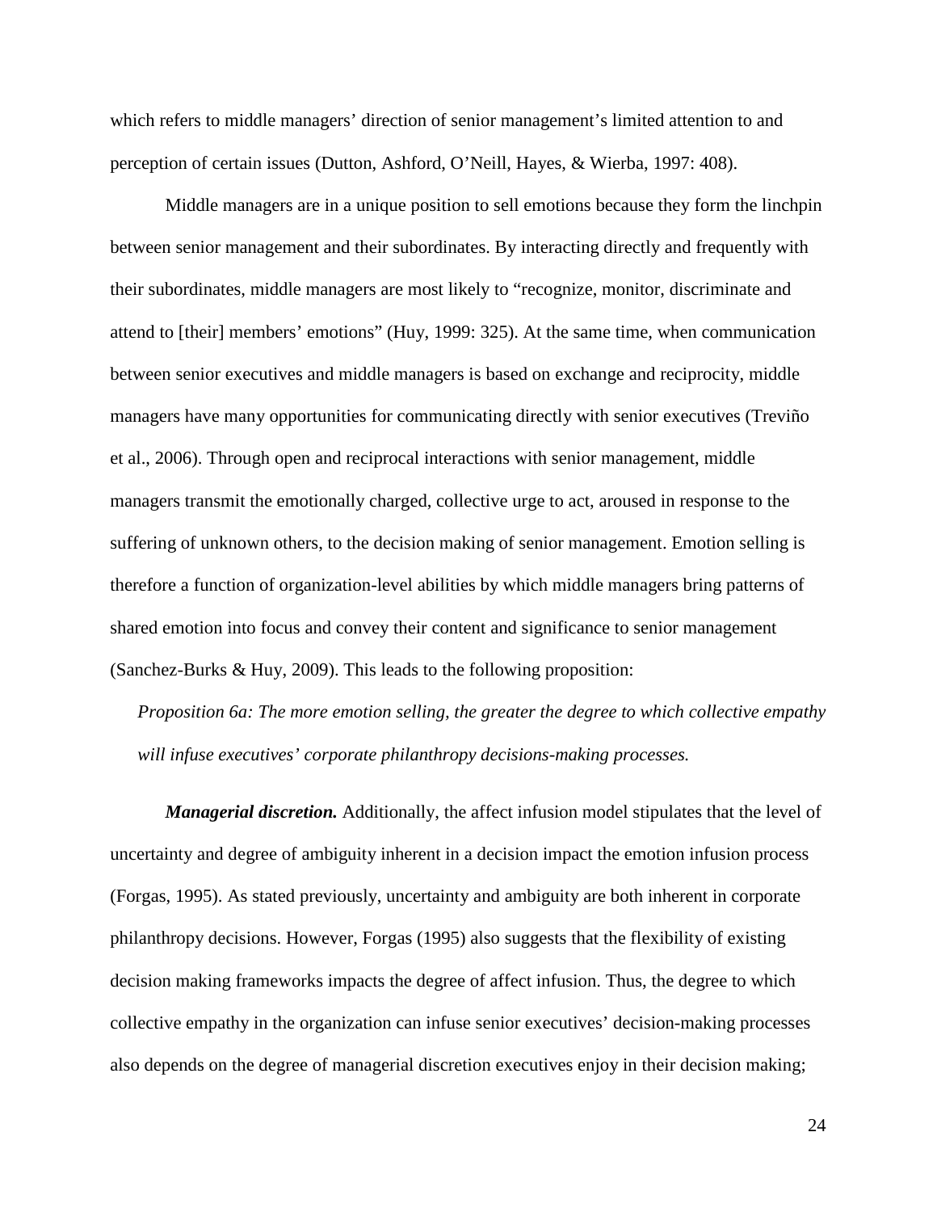which refers to middle managers' direction of senior management's limited attention to and perception of certain issues (Dutton, Ashford, O'Neill, Hayes, & Wierba, 1997: 408).

Middle managers are in a unique position to sell emotions because they form the linchpin between senior management and their subordinates. By interacting directly and frequently with their subordinates, middle managers are most likely to "recognize, monitor, discriminate and attend to [their] members' emotions" (Huy, 1999: 325). At the same time, when communication between senior executives and middle managers is based on exchange and reciprocity, middle managers have many opportunities for communicating directly with senior executives (Treviño et al., 2006). Through open and reciprocal interactions with senior management, middle managers transmit the emotionally charged, collective urge to act, aroused in response to the suffering of unknown others, to the decision making of senior management. Emotion selling is therefore a function of organization-level abilities by which middle managers bring patterns of shared emotion into focus and convey their content and significance to senior management (Sanchez-Burks & Huy, 2009). This leads to the following proposition:

*Proposition 6a: The more emotion selling, the greater the degree to which collective empathy will infuse executives' corporate philanthropy decisions-making processes.*

***Managerial discretion.*** Additionally, the affect infusion model stipulates that the level of uncertainty and degree of ambiguity inherent in a decision impact the emotion infusion process (Forgas, 1995). As stated previously, uncertainty and ambiguity are both inherent in corporate philanthropy decisions. However, Forgas (1995) also suggests that the flexibility of existing decision making frameworks impacts the degree of affect infusion. Thus, the degree to which collective empathy in the organization can infuse senior executives' decision-making processes also depends on the degree of managerial discretion executives enjoy in their decision making;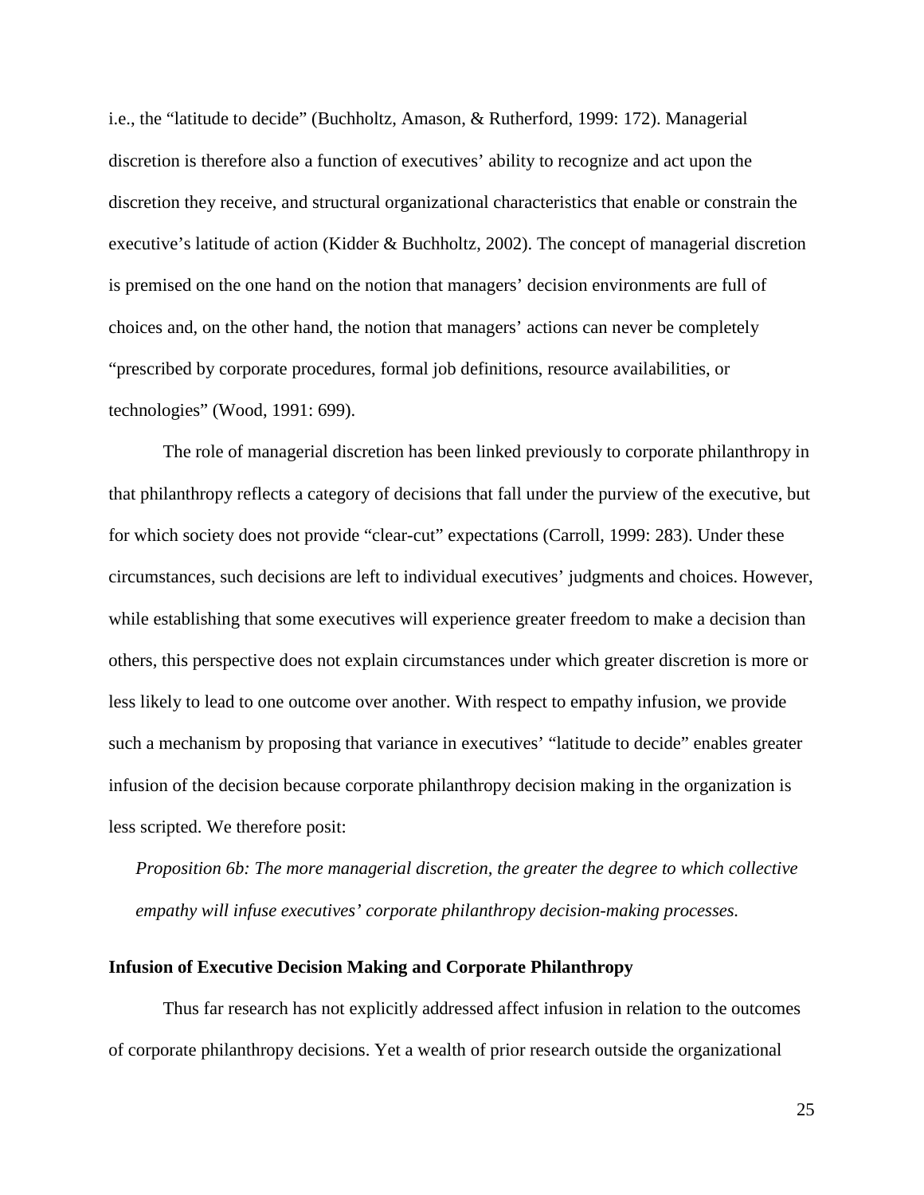i.e., the "latitude to decide" (Buchholtz, Amason, & Rutherford, 1999: 172). Managerial discretion is therefore also a function of executives' ability to recognize and act upon the discretion they receive, and structural organizational characteristics that enable or constrain the executive's latitude of action (Kidder & Buchholtz, 2002). The concept of managerial discretion is premised on the one hand on the notion that managers' decision environments are full of choices and, on the other hand, the notion that managers' actions can never be completely "prescribed by corporate procedures, formal job definitions, resource availabilities, or technologies" (Wood, 1991: 699).

The role of managerial discretion has been linked previously to corporate philanthropy in that philanthropy reflects a category of decisions that fall under the purview of the executive, but for which society does not provide "clear-cut" expectations (Carroll, 1999: 283). Under these circumstances, such decisions are left to individual executives' judgments and choices. However, while establishing that some executives will experience greater freedom to make a decision than others, this perspective does not explain circumstances under which greater discretion is more or less likely to lead to one outcome over another. With respect to empathy infusion, we provide such a mechanism by proposing that variance in executives' "latitude to decide" enables greater infusion of the decision because corporate philanthropy decision making in the organization is less scripted. We therefore posit:

*Proposition 6b: The more managerial discretion, the greater the degree to which collective empathy will infuse executives' corporate philanthropy decision-making processes.*

**Infusion of Executive Decision Making and Corporate Philanthropy**

Thus far research has not explicitly addressed affect infusion in relation to the outcomes of corporate philanthropy decisions. Yet a wealth of prior research outside the organizational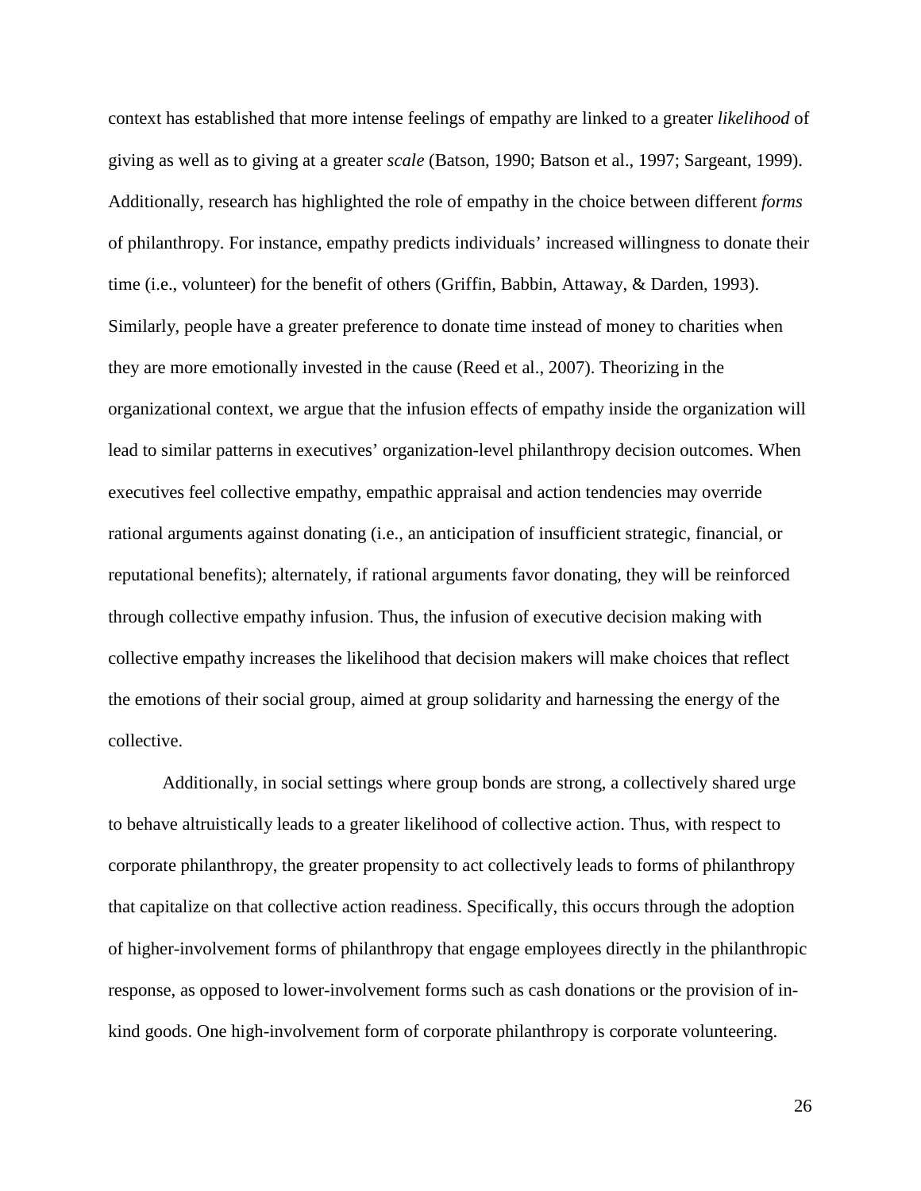context has established that more intense feelings of empathy are linked to a greater *likelihood* of giving as well as to giving at a greater *scale* (Batson, 1990; Batson et al., 1997; Sargeant, 1999). Additionally, research has highlighted the role of empathy in the choice between different *forms* of philanthropy. For instance, empathy predicts individuals' increased willingness to donate their time (i.e., volunteer) for the benefit of others (Griffin, Babbin, Attaway, & Darden, 1993). Similarly, people have a greater preference to donate time instead of money to charities when they are more emotionally invested in the cause (Reed et al., 2007). Theorizing in the organizational context, we argue that the infusion effects of empathy inside the organization will lead to similar patterns in executives' organization-level philanthropy decision outcomes. When executives feel collective empathy, empathic appraisal and action tendencies may override rational arguments against donating (i.e., an anticipation of insufficient strategic, financial, or reputational benefits); alternately, if rational arguments favor donating, they will be reinforced through collective empathy infusion. Thus, the infusion of executive decision making with collective empathy increases the likelihood that decision makers will make choices that reflect the emotions of their social group, aimed at group solidarity and harnessing the energy of the collective.

Additionally, in social settings where group bonds are strong, a collectively shared urge to behave altruistically leads to a greater likelihood of collective action. Thus, with respect to corporate philanthropy, the greater propensity to act collectively leads to forms of philanthropy that capitalize on that collective action readiness. Specifically, this occurs through the adoption of higher-involvement forms of philanthropy that engage employees directly in the philanthropic response, as opposed to lower-involvement forms such as cash donations or the provision of in-kind goods. One high-involvement form of corporate philanthropy is corporate volunteering.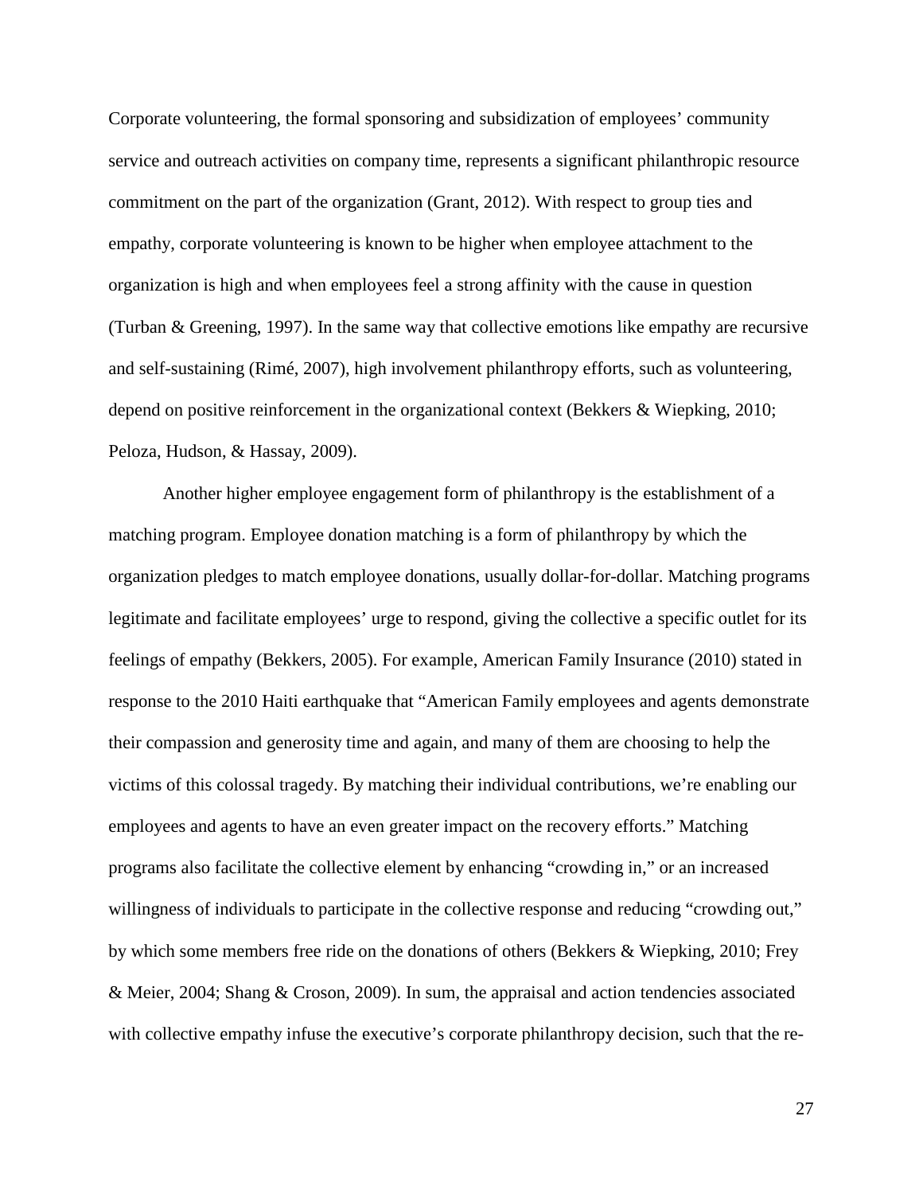Corporate volunteering, the formal sponsoring and subsidization of employees' community service and outreach activities on company time, represents a significant philanthropic resource commitment on the part of the organization (Grant, 2012). With respect to group ties and empathy, corporate volunteering is known to be higher when employee attachment to the organization is high and when employees feel a strong affinity with the cause in question (Turban & Greening, 1997). In the same way that collective emotions like empathy are recursive and self-sustaining (Rimé, 2007), high involvement philanthropy efforts, such as volunteering, depend on positive reinforcement in the organizational context (Bekkers & Wiepking, 2010; Peloza, Hudson, & Hassay, 2009).

Another higher employee engagement form of philanthropy is the establishment of a matching program. Employee donation matching is a form of philanthropy by which the organization pledges to match employee donations, usually dollar-for-dollar. Matching programs legitimate and facilitate employees' urge to respond, giving the collective a specific outlet for its feelings of empathy (Bekkers, 2005). For example, American Family Insurance (2010) stated in response to the 2010 Haiti earthquake that "American Family employees and agents demonstrate their compassion and generosity time and again, and many of them are choosing to help the victims of this colossal tragedy. By matching their individual contributions, we're enabling our employees and agents to have an even greater impact on the recovery efforts." Matching programs also facilitate the collective element by enhancing "crowding in," or an increased willingness of individuals to participate in the collective response and reducing "crowding out," by which some members free ride on the donations of others (Bekkers & Wiepking, 2010; Frey & Meier, 2004; Shang & Croson, 2009). In sum, the appraisal and action tendencies associated with collective empathy infuse the executive's corporate philanthropy decision, such that the re-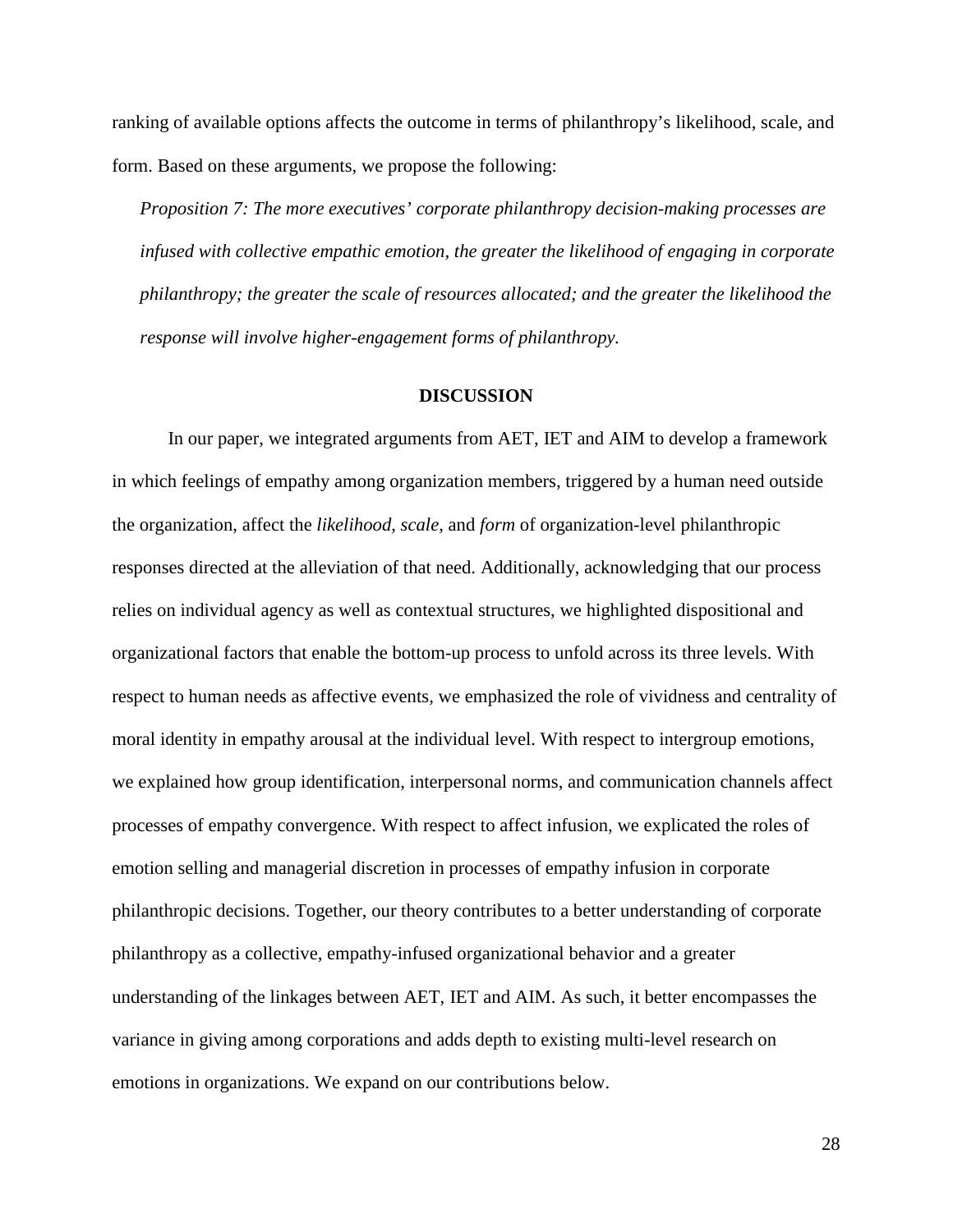ranking of available options affects the outcome in terms of philanthropy's likelihood, scale, and form. Based on these arguments, we propose the following:

*Proposition 7: The more executives' corporate philanthropy decision-making processes are infused with collective empathic emotion, the greater the likelihood of engaging in corporate philanthropy; the greater the scale of resources allocated; and the greater the likelihood the response will involve higher-engagement forms of philanthropy.*

## DISCUSSION

In our paper, we integrated arguments from AET, IET and AIM to develop a framework in which feelings of empathy among organization members, triggered by a human need outside the organization, affect the *likelihood*, *scale*, and *form* of organization-level philanthropic responses directed at the alleviation of that need. Additionally, acknowledging that our process relies on individual agency as well as contextual structures, we highlighted dispositional and organizational factors that enable the bottom-up process to unfold across its three levels. With respect to human needs as affective events, we emphasized the role of vividness and centrality of moral identity in empathy arousal at the individual level. With respect to intergroup emotions, we explained how group identification, interpersonal norms, and communication channels affect processes of empathy convergence. With respect to affect infusion, we explicated the roles of emotion selling and managerial discretion in processes of empathy infusion in corporate philanthropic decisions. Together, our theory contributes to a better understanding of corporate philanthropy as a collective, empathy-infused organizational behavior and a greater understanding of the linkages between AET, IET and AIM. As such, it better encompasses the variance in giving among corporations and adds depth to existing multi-level research on emotions in organizations. We expand on our contributions below.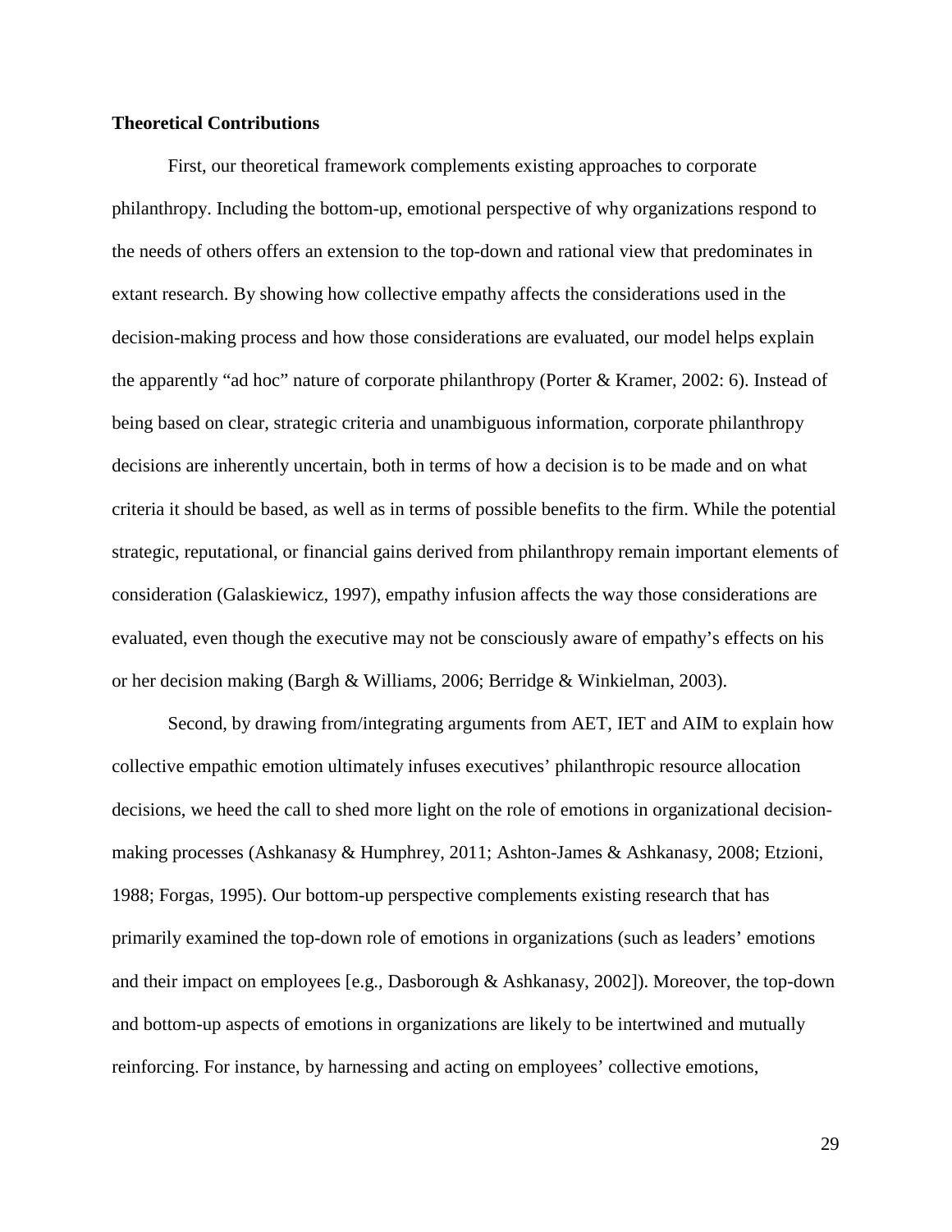**Theoretical Contributions**

First, our theoretical framework complements existing approaches to corporate philanthropy. Including the bottom-up, emotional perspective of why organizations respond to the needs of others offers an extension to the top-down and rational view that predominates in extant research. By showing how collective empathy affects the considerations used in the decision-making process and how those considerations are evaluated, our model helps explain the apparently "ad hoc" nature of corporate philanthropy (Porter & Kramer, 2002: 6). Instead of being based on clear, strategic criteria and unambiguous information, corporate philanthropy decisions are inherently uncertain, both in terms of how a decision is to be made and on what criteria it should be based, as well as in terms of possible benefits to the firm. While the potential strategic, reputational, or financial gains derived from philanthropy remain important elements of consideration (Galaskiewicz, 1997), empathy infusion affects the way those considerations are evaluated, even though the executive may not be consciously aware of empathy's effects on his or her decision making (Bargh & Williams, 2006; Berridge & Winkielman, 2003).

Second, by drawing from/integrating arguments from AET, IET and AIM to explain how collective empathic emotion ultimately infuses executives' philanthropic resource allocation decisions, we heed the call to shed more light on the role of emotions in organizational decision-making processes (Ashkanasy & Humphrey, 2011; Ashton-James & Ashkanasy, 2008; Etzioni, 1988; Forgas, 1995). Our bottom-up perspective complements existing research that has primarily examined the top-down role of emotions in organizations (such as leaders' emotions and their impact on employees [e.g., Dasborough & Ashkanasy, 2002]). Moreover, the top-down and bottom-up aspects of emotions in organizations are likely to be intertwined and mutually reinforcing. For instance, by harnessing and acting on employees' collective emotions,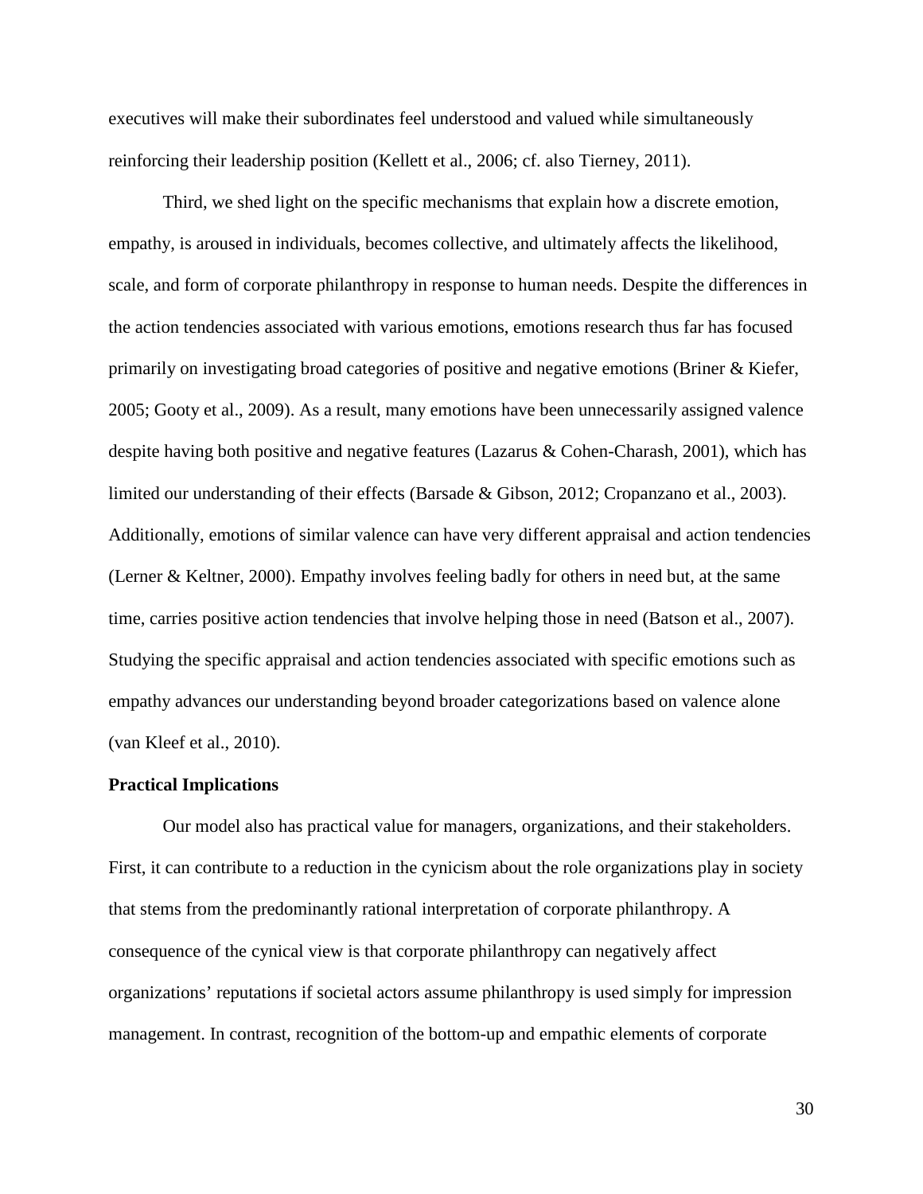executives will make their subordinates feel understood and valued while simultaneously reinforcing their leadership position (Kellett et al., 2006; cf. also Tierney, 2011).

Third, we shed light on the specific mechanisms that explain how a discrete emotion, empathy, is aroused in individuals, becomes collective, and ultimately affects the likelihood, scale, and form of corporate philanthropy in response to human needs. Despite the differences in the action tendencies associated with various emotions, emotions research thus far has focused primarily on investigating broad categories of positive and negative emotions (Briner & Kiefer, 2005; Gooty et al., 2009). As a result, many emotions have been unnecessarily assigned valence despite having both positive and negative features (Lazarus & Cohen-Charash, 2001), which has limited our understanding of their effects (Barsade & Gibson, 2012; Cropanzano et al., 2003). Additionally, emotions of similar valence can have very different appraisal and action tendencies (Lerner & Keltner, 2000). Empathy involves feeling badly for others in need but, at the same time, carries positive action tendencies that involve helping those in need (Batson et al., 2007). Studying the specific appraisal and action tendencies associated with specific emotions such as empathy advances our understanding beyond broader categorizations based on valence alone (van Kleef et al., 2010).

**Practical Implications**

Our model also has practical value for managers, organizations, and their stakeholders. First, it can contribute to a reduction in the cynicism about the role organizations play in society that stems from the predominantly rational interpretation of corporate philanthropy. A consequence of the cynical view is that corporate philanthropy can negatively affect organizations' reputations if societal actors assume philanthropy is used simply for impression management. In contrast, recognition of the bottom-up and empathic elements of corporate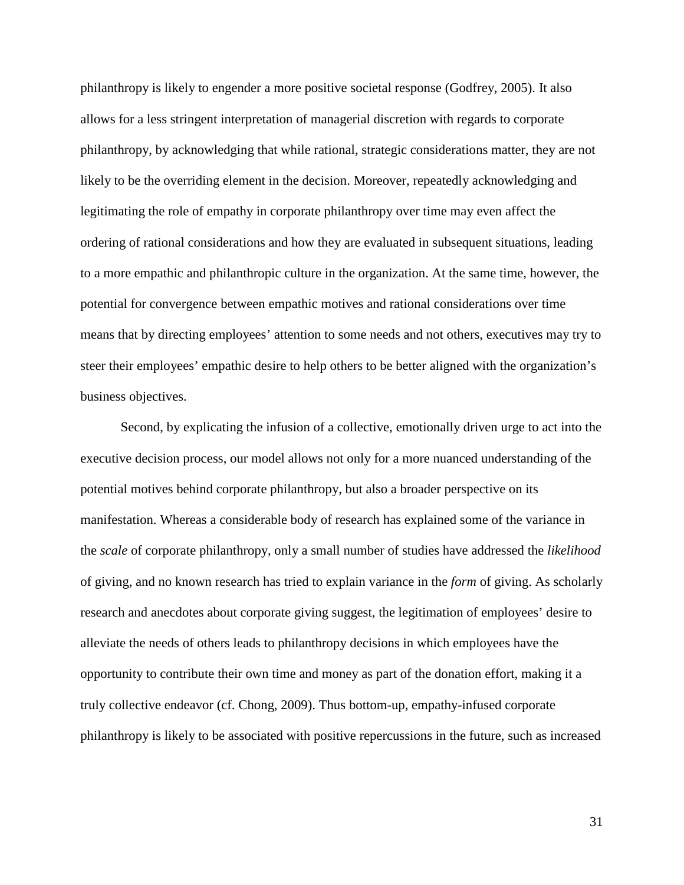philanthropy is likely to engender a more positive societal response (Godfrey, 2005). It also allows for a less stringent interpretation of managerial discretion with regards to corporate philanthropy, by acknowledging that while rational, strategic considerations matter, they are not likely to be the overriding element in the decision. Moreover, repeatedly acknowledging and legitimating the role of empathy in corporate philanthropy over time may even affect the ordering of rational considerations and how they are evaluated in subsequent situations, leading to a more empathic and philanthropic culture in the organization. At the same time, however, the potential for convergence between empathic motives and rational considerations over time means that by directing employees' attention to some needs and not others, executives may try to steer their employees' empathic desire to help others to be better aligned with the organization's business objectives.

Second, by explicating the infusion of a collective, emotionally driven urge to act into the executive decision process, our model allows not only for a more nuanced understanding of the potential motives behind corporate philanthropy, but also a broader perspective on its manifestation. Whereas a considerable body of research has explained some of the variance in the *scale* of corporate philanthropy, only a small number of studies have addressed the *likelihood* of giving, and no known research has tried to explain variance in the *form* of giving. As scholarly research and anecdotes about corporate giving suggest, the legitimation of employees' desire to alleviate the needs of others leads to philanthropy decisions in which employees have the opportunity to contribute their own time and money as part of the donation effort, making it a truly collective endeavor (cf. Chong, 2009). Thus bottom-up, empathy-infused corporate philanthropy is likely to be associated with positive repercussions in the future, such as increased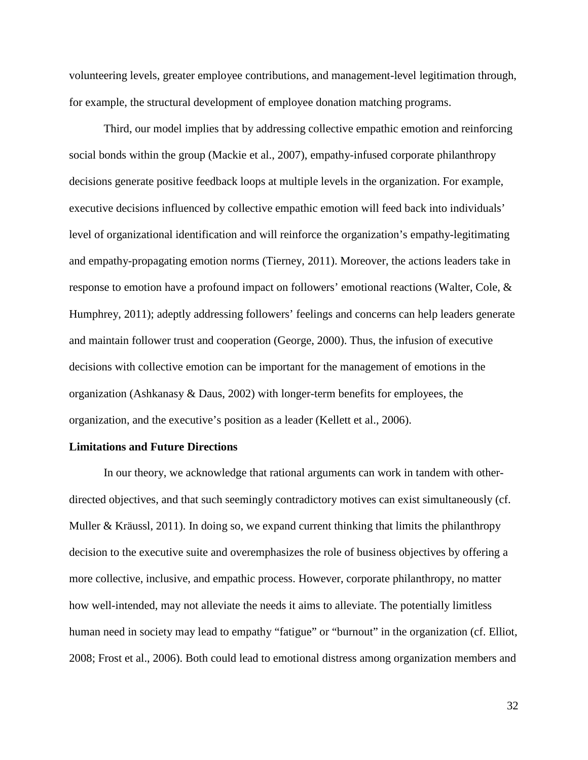volunteering levels, greater employee contributions, and management-level legitimation through, for example, the structural development of employee donation matching programs.

Third, our model implies that by addressing collective empathic emotion and reinforcing social bonds within the group (Mackie et al., 2007), empathy-infused corporate philanthropy decisions generate positive feedback loops at multiple levels in the organization. For example, executive decisions influenced by collective empathic emotion will feed back into individuals' level of organizational identification and will reinforce the organization's empathy-legitimating and empathy-propagating emotion norms (Tierney, 2011). Moreover, the actions leaders take in response to emotion have a profound impact on followers' emotional reactions (Walter, Cole, & Humphrey, 2011); adeptly addressing followers' feelings and concerns can help leaders generate and maintain follower trust and cooperation (George, 2000). Thus, the infusion of executive decisions with collective emotion can be important for the management of emotions in the organization (Ashkanasy & Daus, 2002) with longer-term benefits for employees, the organization, and the executive's position as a leader (Kellett et al., 2006).

**Limitations and Future Directions**

In our theory, we acknowledge that rational arguments can work in tandem with other-directed objectives, and that such seemingly contradictory motives can exist simultaneously (cf. Muller & Kräussl, 2011). In doing so, we expand current thinking that limits the philanthropy decision to the executive suite and overemphasizes the role of business objectives by offering a more collective, inclusive, and empathic process. However, corporate philanthropy, no matter how well-intended, may not alleviate the needs it aims to alleviate. The potentially limitless human need in society may lead to empathy "fatigue" or "burnout" in the organization (cf. Elliot, 2008; Frost et al., 2006). Both could lead to emotional distress among organization members and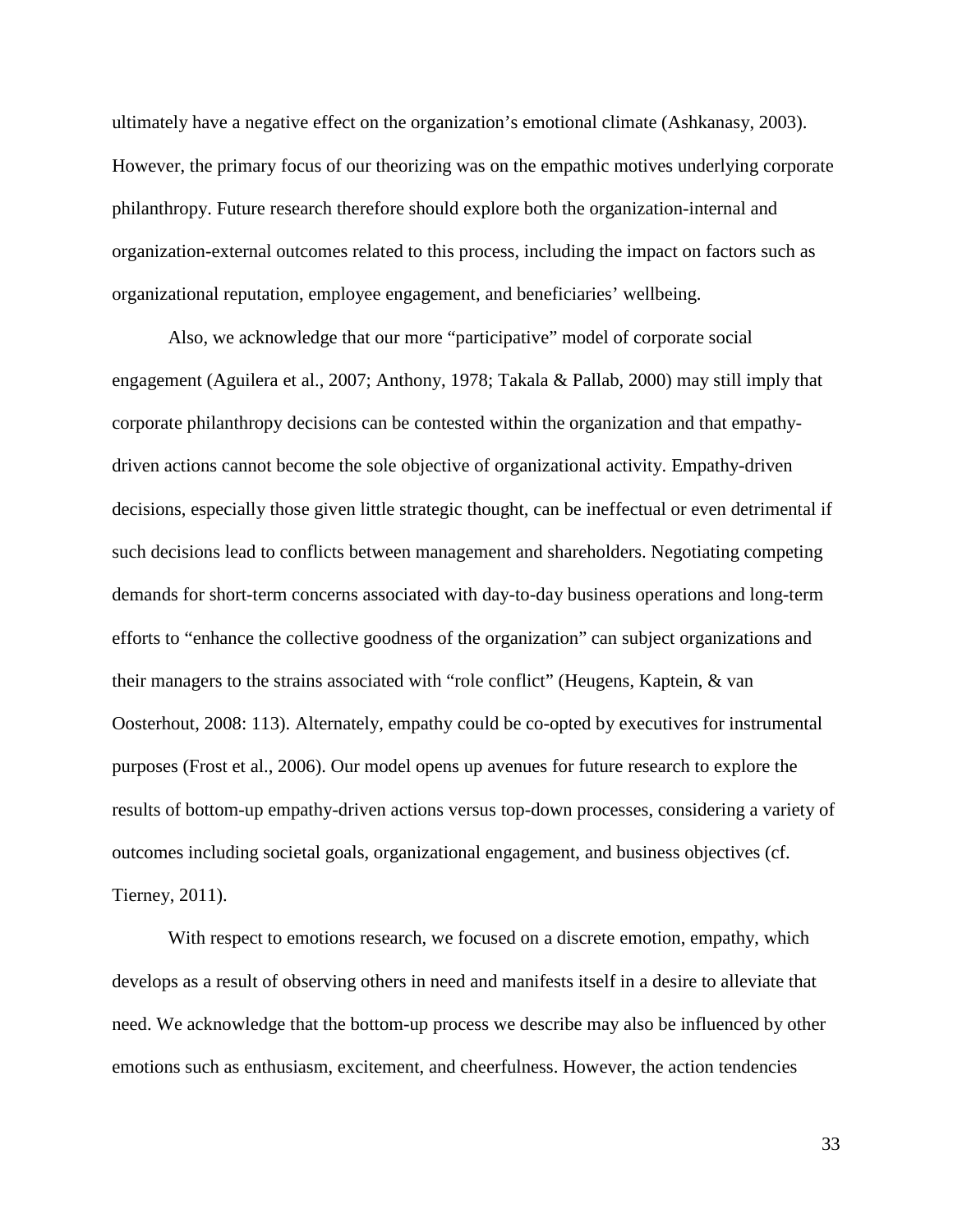ultimately have a negative effect on the organization's emotional climate (Ashkanasy, 2003). However, the primary focus of our theorizing was on the empathic motives underlying corporate philanthropy. Future research therefore should explore both the organization-internal and organization-external outcomes related to this process, including the impact on factors such as organizational reputation, employee engagement, and beneficiaries' wellbeing.

Also, we acknowledge that our more "participative" model of corporate social engagement (Aguilera et al., 2007; Anthony, 1978; Takala & Pallab, 2000) may still imply that corporate philanthropy decisions can be contested within the organization and that empathy-driven actions cannot become the sole objective of organizational activity. Empathy-driven decisions, especially those given little strategic thought, can be ineffectual or even detrimental if such decisions lead to conflicts between management and shareholders. Negotiating competing demands for short-term concerns associated with day-to-day business operations and long-term efforts to "enhance the collective goodness of the organization" can subject organizations and their managers to the strains associated with "role conflict" (Heugens, Kaptein, & van Oosterhout, 2008: 113). Alternately, empathy could be co-opted by executives for instrumental purposes (Frost et al., 2006). Our model opens up avenues for future research to explore the results of bottom-up empathy-driven actions versus top-down processes, considering a variety of outcomes including societal goals, organizational engagement, and business objectives (cf. Tierney, 2011).

With respect to emotions research, we focused on a discrete emotion, empathy, which develops as a result of observing others in need and manifests itself in a desire to alleviate that need. We acknowledge that the bottom-up process we describe may also be influenced by other emotions such as enthusiasm, excitement, and cheerfulness. However, the action tendencies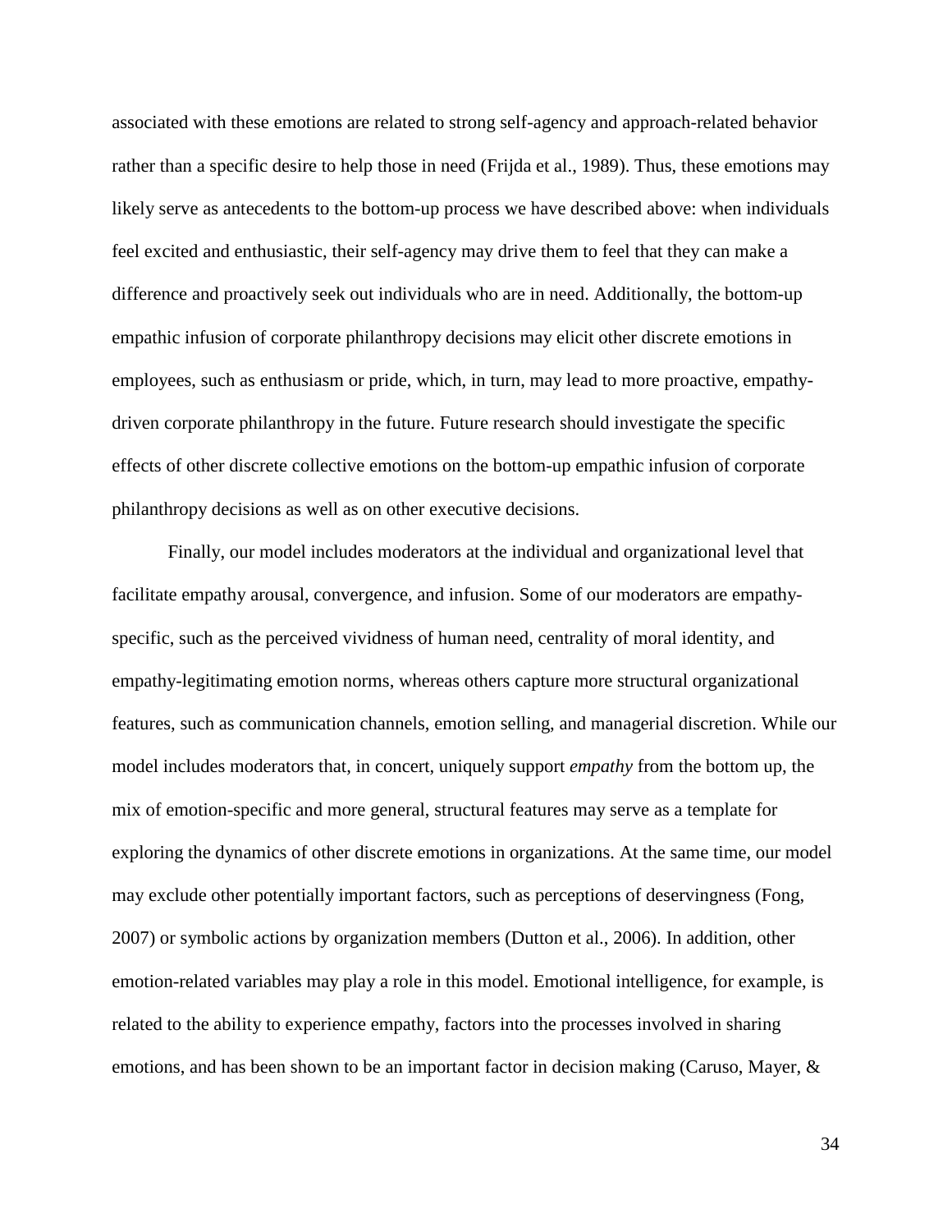associated with these emotions are related to strong self-agency and approach-related behavior rather than a specific desire to help those in need (Frijda et al., 1989). Thus, these emotions may likely serve as antecedents to the bottom-up process we have described above: when individuals feel excited and enthusiastic, their self-agency may drive them to feel that they can make a difference and proactively seek out individuals who are in need. Additionally, the bottom-up empathic infusion of corporate philanthropy decisions may elicit other discrete emotions in employees, such as enthusiasm or pride, which, in turn, may lead to more proactive, empathy-driven corporate philanthropy in the future. Future research should investigate the specific effects of other discrete collective emotions on the bottom-up empathic infusion of corporate philanthropy decisions as well as on other executive decisions.

Finally, our model includes moderators at the individual and organizational level that facilitate empathy arousal, convergence, and infusion. Some of our moderators are empathy-specific, such as the perceived vividness of human need, centrality of moral identity, and empathy-legitimating emotion norms, whereas others capture more structural organizational features, such as communication channels, emotion selling, and managerial discretion. While our model includes moderators that, in concert, uniquely support *empathy* from the bottom up, the mix of emotion-specific and more general, structural features may serve as a template for exploring the dynamics of other discrete emotions in organizations. At the same time, our model may exclude other potentially important factors, such as perceptions of deservingness (Fong, 2007) or symbolic actions by organization members (Dutton et al., 2006). In addition, other emotion-related variables may play a role in this model. Emotional intelligence, for example, is related to the ability to experience empathy, factors into the processes involved in sharing emotions, and has been shown to be an important factor in decision making (Caruso, Mayer, &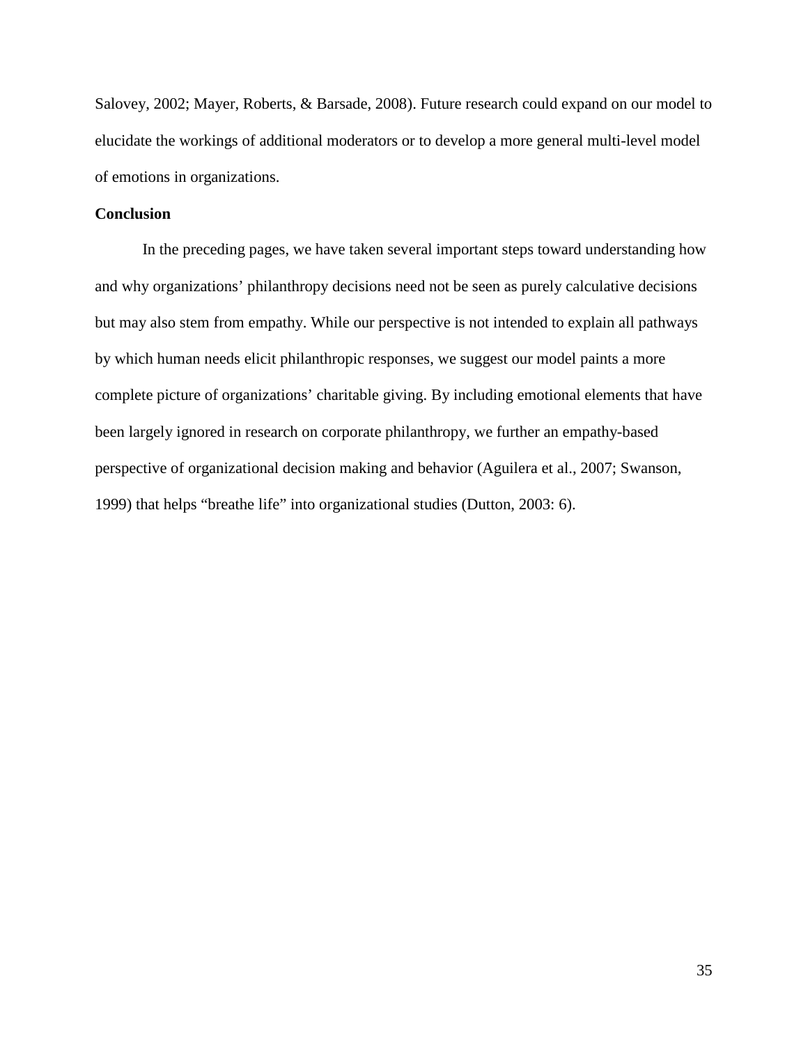Salovey, 2002; Mayer, Roberts, & Barsade, 2008). Future research could expand on our model to elucidate the workings of additional moderators or to develop a more general multi-level model of emotions in organizations.

## Conclusion

In the preceding pages, we have taken several important steps toward understanding how and why organizations' philanthropy decisions need not be seen as purely calculative decisions but may also stem from empathy. While our perspective is not intended to explain all pathways by which human needs elicit philanthropic responses, we suggest our model paints a more complete picture of organizations' charitable giving. By including emotional elements that have been largely ignored in research on corporate philanthropy, we further an empathy-based perspective of organizational decision making and behavior (Aguilera et al., 2007; Swanson, 1999) that helps "breathe life" into organizational studies (Dutton, 2003: 6).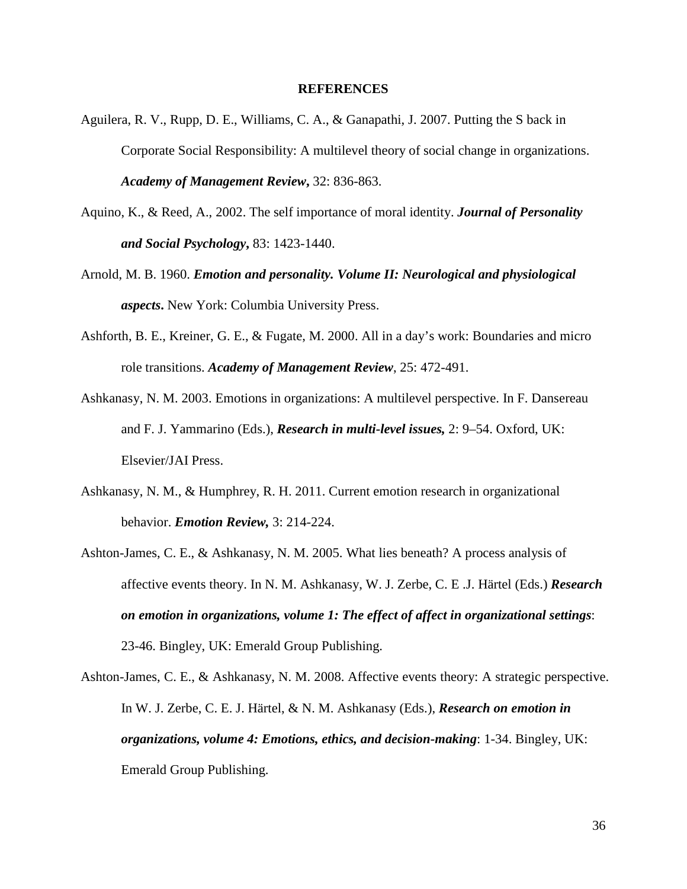## REFERENCES

Aguilera, R. V., Rupp, D. E., Williams, C. A., & Ganapathi, J. 2007. Putting the S back in Corporate Social Responsibility: A multilevel theory of social change in organizations. ***Academy of Management Review*****,** 32: 836-863.

Aquino, K., & Reed, A., 2002. The self importance of moral identity. ***Journal of Personality and Social Psychology*****,** 83: 1423-1440.

Arnold, M. B. 1960. ***Emotion and personality. Volume II: Neurological and physiological aspects*****.** New York: Columbia University Press.

Ashforth, B. E., Kreiner, G. E., & Fugate, M. 2000. All in a day's work: Boundaries and micro role transitions. ***Academy of Management Review***, 25: 472-491.

Ashkanasy, N. M. 2003. Emotions in organizations: A multilevel perspective. In F. Dansereau and F. J. Yammarino (Eds.), ***Research in multi-level issues,*** 2: 9–54. Oxford, UK: Elsevier/JAI Press.

Ashkanasy, N. M., & Humphrey, R. H. 2011. Current emotion research in organizational behavior. ***Emotion Review,*** 3: 214-224.

Ashton-James, C. E., & Ashkanasy, N. M. 2005. What lies beneath? A process analysis of affective events theory. In N. M. Ashkanasy, W. J. Zerbe, C. E .J. Härtel (Eds.) ***Research on emotion in organizations, volume 1: The effect of affect in organizational settings***: 23-46. Bingley, UK: Emerald Group Publishing.

Ashton-James, C. E., & Ashkanasy, N. M. 2008. Affective events theory: A strategic perspective. In W. J. Zerbe, C. E. J. Härtel, & N. M. Ashkanasy (Eds.), ***Research on emotion in organizations, volume 4: Emotions, ethics, and decision-making***: 1-34. Bingley, UK: Emerald Group Publishing.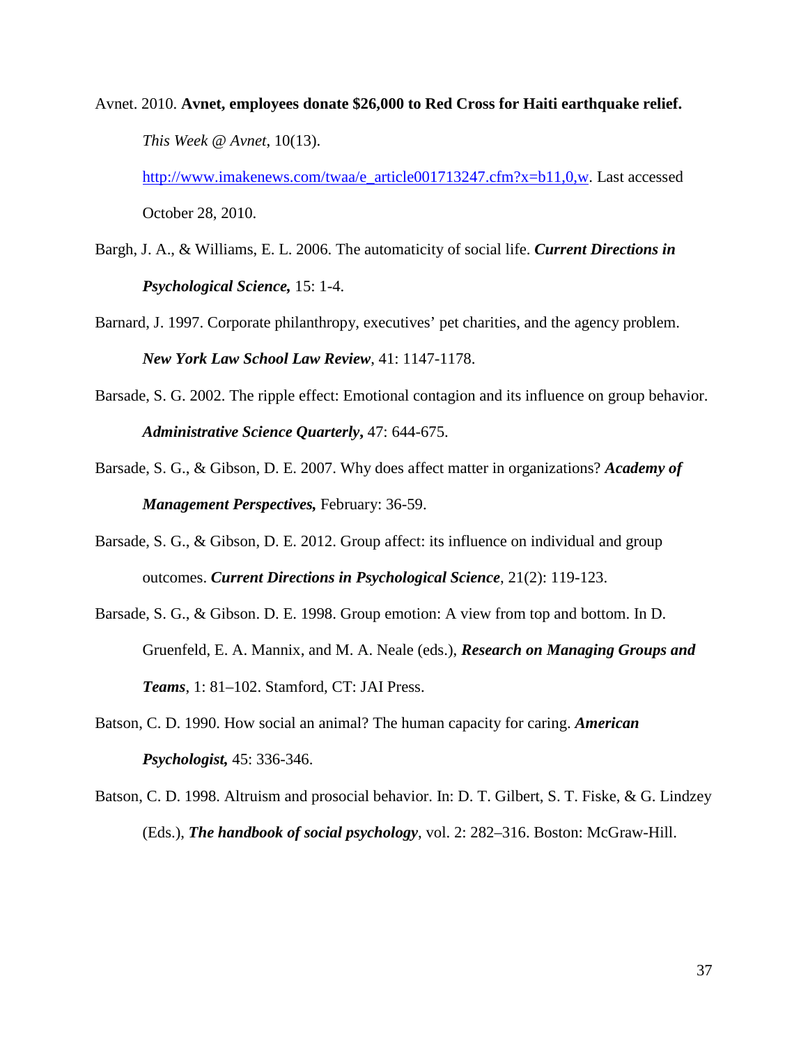Avnet. 2010. **Avnet, employees donate $26,000 to Red Cross for Haiti earthquake relief.** *This Week @ Avnet*, 10(13). [http://www.imakenews.com/twaa/e_article001713247.cfm?x=b11,0,w](http://www.imakenews.com/twaa/e_article001713247.cfm?x=b11,0,w). Last accessed October 28, 2010.

Bargh, J. A., & Williams, E. L. 2006. The automaticity of social life. ***Current Directions in Psychological Science,*** 15: 1-4.

Barnard, J. 1997. Corporate philanthropy, executives' pet charities, and the agency problem. ***New York Law School Law Review***, 41: 1147-1178.

Barsade, S. G. 2002. The ripple effect: Emotional contagion and its influence on group behavior. ***Administrative Science Quarterly***, 47: 644-675.

Barsade, S. G., & Gibson, D. E. 2007. Why does affect matter in organizations? ***Academy of Management Perspectives,*** February: 36-59.

Barsade, S. G., & Gibson, D. E. 2012. Group affect: its influence on individual and group outcomes. ***Current Directions in Psychological Science***, 21(2): 119-123.

Barsade, S. G., & Gibson. D. E. 1998. Group emotion: A view from top and bottom. In D. Gruenfeld, E. A. Mannix, and M. A. Neale (eds.), ***Research on Managing Groups and Teams***, 1: 81–102. Stamford, CT: JAI Press.

Batson, C. D. 1990. How social an animal? The human capacity for caring. ***American Psychologist,*** 45: 336-346.

Batson, C. D. 1998. Altruism and prosocial behavior. In: D. T. Gilbert, S. T. Fiske, & G. Lindzey (Eds.), ***The handbook of social psychology***, vol. 2: 282–316. Boston: McGraw-Hill.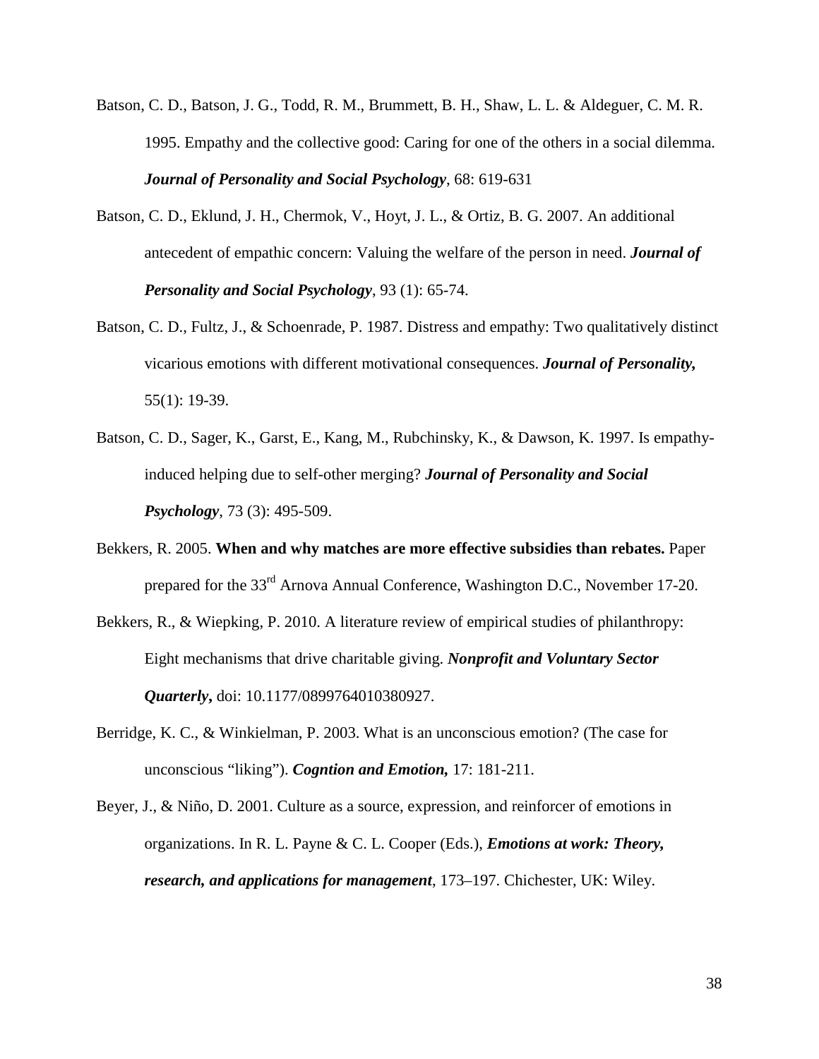Batson, C. D., Batson, J. G., Todd, R. M., Brummett, B. H., Shaw, L. L. & Aldeguer, C. M. R. 1995. Empathy and the collective good: Caring for one of the others in a social dilemma. ***Journal of Personality and Social Psychology***, 68: 619-631

Batson, C. D., Eklund, J. H., Chermok, V., Hoyt, J. L., & Ortiz, B. G. 2007. An additional antecedent of empathic concern: Valuing the welfare of the person in need. ***Journal of Personality and Social Psychology***, 93 (1): 65-74.

Batson, C. D., Fultz, J., & Schoenrade, P. 1987. Distress and empathy: Two qualitatively distinct vicarious emotions with different motivational consequences. ***Journal of Personality,*** 55(1): 19-39.

Batson, C. D., Sager, K., Garst, E., Kang, M., Rubchinsky, K., & Dawson, K. 1997. Is empathy-induced helping due to self-other merging? ***Journal of Personality and Social Psychology***, 73 (3): 495-509.

Bekkers, R. 2005. **When and why matches are more effective subsidies than rebates.** Paper prepared for the 33rd Arnova Annual Conference, Washington D.C., November 17-20.

Bekkers, R., & Wiepking, P. 2010. A literature review of empirical studies of philanthropy: Eight mechanisms that drive charitable giving. ***Nonprofit and Voluntary Sector Quarterly*****,** doi: 10.1177/0899764010380927.

Berridge, K. C., & Winkielman, P. 2003. What is an unconscious emotion? (The case for unconscious "liking"). ***Cogntion and Emotion,*** 17: 181-211.

Beyer, J., & Niño, D. 2001. Culture as a source, expression, and reinforcer of emotions in organizations. In R. L. Payne & C. L. Cooper (Eds.), ***Emotions at work: Theory, research, and applications for management***, 173–197. Chichester, UK: Wiley.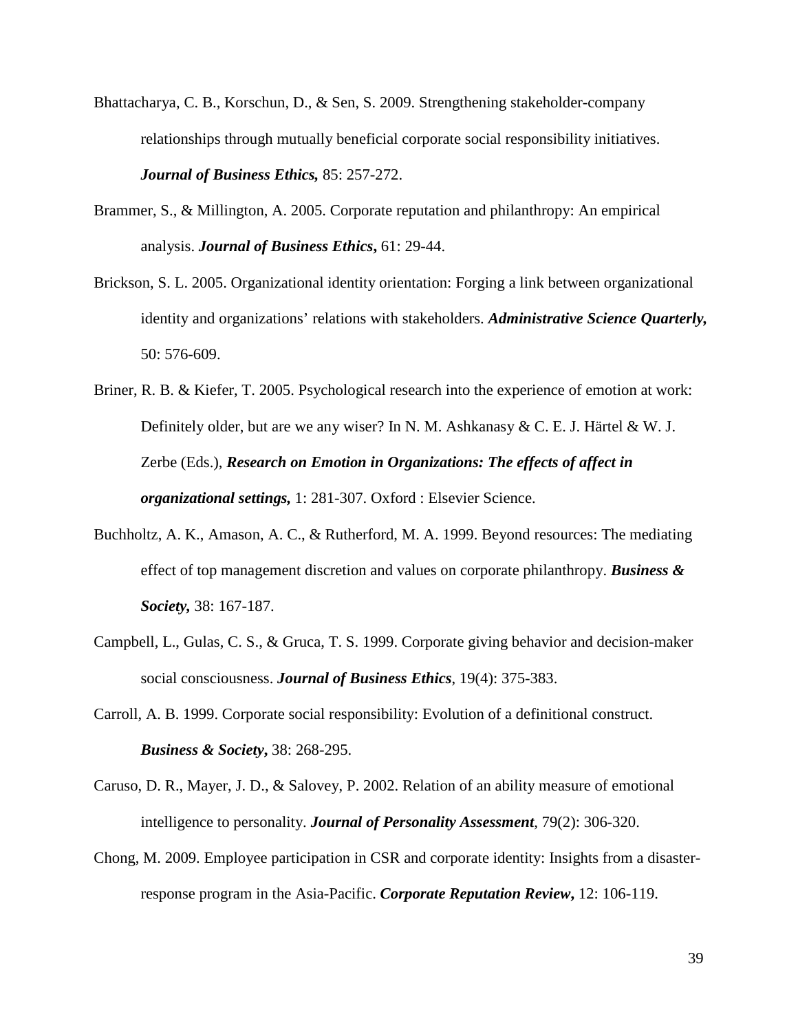Bhattacharya, C. B., Korschun, D., & Sen, S. 2009. Strengthening stakeholder-company relationships through mutually beneficial corporate social responsibility initiatives. ***Journal of Business Ethics,*** 85: 257-272.

Brammer, S., & Millington, A. 2005. Corporate reputation and philanthropy: An empirical analysis. ***Journal of Business Ethics*,** 61: 29-44.

Brickson, S. L. 2005. Organizational identity orientation: Forging a link between organizational identity and organizations' relations with stakeholders. ***Administrative Science Quarterly,*** 50: 576-609.

Briner, R. B. & Kiefer, T. 2005. Psychological research into the experience of emotion at work: Definitely older, but are we any wiser? In N. M. Ashkanasy & C. E. J. Härtel & W. J. Zerbe (Eds.), ***Research on Emotion in Organizations: The effects of affect in organizational settings,*** 1: 281-307. Oxford : Elsevier Science.

Buchholtz, A. K., Amason, A. C., & Rutherford, M. A. 1999. Beyond resources: The mediating effect of top management discretion and values on corporate philanthropy. ***Business & Society,*** 38: 167-187.

Campbell, L., Gulas, C. S., & Gruca, T. S. 1999. Corporate giving behavior and decision-maker social consciousness. ***Journal of Business Ethics***, 19(4): 375-383.

Carroll, A. B. 1999. Corporate social responsibility: Evolution of a definitional construct. ***Business & Society*,** 38: 268-295.

Caruso, D. R., Mayer, J. D., & Salovey, P. 2002. Relation of an ability measure of emotional intelligence to personality. ***Journal of Personality Assessment***, 79(2): 306-320.

Chong, M. 2009. Employee participation in CSR and corporate identity: Insights from a disaster-response program in the Asia-Pacific. ***Corporate Reputation Review*,** 12: 106-119.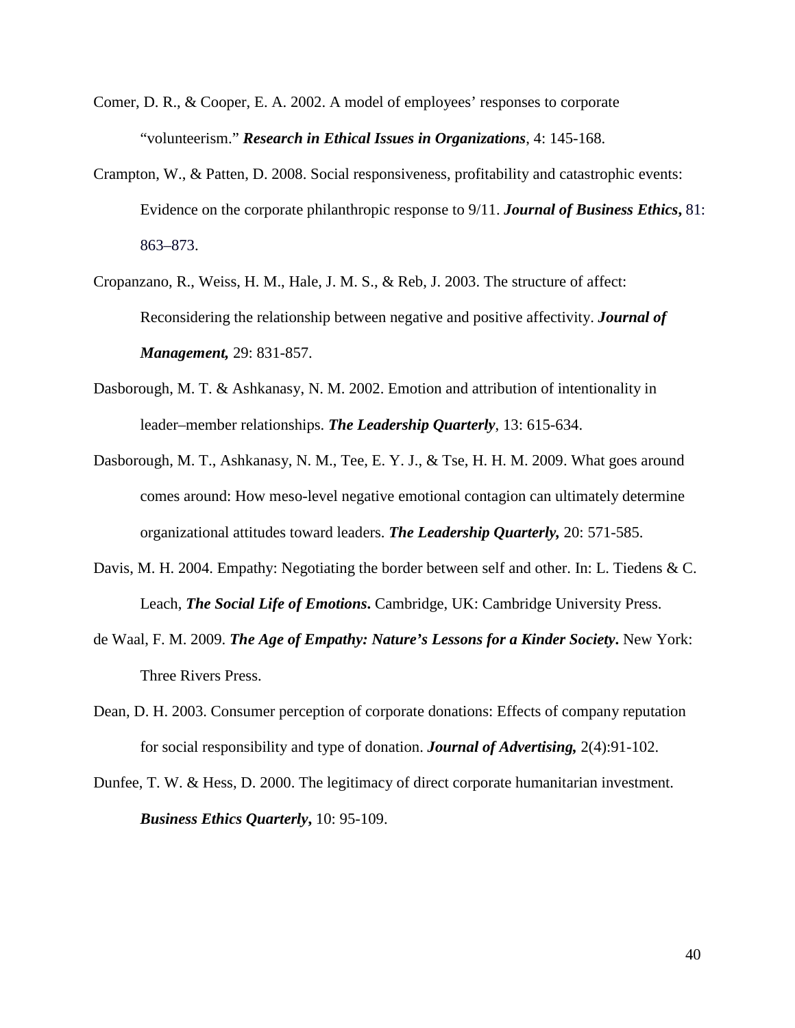Comer, D. R., & Cooper, E. A. 2002. A model of employees' responses to corporate "volunteerism." ***Research in Ethical Issues in Organizations***, 4: 145-168.

Crampton, W., & Patten, D. 2008. Social responsiveness, profitability and catastrophic events: Evidence on the corporate philanthropic response to 9/11. ***Journal of Business Ethics*****,** 81: 863–873.

Cropanzano, R., Weiss, H. M., Hale, J. M. S., & Reb, J. 2003. The structure of affect: Reconsidering the relationship between negative and positive affectivity. ***Journal of Management,*** 29: 831-857.

Dasborough, M. T. & Ashkanasy, N. M. 2002. Emotion and attribution of intentionality in leader–member relationships. ***The Leadership Quarterly***, 13: 615-634.

Dasborough, M. T., Ashkanasy, N. M., Tee, E. Y. J., & Tse, H. H. M. 2009. What goes around comes around: How meso-level negative emotional contagion can ultimately determine organizational attitudes toward leaders. ***The Leadership Quarterly,*** 20: 571-585.

Davis, M. H. 2004. Empathy: Negotiating the border between self and other. In: L. Tiedens & C. Leach, ***The Social Life of Emotions*****.** Cambridge, UK: Cambridge University Press.

de Waal, F. M. 2009. ***The Age of Empathy: Nature's Lessons for a Kinder Society*****.** New York: Three Rivers Press.

Dean, D. H. 2003. Consumer perception of corporate donations: Effects of company reputation for social responsibility and type of donation. ***Journal of Advertising,*** 2(4):91-102.

Dunfee, T. W. & Hess, D. 2000. The legitimacy of direct corporate humanitarian investment. ***Business Ethics Quarterly*****,** 10: 95-109.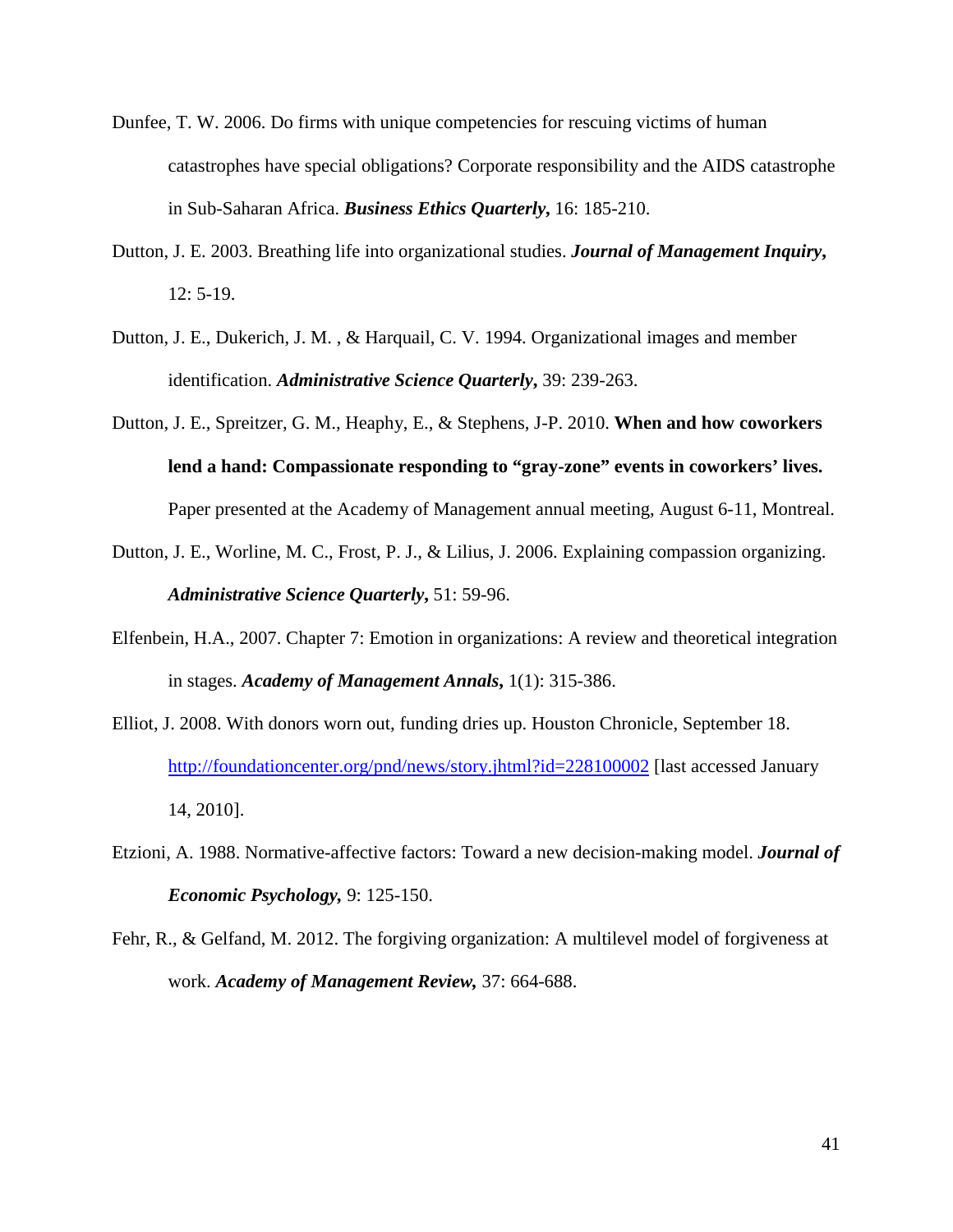Dunfee, T. W. 2006. Do firms with unique competencies for rescuing victims of human catastrophes have special obligations? Corporate responsibility and the AIDS catastrophe in Sub-Saharan Africa. ***Business Ethics Quarterly*,** 16: 185-210.

Dutton, J. E. 2003. Breathing life into organizational studies. ***Journal of Management Inquiry*,** 12: 5-19.

Dutton, J. E., Dukerich, J. M. , & Harquail, C. V. 1994. Organizational images and member identification. ***Administrative Science Quarterly*,** 39: 239-263.

Dutton, J. E., Spreitzer, G. M., Heaphy, E., & Stephens, J-P. 2010. **When and how coworkers lend a hand: Compassionate responding to "gray-zone" events in coworkers' lives.** Paper presented at the Academy of Management annual meeting, August 6-11, Montreal.

Dutton, J. E., Worline, M. C., Frost, P. J., & Lilius, J. 2006. Explaining compassion organizing. ***Administrative Science Quarterly*,** 51: 59-96.

Elfenbein, H.A., 2007. Chapter 7: Emotion in organizations: A review and theoretical integration in stages. ***Academy of Management Annals*,** 1(1): 315-386.

Elliot, J. 2008. With donors worn out, funding dries up. Houston Chronicle, September 18. http://foundationcenter.org/pnd/news/story.jhtml?id=228100002 [last accessed January 14, 2010].

Etzioni, A. 1988. Normative-affective factors: Toward a new decision-making model. ***Journal of Economic Psychology*,** 9: 125-150.

Fehr, R., & Gelfand, M. 2012. The forgiving organization: A multilevel model of forgiveness at work. ***Academy of Management Review*,** 37: 664-688.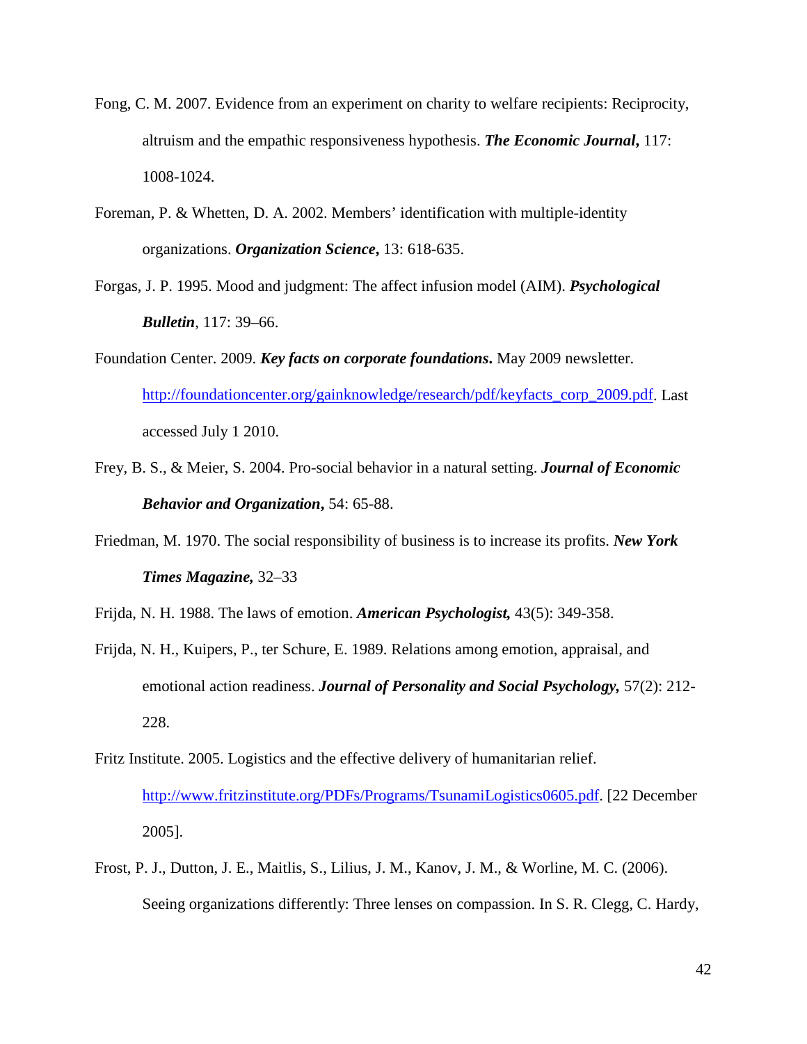Fong, C. M. 2007. Evidence from an experiment on charity to welfare recipients: Reciprocity, altruism and the empathic responsiveness hypothesis. ***The Economic Journal*,** 117: 1008-1024.

Foreman, P. & Whetten, D. A. 2002. Members' identification with multiple-identity organizations. ***Organization Science*,** 13: 618-635.

Forgas, J. P. 1995. Mood and judgment: The affect infusion model (AIM). ***Psychological Bulletin***, 117: 39–66.

Foundation Center. 2009. ***Key facts on corporate foundations*.** May 2009 newsletter. http://foundationcenter.org/gainknowledge/research/pdf/keyfacts_corp_2009.pdf. Last accessed July 1 2010.

Frey, B. S., & Meier, S. 2004. Pro-social behavior in a natural setting. ***Journal of Economic Behavior and Organization*,** 54: 65-88.

Friedman, M. 1970. The social responsibility of business is to increase its profits. ***New York Times Magazine*,** 32–33

Frijda, N. H. 1988. The laws of emotion. ***American Psychologist*,** 43(5): 349-358.

Frijda, N. H., Kuipers, P., ter Schure, E. 1989. Relations among emotion, appraisal, and emotional action readiness. ***Journal of Personality and Social Psychology*,** 57(2): 212-228.

Fritz Institute. 2005. Logistics and the effective delivery of humanitarian relief. http://www.fritzinstitute.org/PDFs/Programs/TsunamiLogistics0605.pdf. [22 December 2005].

Frost, P. J., Dutton, J. E., Maitlis, S., Lilius, J. M., Kanov, J. M., & Worline, M. C. (2006). Seeing organizations differently: Three lenses on compassion. In S. R. Clegg, C. Hardy,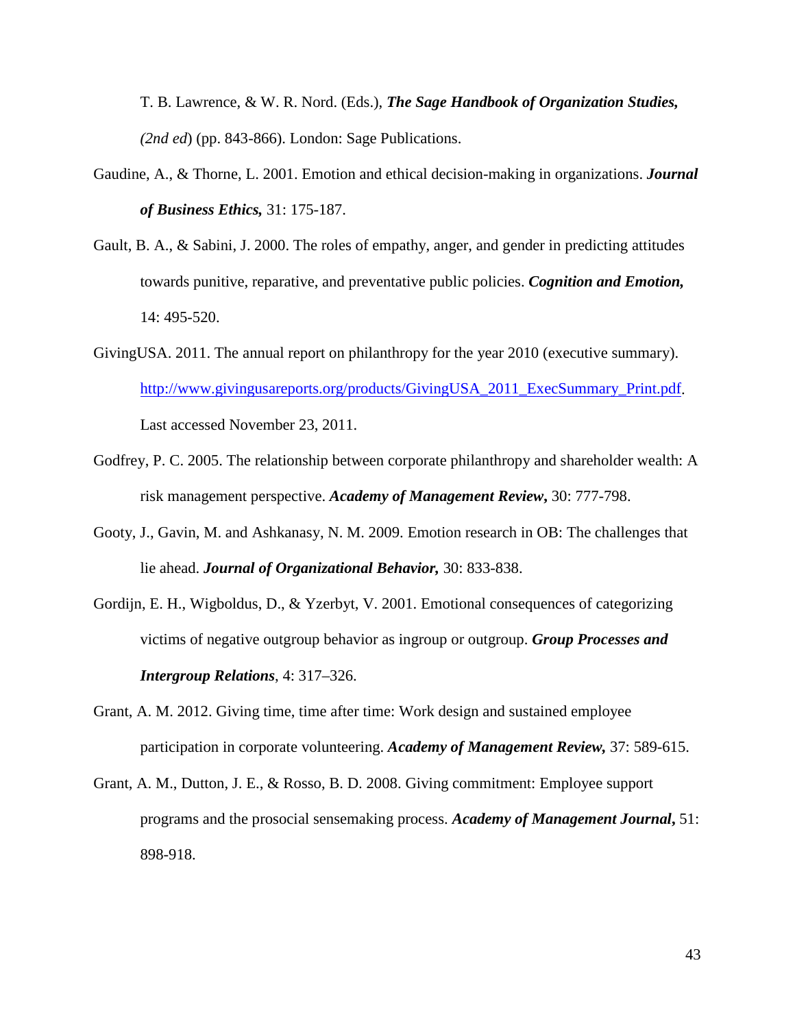T. B. Lawrence, & W. R. Nord. (Eds.), ***The Sage Handbook of Organization Studies,*** *(2nd ed*) (pp. 843-866). London: Sage Publications.

Gaudine, A., & Thorne, L. 2001. Emotion and ethical decision-making in organizations. ***Journal of Business Ethics,*** 31: 175-187.

Gault, B. A., & Sabini, J. 2000. The roles of empathy, anger, and gender in predicting attitudes towards punitive, reparative, and preventative public policies. ***Cognition and Emotion,*** 14: 495-520.

GivingUSA. 2011. The annual report on philanthropy for the year 2010 (executive summary). http://www.givingusareports.org/products/GivingUSA_2011_ExecSummary_Print.pdf. Last accessed November 23, 2011.

Godfrey, P. C. 2005. The relationship between corporate philanthropy and shareholder wealth: A risk management perspective. ***Academy of Management Review*,** 30: 777-798.

Gooty, J., Gavin, M. and Ashkanasy, N. M. 2009. Emotion research in OB: The challenges that lie ahead. ***Journal of Organizational Behavior,*** 30: 833-838.

Gordijn, E. H., Wigboldus, D., & Yzerbyt, V. 2001. Emotional consequences of categorizing victims of negative outgroup behavior as ingroup or outgroup. ***Group Processes and Intergroup Relations***, 4: 317–326.

Grant, A. M. 2012. Giving time, time after time: Work design and sustained employee participation in corporate volunteering. ***Academy of Management Review,*** 37: 589-615.

Grant, A. M., Dutton, J. E., & Rosso, B. D. 2008. Giving commitment: Employee support programs and the prosocial sensemaking process. ***Academy of Management Journal*,** 51: 898-918.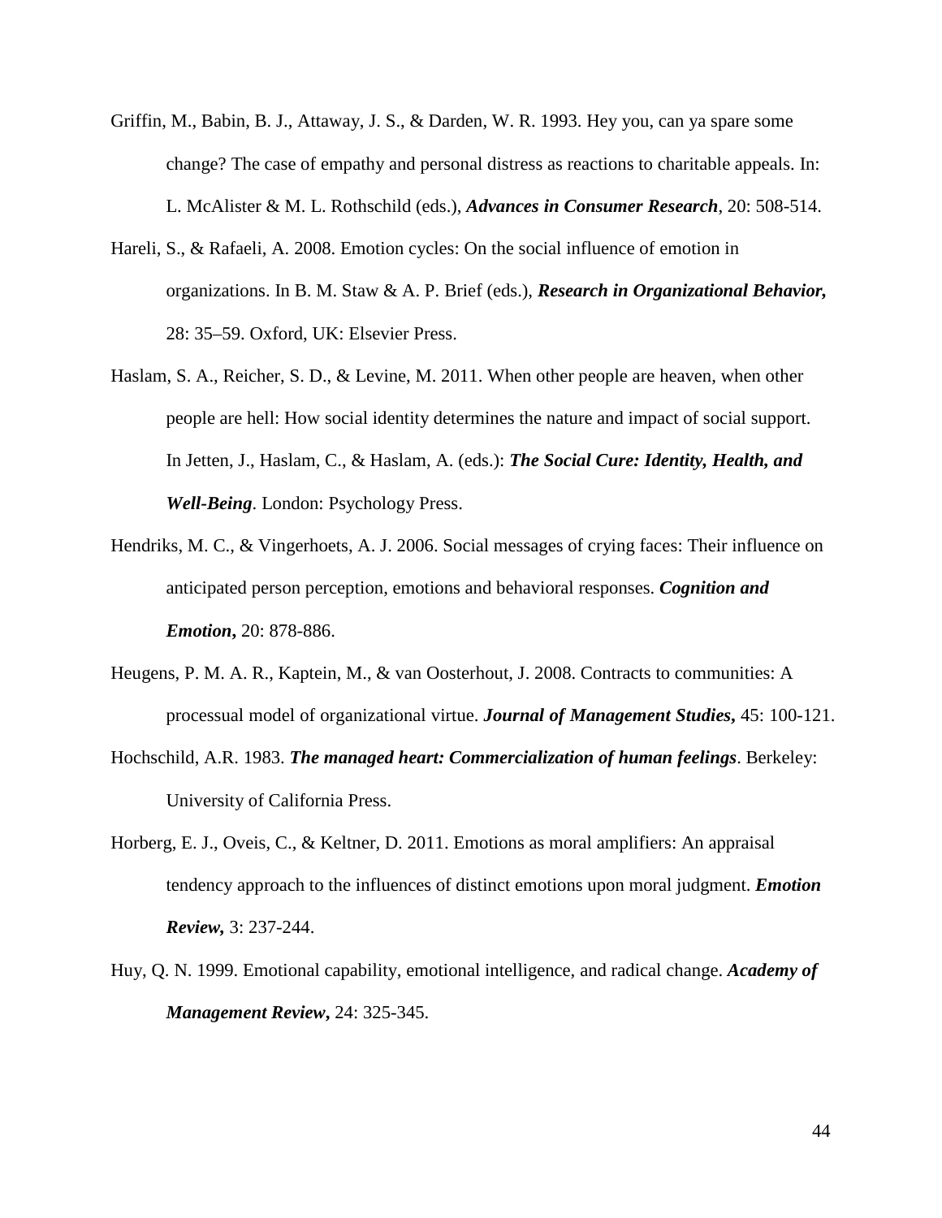Griffin, M., Babin, B. J., Attaway, J. S., & Darden, W. R. 1993. Hey you, can ya spare some change? The case of empathy and personal distress as reactions to charitable appeals. In: L. McAlister & M. L. Rothschild (eds.), ***Advances in Consumer Research***, 20: 508-514.

Hareli, S., & Rafaeli, A. 2008. Emotion cycles: On the social influence of emotion in organizations. In B. M. Staw & A. P. Brief (eds.), ***Research in Organizational Behavior,*** 28: 35–59. Oxford, UK: Elsevier Press.

Haslam, S. A., Reicher, S. D., & Levine, M. 2011. When other people are heaven, when other people are hell: How social identity determines the nature and impact of social support. In Jetten, J., Haslam, C., & Haslam, A. (eds.): ***The Social Cure: Identity, Health, and Well-Being***. London: Psychology Press.

Hendriks, M. C., & Vingerhoets, A. J. 2006. Social messages of crying faces: Their influence on anticipated person perception, emotions and behavioral responses. ***Cognition and Emotion***, 20: 878-886.

Heugens, P. M. A. R., Kaptein, M., & van Oosterhout, J. 2008. Contracts to communities: A processual model of organizational virtue. ***Journal of Management Studies***, 45: 100-121.

Hochschild, A.R. 1983. ***The managed heart: Commercialization of human feelings***. Berkeley: University of California Press.

Horberg, E. J., Oveis, C., & Keltner, D. 2011. Emotions as moral amplifiers: An appraisal tendency approach to the influences of distinct emotions upon moral judgment. ***Emotion Review,*** 3: 237-244.

Huy, Q. N. 1999. Emotional capability, emotional intelligence, and radical change. ***Academy of Management Review***, 24: 325-345.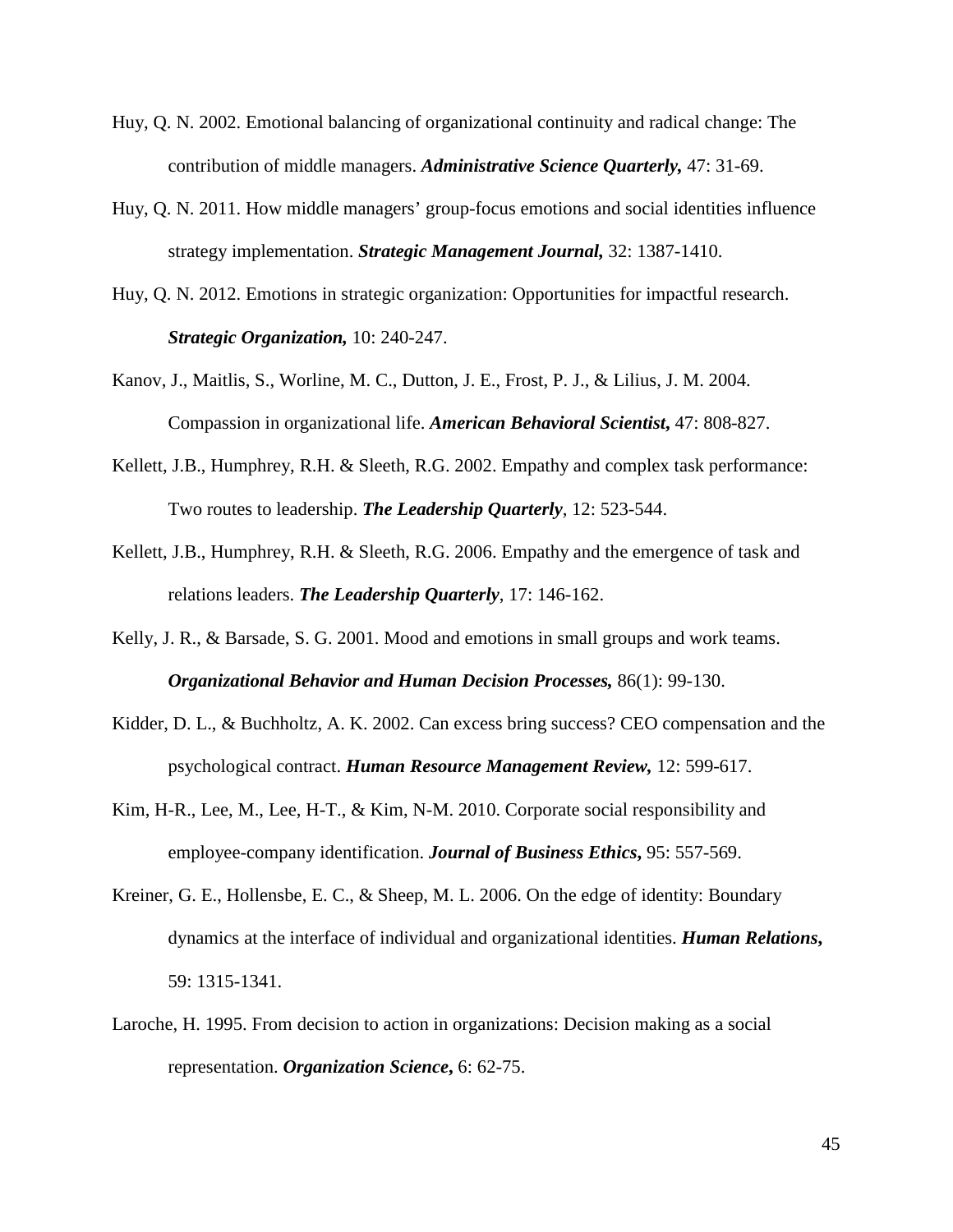Huy, Q. N. 2002. Emotional balancing of organizational continuity and radical change: The contribution of middle managers. ***Administrative Science Quarterly,*** 47: 31-69.

Huy, Q. N. 2011. How middle managers' group-focus emotions and social identities influence strategy implementation. ***Strategic Management Journal,*** 32: 1387-1410.

Huy, Q. N. 2012. Emotions in strategic organization: Opportunities for impactful research. ***Strategic Organization,*** 10: 240-247.

Kanov, J., Maitlis, S., Worline, M. C., Dutton, J. E., Frost, P. J., & Lilius, J. M. 2004. Compassion in organizational life. ***American Behavioral Scientist,*** 47: 808-827.

Kellett, J.B., Humphrey, R.H. & Sleeth, R.G. 2002. Empathy and complex task performance: Two routes to leadership. ***The Leadership Quarterly***, 12: 523-544.

Kellett, J.B., Humphrey, R.H. & Sleeth, R.G. 2006. Empathy and the emergence of task and relations leaders. ***The Leadership Quarterly***, 17: 146-162.

Kelly, J. R., & Barsade, S. G. 2001. Mood and emotions in small groups and work teams. ***Organizational Behavior and Human Decision Processes,*** 86(1): 99-130.

Kidder, D. L., & Buchholtz, A. K. 2002. Can excess bring success? CEO compensation and the psychological contract. ***Human Resource Management Review,*** 12: 599-617.

Kim, H-R., Lee, M., Lee, H-T., & Kim, N-M. 2010. Corporate social responsibility and employee-company identification. ***Journal of Business Ethics***, 95: 557-569.

Kreiner, G. E., Hollensbe, E. C., & Sheep, M. L. 2006. On the edge of identity: Boundary dynamics at the interface of individual and organizational identities. ***Human Relations***, 59: 1315-1341.

Laroche, H. 1995. From decision to action in organizations: Decision making as a social representation. ***Organization Science***, 6: 62-75.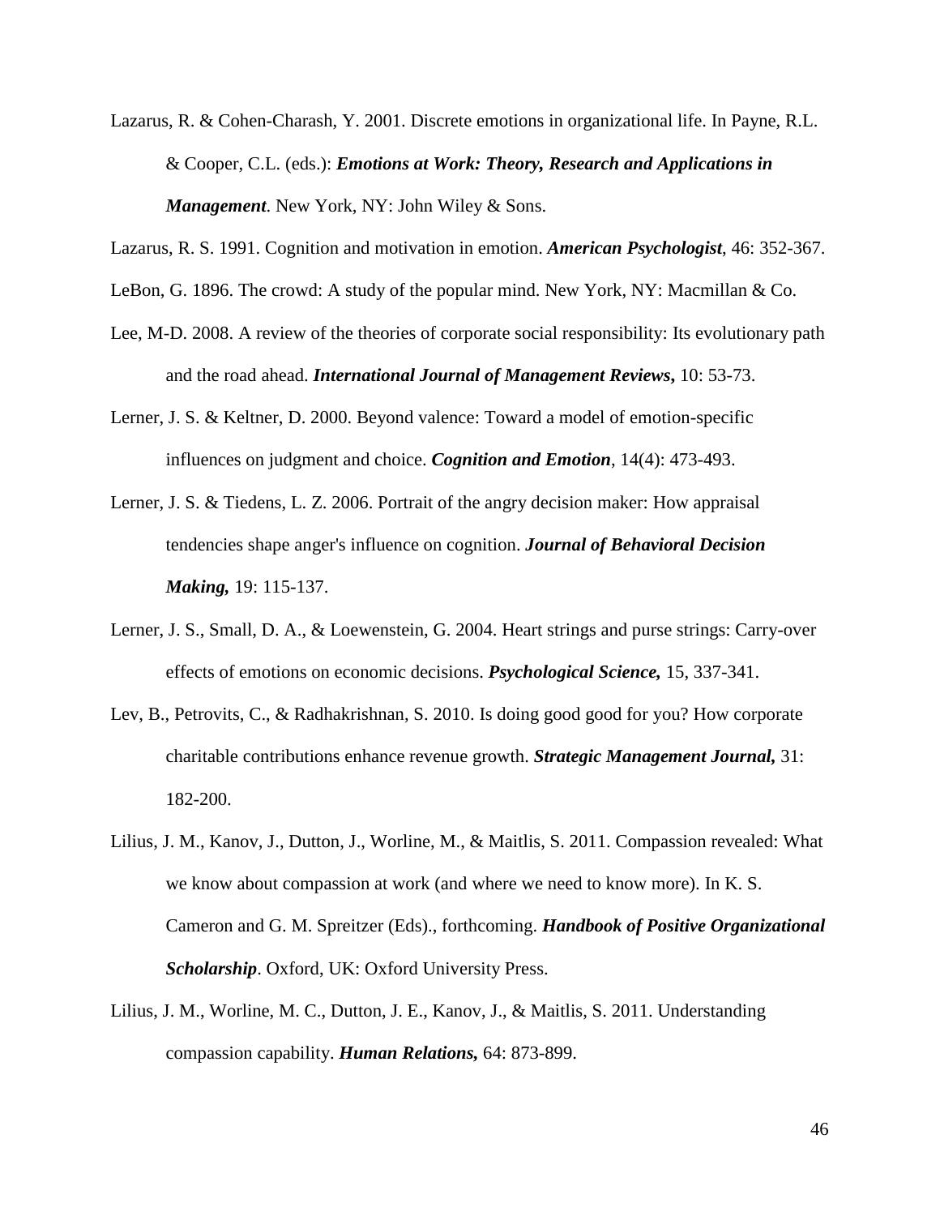Lazarus, R. & Cohen-Charash, Y. 2001. Discrete emotions in organizational life. In Payne, R.L. & Cooper, C.L. (eds.): ***Emotions at Work: Theory, Research and Applications in Management***. New York, NY: John Wiley & Sons.

Lazarus, R. S. 1991. Cognition and motivation in emotion. ***American Psychologist***, 46: 352-367.

LeBon, G. 1896. The crowd: A study of the popular mind. New York, NY: Macmillan & Co.

Lee, M-D. 2008. A review of the theories of corporate social responsibility: Its evolutionary path and the road ahead. ***International Journal of Management Reviews*****,** 10: 53-73.

Lerner, J. S. & Keltner, D. 2000. Beyond valence: Toward a model of emotion-specific influences on judgment and choice. ***Cognition and Emotion***, 14(4): 473-493.

Lerner, J. S. & Tiedens, L. Z. 2006. Portrait of the angry decision maker: How appraisal tendencies shape anger's influence on cognition. ***Journal of Behavioral Decision Making,*** 19: 115-137.

Lerner, J. S., Small, D. A., & Loewenstein, G. 2004. Heart strings and purse strings: Carry-over effects of emotions on economic decisions. ***Psychological Science,*** 15, 337-341.

Lev, B., Petrovits, C., & Radhakrishnan, S. 2010. Is doing good good for you? How corporate charitable contributions enhance revenue growth. ***Strategic Management Journal,*** 31: 182-200.

Lilius, J. M., Kanov, J., Dutton, J., Worline, M., & Maitlis, S. 2011. Compassion revealed: What we know about compassion at work (and where we need to know more). In K. S. Cameron and G. M. Spreitzer (Eds)., forthcoming. ***Handbook of Positive Organizational Scholarship***. Oxford, UK: Oxford University Press.

Lilius, J. M., Worline, M. C., Dutton, J. E., Kanov, J., & Maitlis, S. 2011. Understanding compassion capability. ***Human Relations,*** 64: 873-899.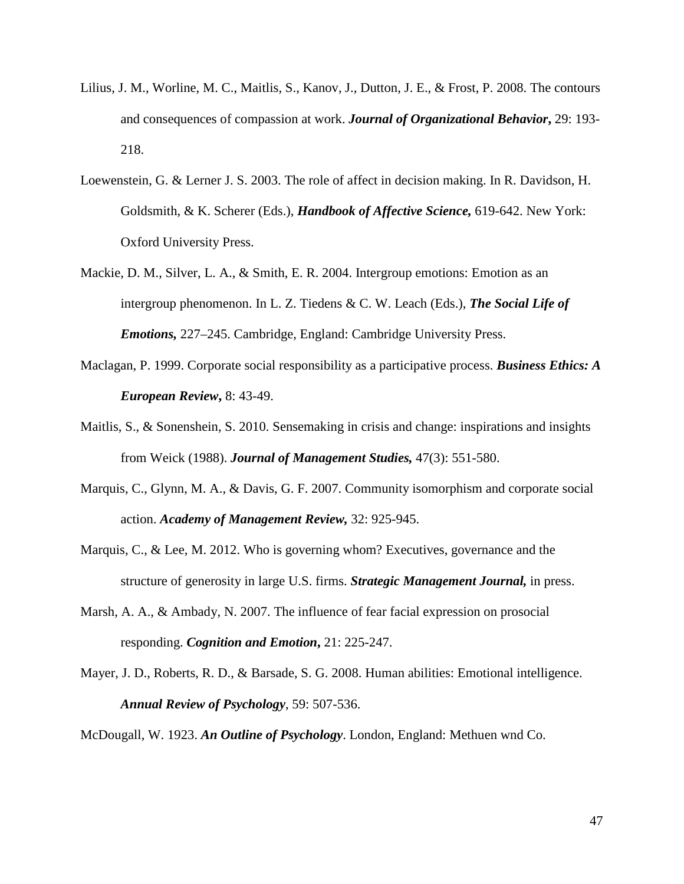Lilius, J. M., Worline, M. C., Maitlis, S., Kanov, J., Dutton, J. E., & Frost, P. 2008. The contours and consequences of compassion at work. ***Journal of Organizational Behavior*****,** 29: 193-218.

Loewenstein, G. & Lerner J. S. 2003. The role of affect in decision making. In R. Davidson, H. Goldsmith, & K. Scherer (Eds.), ***Handbook of Affective Science*****,** 619-642. New York: Oxford University Press.

Mackie, D. M., Silver, L. A., & Smith, E. R. 2004. Intergroup emotions: Emotion as an intergroup phenomenon. In L. Z. Tiedens & C. W. Leach (Eds.), ***The Social Life of Emotions*****,** 227–245. Cambridge, England: Cambridge University Press.

Maclagan, P. 1999. Corporate social responsibility as a participative process. ***Business Ethics: A European Review*****,** 8: 43-49.

Maitlis, S., & Sonenshein, S. 2010. Sensemaking in crisis and change: inspirations and insights from Weick (1988). ***Journal of Management Studies,*** 47(3): 551-580.

Marquis, C., Glynn, M. A., & Davis, G. F. 2007. Community isomorphism and corporate social action. ***Academy of Management Review,*** 32: 925-945.

Marquis, C., & Lee, M. 2012. Who is governing whom? Executives, governance and the structure of generosity in large U.S. firms. ***Strategic Management Journal,*** in press.

Marsh, A. A., & Ambady, N. 2007. The influence of fear facial expression on prosocial responding. ***Cognition and Emotion*****,** 21: 225-247.

Mayer, J. D., Roberts, R. D., & Barsade, S. G. 2008. Human abilities: Emotional intelligence. ***Annual Review of Psychology***, 59: 507-536.

McDougall, W. 1923. ***An Outline of Psychology***. London, England: Methuen wnd Co.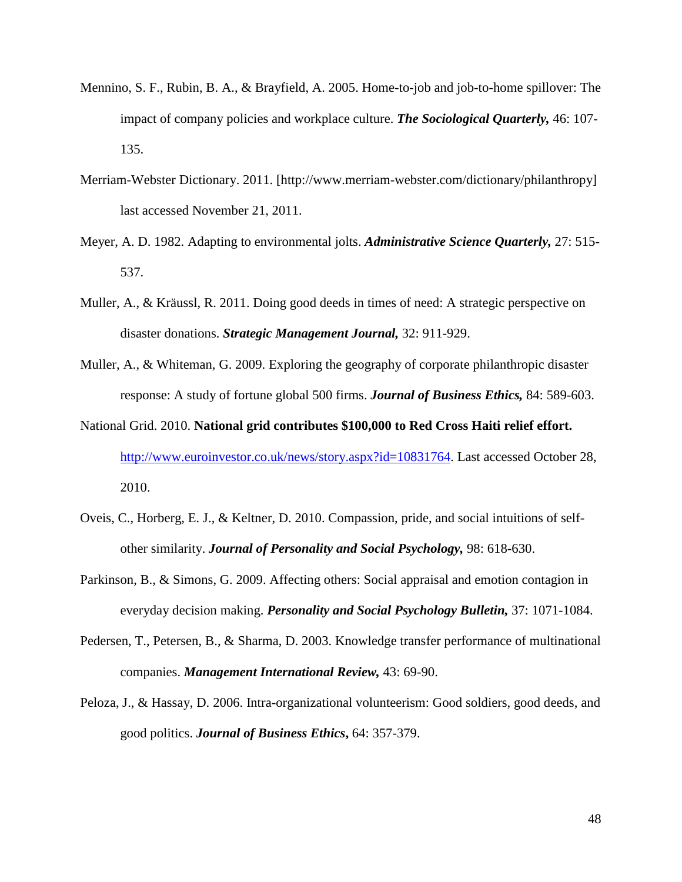Mennino, S. F., Rubin, B. A., & Brayfield, A. 2005. Home-to-job and job-to-home spillover: The impact of company policies and workplace culture. ***The Sociological Quarterly,*** 46: 107-135.

Merriam-Webster Dictionary. 2011. [http://www.merriam-webster.com/dictionary/philanthropy] last accessed November 21, 2011.

Meyer, A. D. 1982. Adapting to environmental jolts. ***Administrative Science Quarterly,*** 27: 515-537.

Muller, A., & Kräussl, R. 2011. Doing good deeds in times of need: A strategic perspective on disaster donations. ***Strategic Management Journal,*** 32: 911-929.

Muller, A., & Whiteman, G. 2009. Exploring the geography of corporate philanthropic disaster response: A study of fortune global 500 firms. ***Journal of Business Ethics,*** 84: 589-603.

National Grid. 2010. **National grid contributes $100,000 to Red Cross Haiti relief effort.** http://www.euroinvestor.co.uk/news/story.aspx?id=10831764. Last accessed October 28, 2010.

Oveis, C., Horberg, E. J., & Keltner, D. 2010. Compassion, pride, and social intuitions of self-other similarity. ***Journal of Personality and Social Psychology,*** 98: 618-630.

Parkinson, B., & Simons, G. 2009. Affecting others: Social appraisal and emotion contagion in everyday decision making. ***Personality and Social Psychology Bulletin,*** 37: 1071-1084.

Pedersen, T., Petersen, B., & Sharma, D. 2003. Knowledge transfer performance of multinational companies. ***Management International Review,*** 43: 69-90.

Peloza, J., & Hassay, D. 2006. Intra-organizational volunteerism: Good soldiers, good deeds, and good politics. ***Journal of Business Ethics*****,** 64: 357-379.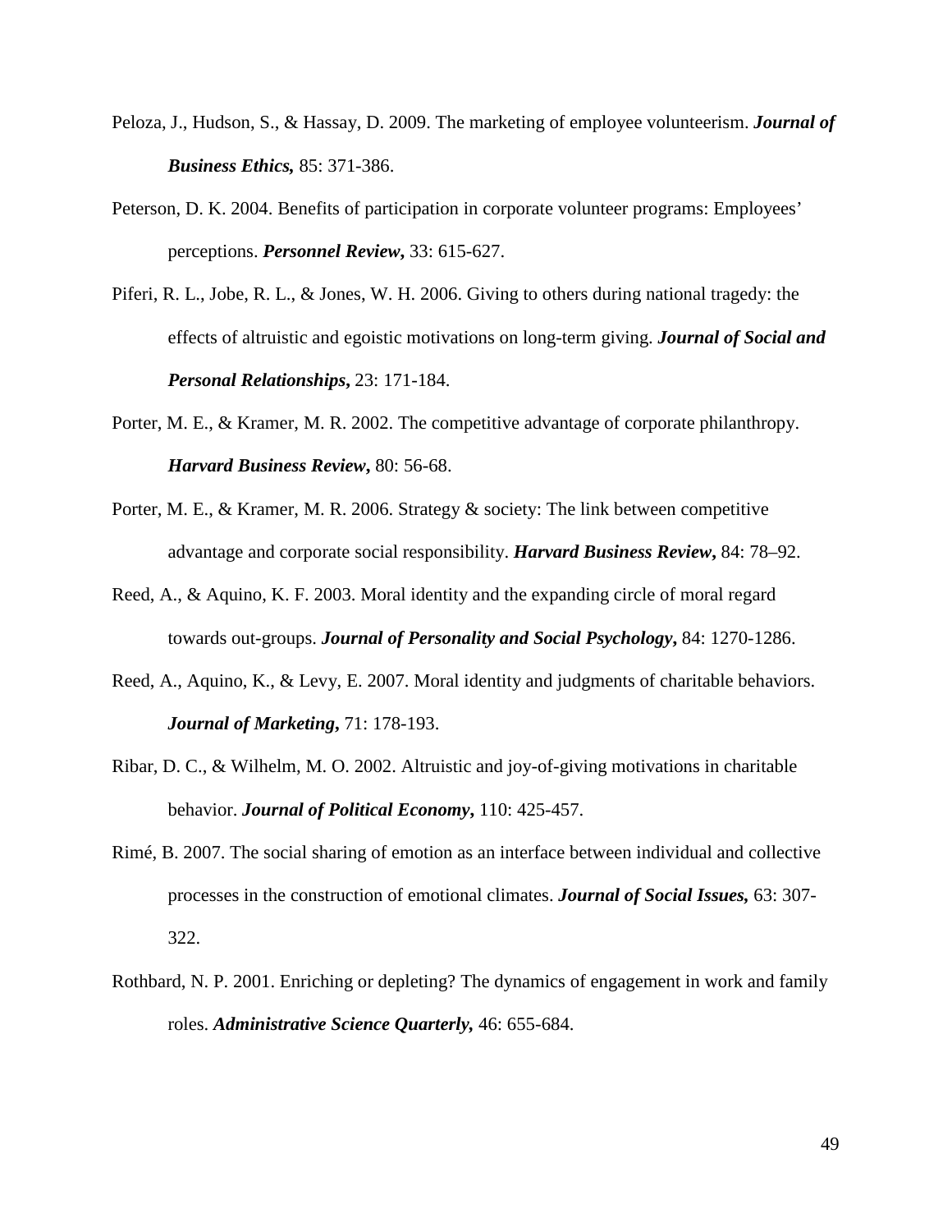Peloza, J., Hudson, S., & Hassay, D. 2009. The marketing of employee volunteerism. ***Journal of Business Ethics,*** 85: 371-386.

Peterson, D. K. 2004. Benefits of participation in corporate volunteer programs: Employees' perceptions. ***Personnel Review***, 33: 615-627.

Piferi, R. L., Jobe, R. L., & Jones, W. H. 2006. Giving to others during national tragedy: the effects of altruistic and egoistic motivations on long-term giving. ***Journal of Social and Personal Relationships***, 23: 171-184.

Porter, M. E., & Kramer, M. R. 2002. The competitive advantage of corporate philanthropy. ***Harvard Business Review***, 80: 56-68.

Porter, M. E., & Kramer, M. R. 2006. Strategy & society: The link between competitive advantage and corporate social responsibility. ***Harvard Business Review***, 84: 78–92.

Reed, A., & Aquino, K. F. 2003. Moral identity and the expanding circle of moral regard towards out-groups. ***Journal of Personality and Social Psychology***, 84: 1270-1286.

Reed, A., Aquino, K., & Levy, E. 2007. Moral identity and judgments of charitable behaviors. ***Journal of Marketing***, 71: 178-193.

Ribar, D. C., & Wilhelm, M. O. 2002. Altruistic and joy-of-giving motivations in charitable behavior. ***Journal of Political Economy***, 110: 425-457.

Rimé, B. 2007. The social sharing of emotion as an interface between individual and collective processes in the construction of emotional climates. ***Journal of Social Issues,*** 63: 307-322.

Rothbard, N. P. 2001. Enriching or depleting? The dynamics of engagement in work and family roles. ***Administrative Science Quarterly,*** 46: 655-684.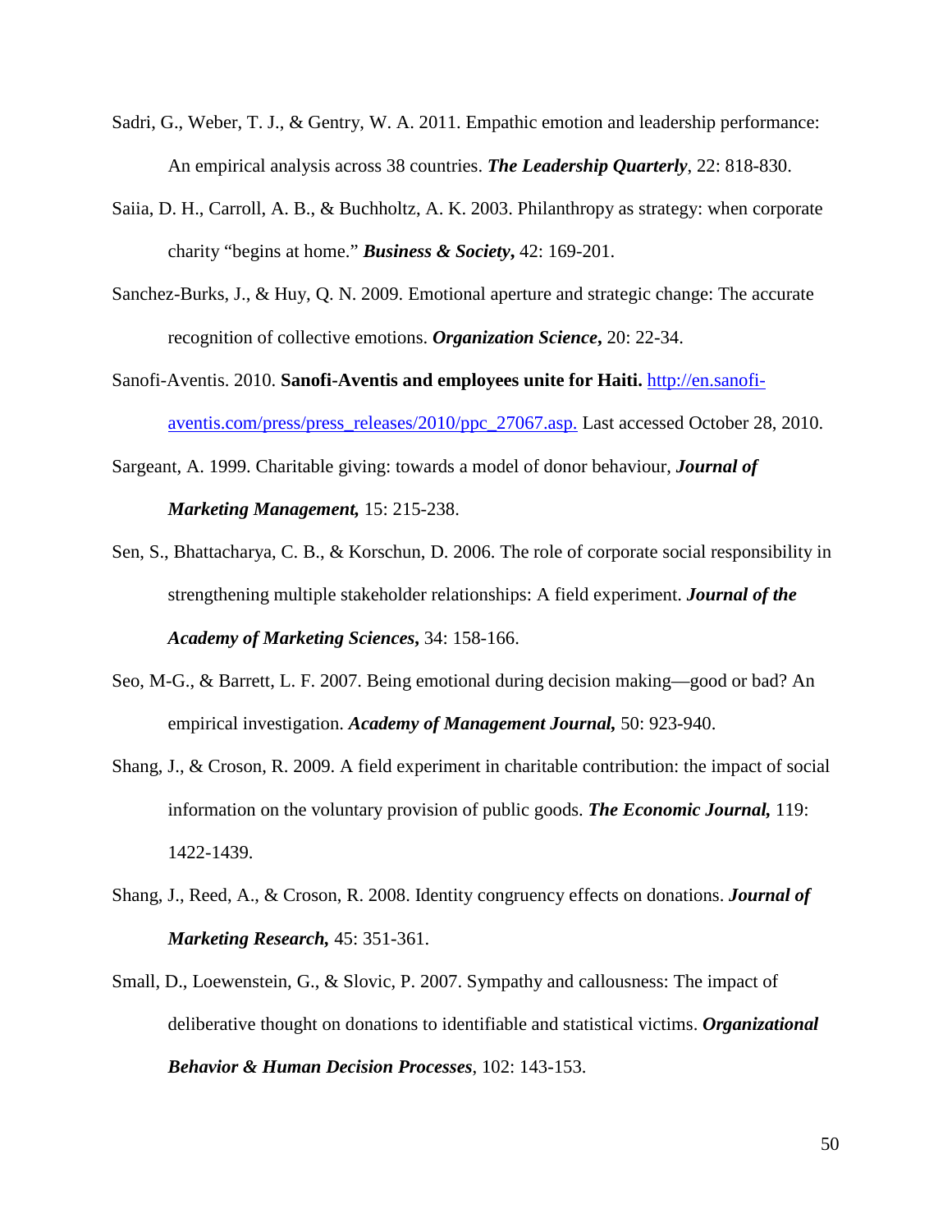Sadri, G., Weber, T. J., & Gentry, W. A. 2011. Empathic emotion and leadership performance: An empirical analysis across 38 countries. ***The Leadership Quarterly***, 22: 818-830.

Saiia, D. H., Carroll, A. B., & Buchholtz, A. K. 2003. Philanthropy as strategy: when corporate charity "begins at home." ***Business & Society*****,** 42: 169-201.

Sanchez-Burks, J., & Huy, Q. N. 2009. Emotional aperture and strategic change: The accurate recognition of collective emotions. ***Organization Science*****,** 20: 22-34.

Sanofi-Aventis. 2010. **Sanofi-Aventis and employees unite for Haiti.** http://en.sanofi-aventis.com/press/press_releases/2010/ppc_27067.asp. Last accessed October 28, 2010.

Sargeant, A. 1999. Charitable giving: towards a model of donor behaviour, ***Journal of Marketing Management,*** 15: 215-238.

Sen, S., Bhattacharya, C. B., & Korschun, D. 2006. The role of corporate social responsibility in strengthening multiple stakeholder relationships: A field experiment. ***Journal of the Academy of Marketing Sciences*****,** 34: 158-166.

Seo, M-G., & Barrett, L. F. 2007. Being emotional during decision making—good or bad? An empirical investigation. ***Academy of Management Journal,*** 50: 923-940.

Shang, J., & Croson, R. 2009. A field experiment in charitable contribution: the impact of social information on the voluntary provision of public goods. ***The Economic Journal,*** 119: 1422-1439.

Shang, J., Reed, A., & Croson, R. 2008. Identity congruency effects on donations. ***Journal of Marketing Research,*** 45: 351-361.

Small, D., Loewenstein, G., & Slovic, P. 2007. Sympathy and callousness: The impact of deliberative thought on donations to identifiable and statistical victims. ***Organizational Behavior & Human Decision Processes***, 102: 143-153.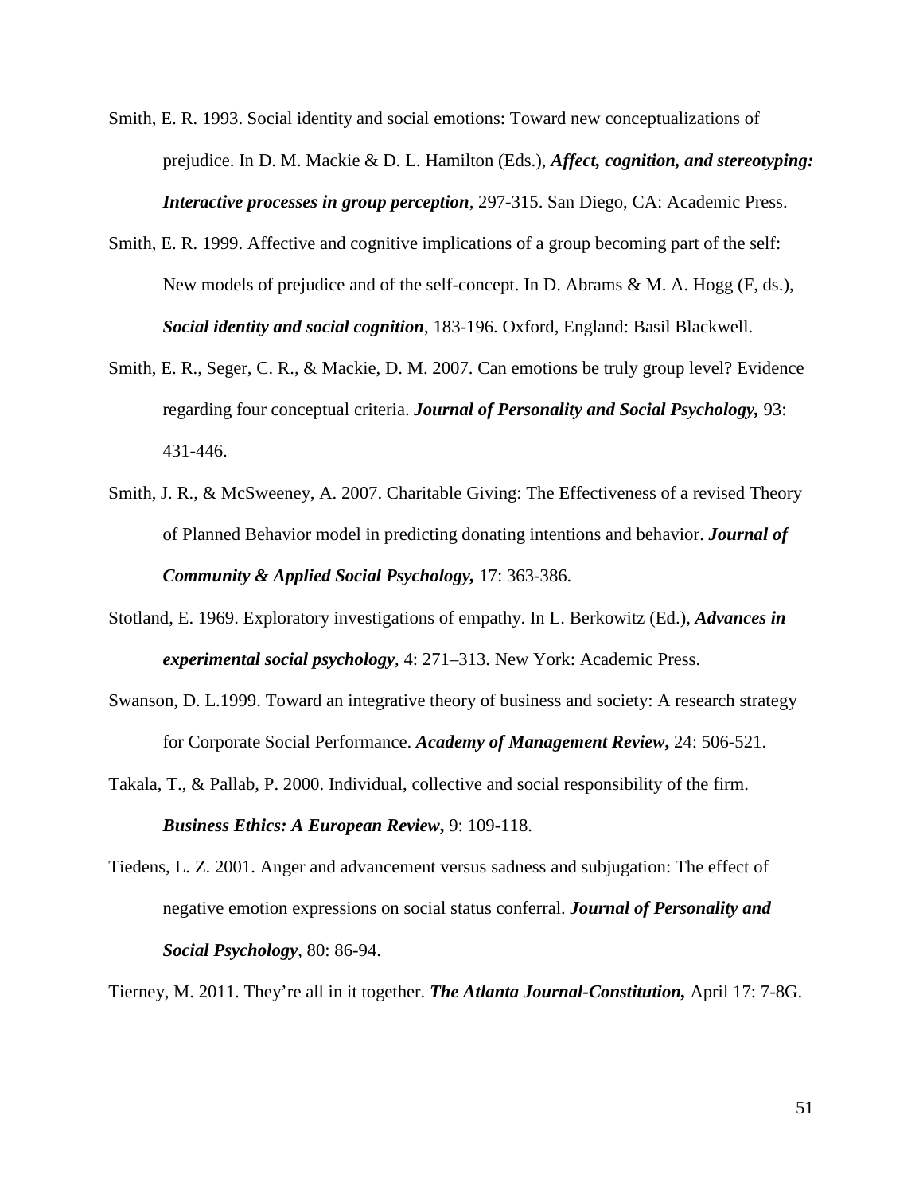Smith, E. R. 1993. Social identity and social emotions: Toward new conceptualizations of prejudice. In D. M. Mackie & D. L. Hamilton (Eds.), ***Affect, cognition, and stereotyping: Interactive processes in group perception***, 297-315. San Diego, CA: Academic Press.

Smith, E. R. 1999. Affective and cognitive implications of a group becoming part of the self: New models of prejudice and of the self-concept. In D. Abrams & M. A. Hogg (F, ds.), ***Social identity and social cognition***, 183-196. Oxford, England: Basil Blackwell.

Smith, E. R., Seger, C. R., & Mackie, D. M. 2007. Can emotions be truly group level? Evidence regarding four conceptual criteria. ***Journal of Personality and Social Psychology,*** 93: 431-446.

Smith, J. R., & McSweeney, A. 2007. Charitable Giving: The Effectiveness of a revised Theory of Planned Behavior model in predicting donating intentions and behavior. ***Journal of Community & Applied Social Psychology,*** 17: 363-386.

Stotland, E. 1969. Exploratory investigations of empathy. In L. Berkowitz (Ed.), ***Advances in experimental social psychology***, 4: 271–313. New York: Academic Press.

Swanson, D. L.1999. Toward an integrative theory of business and society: A research strategy for Corporate Social Performance. ***Academy of Management Review*,** 24: 506-521.

Takala, T., & Pallab, P. 2000. Individual, collective and social responsibility of the firm. ***Business Ethics: A European Review*,** 9: 109-118.

Tiedens, L. Z. 2001. Anger and advancement versus sadness and subjugation: The effect of negative emotion expressions on social status conferral. ***Journal of Personality and Social Psychology***, 80: 86-94.

Tierney, M. 2011. They're all in it together. ***The Atlanta Journal-Constitution,*** April 17: 7-8G.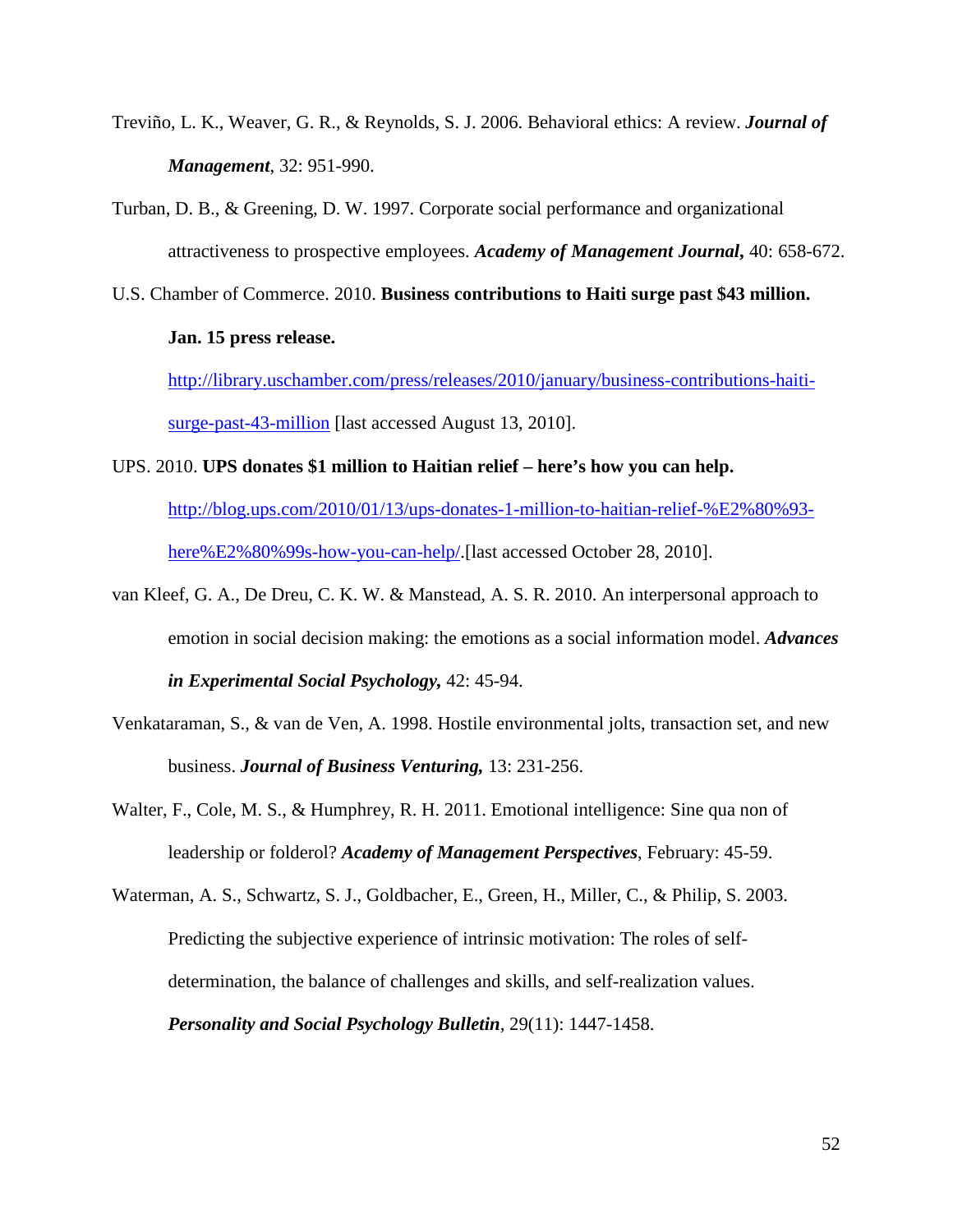Treviño, L. K., Weaver, G. R., & Reynolds, S. J. 2006. Behavioral ethics: A review. ***Journal of Management***, 32: 951-990.

Turban, D. B., & Greening, D. W. 1997. Corporate social performance and organizational attractiveness to prospective employees. ***Academy of Management Journal***, 40: 658-672.

U.S. Chamber of Commerce. 2010. **Business contributions to Haiti surge past $43 million. Jan. 15 press release.** http://library.uschamber.com/press/releases/2010/january/business-contributions-haiti-surge-past-43-million [last accessed August 13, 2010].

UPS. 2010. **UPS donates $1 million to Haitian relief – here's how you can help.** http://blog.ups.com/2010/01/13/ups-donates-1-million-to-haitian-relief-%E2%80%93-here%E2%80%99s-how-you-can-help/.[last accessed October 28, 2010].

van Kleef, G. A., De Dreu, C. K. W. & Manstead, A. S. R. 2010. An interpersonal approach to emotion in social decision making: the emotions as a social information model. ***Advances in Experimental Social Psychology,*** 42: 45-94.

Venkataraman, S., & van de Ven, A. 1998. Hostile environmental jolts, transaction set, and new business. ***Journal of Business Venturing,*** 13: 231-256.

Walter, F., Cole, M. S., & Humphrey, R. H. 2011. Emotional intelligence: Sine qua non of leadership or folderol? ***Academy of Management Perspectives***, February: 45-59.

Waterman, A. S., Schwartz, S. J., Goldbacher, E., Green, H., Miller, C., & Philip, S. 2003. Predicting the subjective experience of intrinsic motivation: The roles of self-determination, the balance of challenges and skills, and self-realization values. ***Personality and Social Psychology Bulletin***, 29(11): 1447-1458.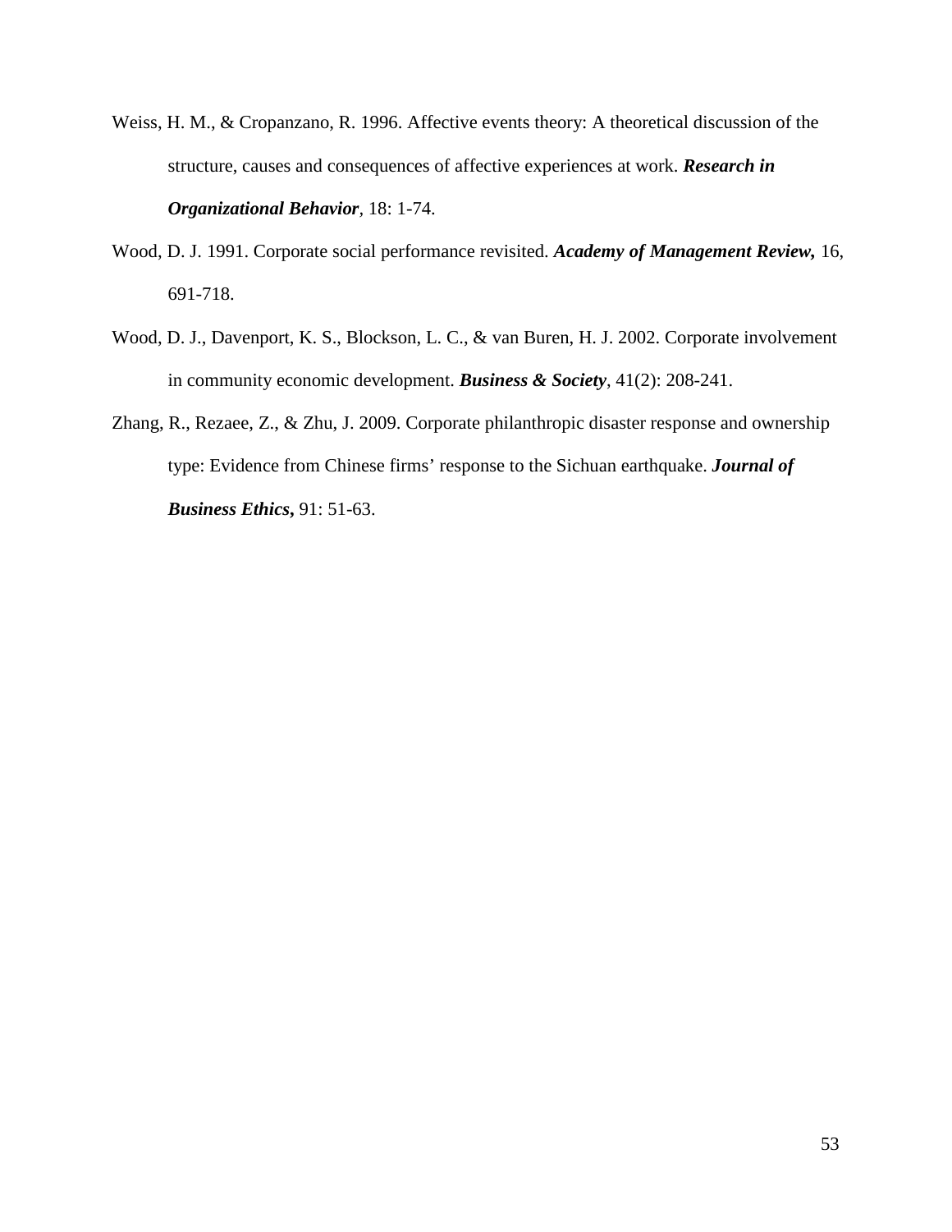Weiss, H. M., & Cropanzano, R. 1996. Affective events theory: A theoretical discussion of the structure, causes and consequences of affective experiences at work. ***Research in Organizational Behavior***, 18: 1-74.

Wood, D. J. 1991. Corporate social performance revisited. ***Academy of Management Review,*** 16, 691-718.

Wood, D. J., Davenport, K. S., Blockson, L. C., & van Buren, H. J. 2002. Corporate involvement in community economic development. ***Business & Society***, 41(2): 208-241.

Zhang, R., Rezaee, Z., & Zhu, J. 2009. Corporate philanthropic disaster response and ownership type: Evidence from Chinese firms' response to the Sichuan earthquake. ***Journal of Business Ethics*****,** 91: 51-63.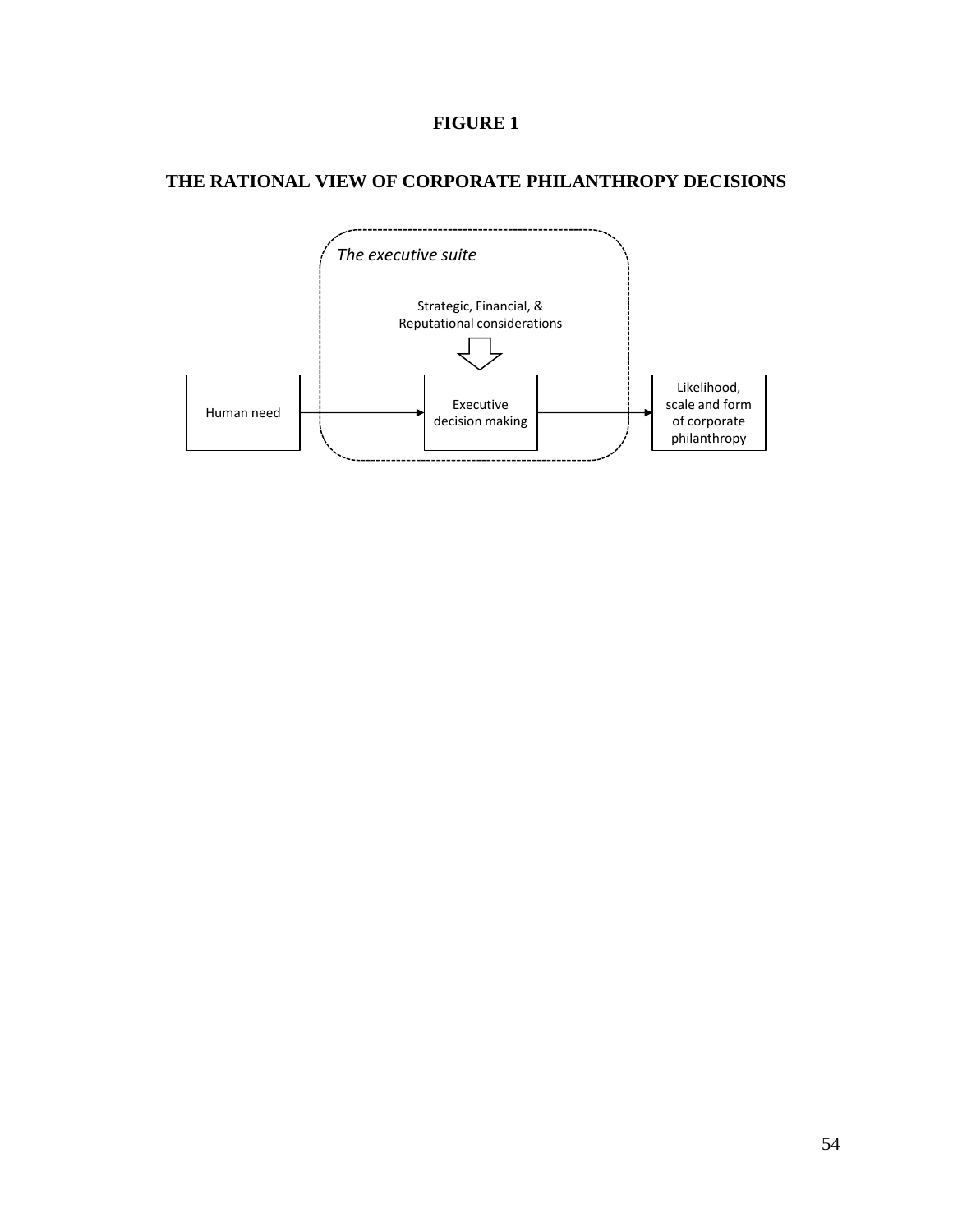# FIGURE 1

## THE RATIONAL VIEW OF CORPORATE PHILANTHROPY DECISIONS

*The executive suite*

Strategic, Financial, & Reputational considerations

Human need → Executive decision making → Likelihood, scale and form of corporate philanthropy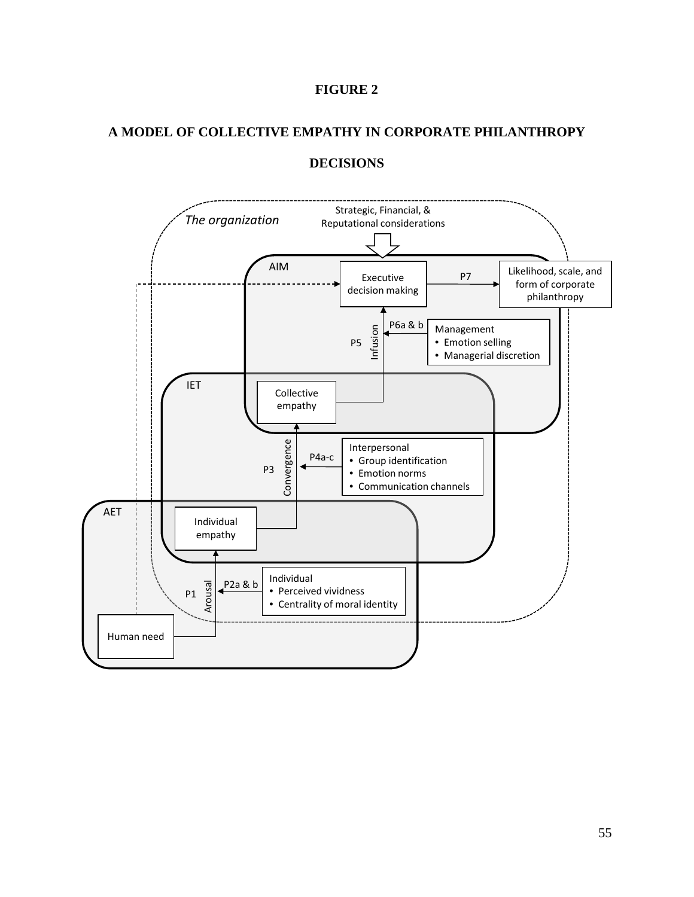**FIGURE 2**

**A MODEL OF COLLECTIVE EMPATHY IN CORPORATE PHILANTHROPY DECISIONS**

*The organization*

Strategic, Financial, & Reputational considerations

AIM

Executive decision making

P7

Likelihood, scale, and form of corporate philanthropy

P6a & b

Management
- Emotion selling
- Managerial discretion

P5

Infusion

IET

Collective empathy

Convergence

P4a-c

Interpersonal
- Group identification
- Emotion norms
- Communication channels

P3

AET

Individual empathy

P2a & b

Individual
- Perceived vividness
- Centrality of moral identity

P1

Arousal

Human need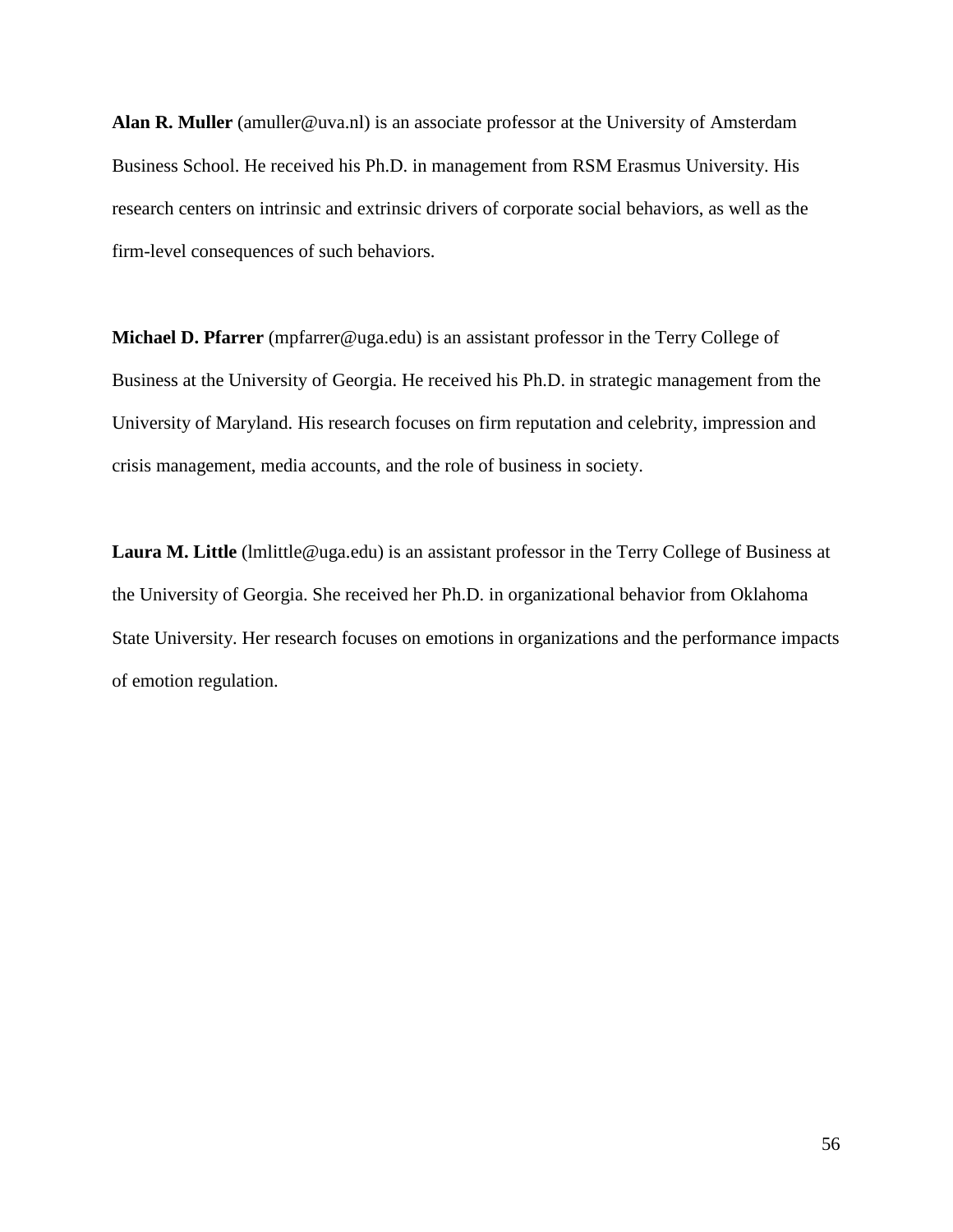**Alan R. Muller** (amuller@uva.nl) is an associate professor at the University of Amsterdam Business School. He received his Ph.D. in management from RSM Erasmus University. His research centers on intrinsic and extrinsic drivers of corporate social behaviors, as well as the firm-level consequences of such behaviors.

**Michael D. Pfarrer** (mpfarrer@uga.edu) is an assistant professor in the Terry College of Business at the University of Georgia. He received his Ph.D. in strategic management from the University of Maryland. His research focuses on firm reputation and celebrity, impression and crisis management, media accounts, and the role of business in society.

**Laura M. Little** (lmlittle@uga.edu) is an assistant professor in the Terry College of Business at the University of Georgia. She received her Ph.D. in organizational behavior from Oklahoma State University. Her research focuses on emotions in organizations and the performance impacts of emotion regulation.